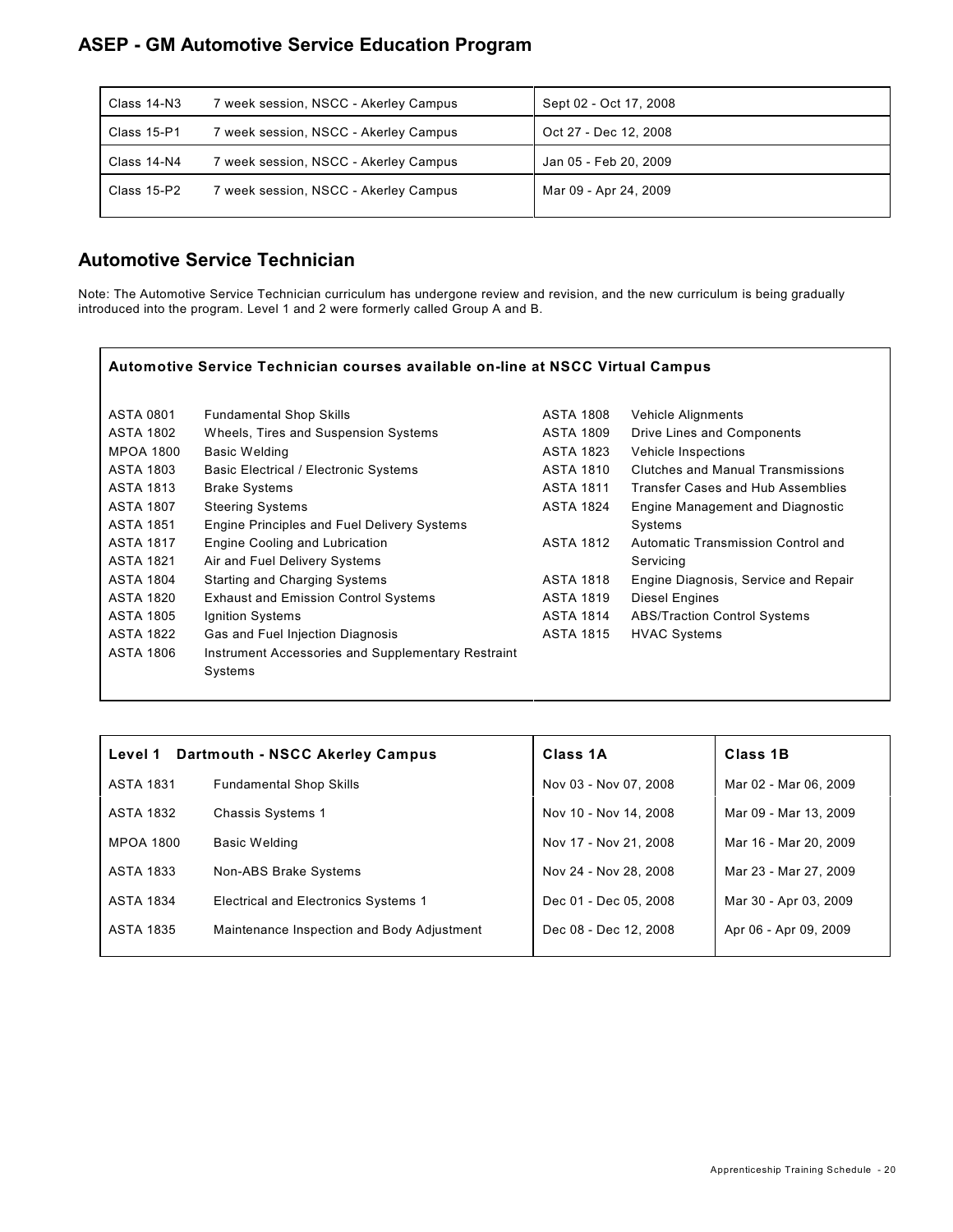## ASEP - GM Automotive Service Education Program

| Class | Session | Dates |
|---|---|---|
| Class 14-N3 | 7 week session, NSCC - Akerley Campus | Sept 02 - Oct 17, 2008 |
| Class 15-P1 | 7 week session, NSCC - Akerley Campus | Oct 27 - Dec 12, 2008 |
| Class 14-N4 | 7 week session, NSCC - Akerley Campus | Jan 05 - Feb 20, 2009 |
| Class 15-P2 | 7 week session, NSCC - Akerley Campus | Mar 09 - Apr 24, 2009 |

## Automotive Service Technician

Note: The Automotive Service Technician curriculum has undergone review and revision, and the new curriculum is being gradually introduced into the program. Level 1 and 2 were formerly called Group A and B.

**Automotive Service Technician courses available on-line at NSCC Virtual Campus**

| Course | Title |
|---|---|
| ASTA 0801 | Fundamental Shop Skills |
| ASTA 1802 | Wheels, Tires and Suspension Systems |
| MPOA 1800 | Basic Welding |
| ASTA 1803 | Basic Electrical / Electronic Systems |
| ASTA 1813 | Brake Systems |
| ASTA 1807 | Steering Systems |
| ASTA 1851 | Engine Principles and Fuel Delivery Systems |
| ASTA 1817 | Engine Cooling and Lubrication |
| ASTA 1821 | Air and Fuel Delivery Systems |
| ASTA 1804 | Starting and Charging Systems |
| ASTA 1820 | Exhaust and Emission Control Systems |
| ASTA 1805 | Ignition Systems |
| ASTA 1822 | Gas and Fuel Injection Diagnosis |
| ASTA 1806 | Instrument Accessories and Supplementary Restraint Systems |
| ASTA 1808 | Vehicle Alignments |
| ASTA 1809 | Drive Lines and Components |
| ASTA 1823 | Vehicle Inspections |
| ASTA 1810 | Clutches and Manual Transmissions |
| ASTA 1811 | Transfer Cases and Hub Assemblies |
| ASTA 1824 | Engine Management and Diagnostic Systems |
| ASTA 1812 | Automatic Transmission Control and Servicing |
| ASTA 1818 | Engine Diagnosis, Service and Repair |
| ASTA 1819 | Diesel Engines |
| ASTA 1814 | ABS/Traction Control Systems |
| ASTA 1815 | HVAC Systems |

| Level 1 | Dartmouth - NSCC Akerley Campus | Class 1A | Class 1B |
|---|---|---|---|
| ASTA 1831 | Fundamental Shop Skills | Nov 03 - Nov 07, 2008 | Mar 02 - Mar 06, 2009 |
| ASTA 1832 | Chassis Systems 1 | Nov 10 - Nov 14, 2008 | Mar 09 - Mar 13, 2009 |
| MPOA 1800 | Basic Welding | Nov 17 - Nov 21, 2008 | Mar 16 - Mar 20, 2009 |
| ASTA 1833 | Non-ABS Brake Systems | Nov 24 - Nov 28, 2008 | Mar 23 - Mar 27, 2009 |
| ASTA 1834 | Electrical and Electronics Systems 1 | Dec 01 - Dec 05, 2008 | Mar 30 - Apr 03, 2009 |
| ASTA 1835 | Maintenance Inspection and Body Adjustment | Dec 08 - Dec 12, 2008 | Apr 06 - Apr 09, 2009 |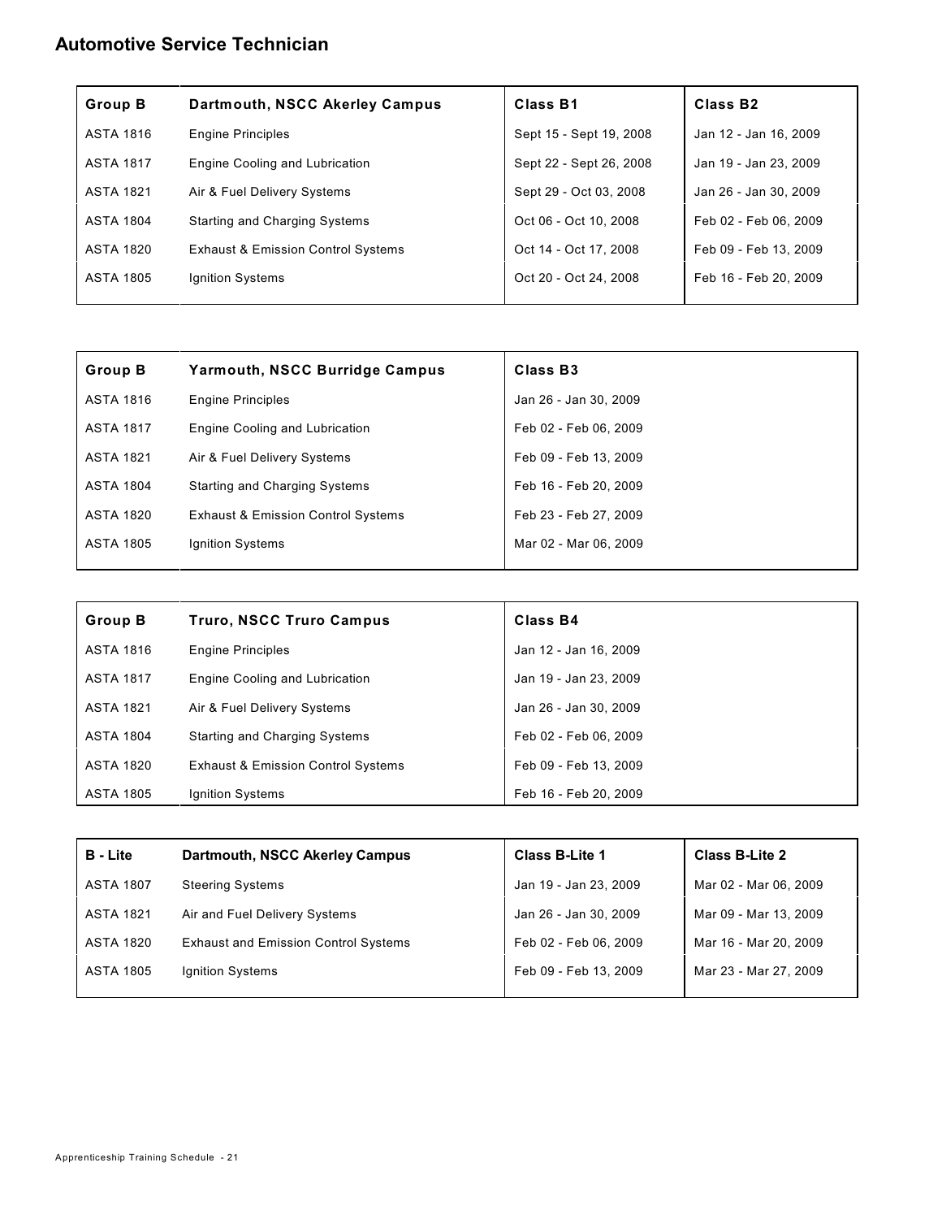## Automotive Service Technician

| Group B | Dartmouth, NSCC Akerley Campus | Class B1 | Class B2 |
|---|---|---|---|
| ASTA 1816 | Engine Principles | Sept 15 - Sept 19, 2008 | Jan 12 - Jan 16, 2009 |
| ASTA 1817 | Engine Cooling and Lubrication | Sept 22 - Sept 26, 2008 | Jan 19 - Jan 23, 2009 |
| ASTA 1821 | Air & Fuel Delivery Systems | Sept 29 - Oct 03, 2008 | Jan 26 - Jan 30, 2009 |
| ASTA 1804 | Starting and Charging Systems | Oct 06 - Oct 10, 2008 | Feb 02 - Feb 06, 2009 |
| ASTA 1820 | Exhaust & Emission Control Systems | Oct 14 - Oct 17, 2008 | Feb 09 - Feb 13, 2009 |
| ASTA 1805 | Ignition Systems | Oct 20 - Oct 24, 2008 | Feb 16 - Feb 20, 2009 |

| Group B | Yarmouth, NSCC Burridge Campus | Class B3 |
|---|---|---|
| ASTA 1816 | Engine Principles | Jan 26 - Jan 30, 2009 |
| ASTA 1817 | Engine Cooling and Lubrication | Feb 02 - Feb 06, 2009 |
| ASTA 1821 | Air & Fuel Delivery Systems | Feb 09 - Feb 13, 2009 |
| ASTA 1804 | Starting and Charging Systems | Feb 16 - Feb 20, 2009 |
| ASTA 1820 | Exhaust & Emission Control Systems | Feb 23 - Feb 27, 2009 |
| ASTA 1805 | Ignition Systems | Mar 02 - Mar 06, 2009 |

| Group B | Truro, NSCC Truro Campus | Class B4 |
|---|---|---|
| ASTA 1816 | Engine Principles | Jan 12 - Jan 16, 2009 |
| ASTA 1817 | Engine Cooling and Lubrication | Jan 19 - Jan 23, 2009 |
| ASTA 1821 | Air & Fuel Delivery Systems | Jan 26 - Jan 30, 2009 |
| ASTA 1804 | Starting and Charging Systems | Feb 02 - Feb 06, 2009 |
| ASTA 1820 | Exhaust & Emission Control Systems | Feb 09 - Feb 13, 2009 |
| ASTA 1805 | Ignition Systems | Feb 16 - Feb 20, 2009 |

| B - Lite | Dartmouth, NSCC Akerley Campus | Class B-Lite 1 | Class B-Lite 2 |
|---|---|---|---|
| ASTA 1807 | Steering Systems | Jan 19 - Jan 23, 2009 | Mar 02 - Mar 06, 2009 |
| ASTA 1821 | Air and Fuel Delivery Systems | Jan 26 - Jan 30, 2009 | Mar 09 - Mar 13, 2009 |
| ASTA 1820 | Exhaust and Emission Control Systems | Feb 02 - Feb 06, 2009 | Mar 16 - Mar 20, 2009 |
| ASTA 1805 | Ignition Systems | Feb 09 - Feb 13, 2009 | Mar 23 - Mar 27, 2009 |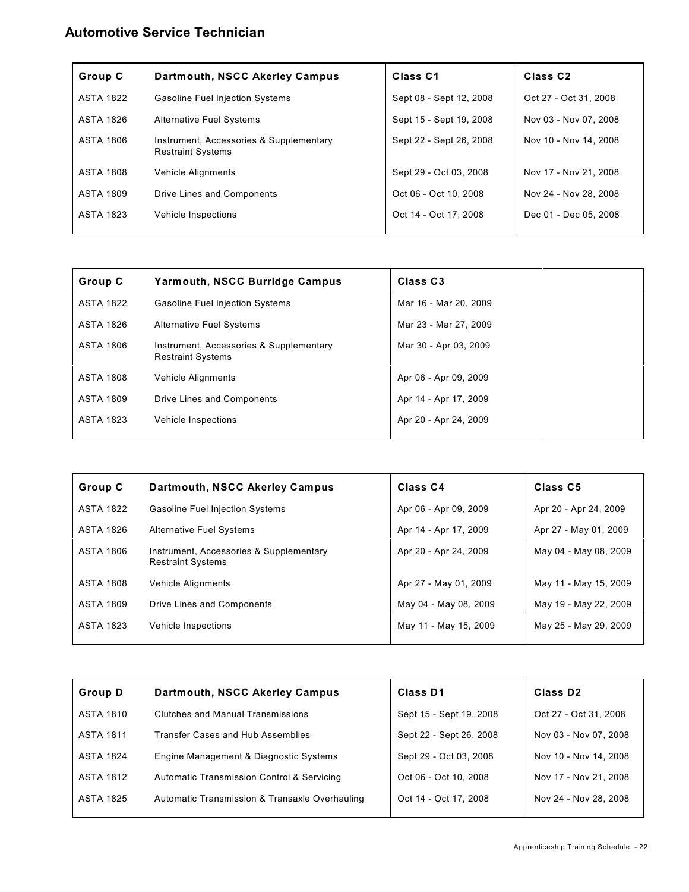## Automotive Service Technician

| Group C | Dartmouth, NSCC Akerley Campus | Class C1 | Class C2 |
|---|---|---|---|
| ASTA 1822 | Gasoline Fuel Injection Systems | Sept 08 - Sept 12, 2008 | Oct 27 - Oct 31, 2008 |
| ASTA 1826 | Alternative Fuel Systems | Sept 15 - Sept 19, 2008 | Nov 03 - Nov 07, 2008 |
| ASTA 1806 | Instrument, Accessories & Supplementary Restraint Systems | Sept 22 - Sept 26, 2008 | Nov 10 - Nov 14, 2008 |
| ASTA 1808 | Vehicle Alignments | Sept 29 - Oct 03, 2008 | Nov 17 - Nov 21, 2008 |
| ASTA 1809 | Drive Lines and Components | Oct 06 - Oct 10, 2008 | Nov 24 - Nov 28, 2008 |
| ASTA 1823 | Vehicle Inspections | Oct 14 - Oct 17, 2008 | Dec 01 - Dec 05, 2008 |

| Group C | Yarmouth, NSCC Burridge Campus | Class C3 |
|---|---|---|
| ASTA 1822 | Gasoline Fuel Injection Systems | Mar 16 - Mar 20, 2009 |
| ASTA 1826 | Alternative Fuel Systems | Mar 23 - Mar 27, 2009 |
| ASTA 1806 | Instrument, Accessories & Supplementary Restraint Systems | Mar 30 - Apr 03, 2009 |
| ASTA 1808 | Vehicle Alignments | Apr 06 - Apr 09, 2009 |
| ASTA 1809 | Drive Lines and Components | Apr 14 - Apr 17, 2009 |
| ASTA 1823 | Vehicle Inspections | Apr 20 - Apr 24, 2009 |

| Group C | Dartmouth, NSCC Akerley Campus | Class C4 | Class C5 |
|---|---|---|---|
| ASTA 1822 | Gasoline Fuel Injection Systems | Apr 06 - Apr 09, 2009 | Apr 20 - Apr 24, 2009 |
| ASTA 1826 | Alternative Fuel Systems | Apr 14 - Apr 17, 2009 | Apr 27 - May 01, 2009 |
| ASTA 1806 | Instrument, Accessories & Supplementary Restraint Systems | Apr 20 - Apr 24, 2009 | May 04 - May 08, 2009 |
| ASTA 1808 | Vehicle Alignments | Apr 27 - May 01, 2009 | May 11 - May 15, 2009 |
| ASTA 1809 | Drive Lines and Components | May 04 - May 08, 2009 | May 19 - May 22, 2009 |
| ASTA 1823 | Vehicle Inspections | May 11 - May 15, 2009 | May 25 - May 29, 2009 |

| Group D | Dartmouth, NSCC Akerley Campus | Class D1 | Class D2 |
|---|---|---|---|
| ASTA 1810 | Clutches and Manual Transmissions | Sept 15 - Sept 19, 2008 | Oct 27 - Oct 31, 2008 |
| ASTA 1811 | Transfer Cases and Hub Assemblies | Sept 22 - Sept 26, 2008 | Nov 03 - Nov 07, 2008 |
| ASTA 1824 | Engine Management & Diagnostic Systems | Sept 29 - Oct 03, 2008 | Nov 10 - Nov 14, 2008 |
| ASTA 1812 | Automatic Transmission Control & Servicing | Oct 06 - Oct 10, 2008 | Nov 17 - Nov 21, 2008 |
| ASTA 1825 | Automatic Transmission & Transaxle Overhauling | Oct 14 - Oct 17, 2008 | Nov 24 - Nov 28, 2008 |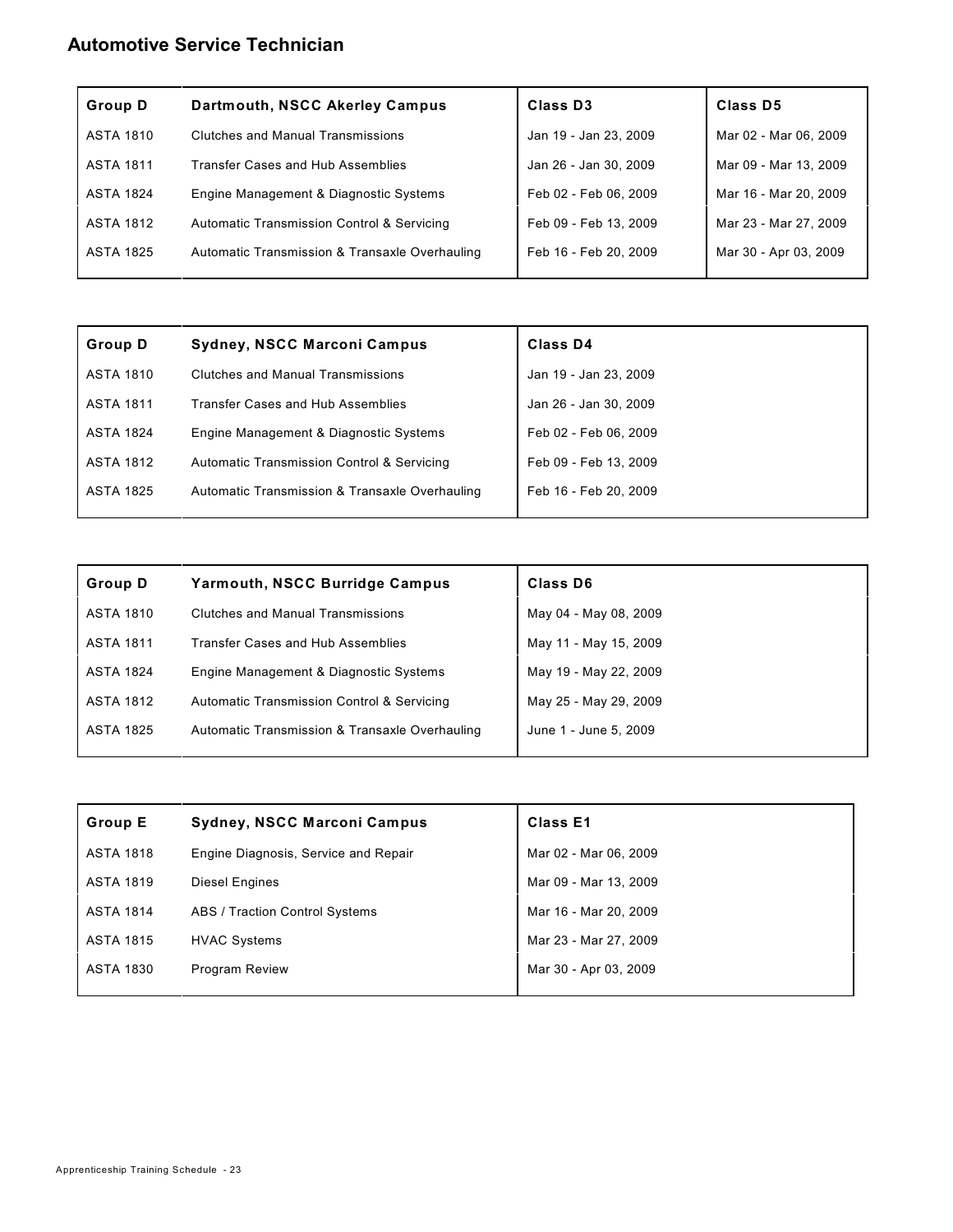## Automotive Service Technician

| Group D | Dartmouth, NSCC Akerley Campus | Class D3 | Class D5 |
|---|---|---|---|
| ASTA 1810 | Clutches and Manual Transmissions | Jan 19 - Jan 23, 2009 | Mar 02 - Mar 06, 2009 |
| ASTA 1811 | Transfer Cases and Hub Assemblies | Jan 26 - Jan 30, 2009 | Mar 09 - Mar 13, 2009 |
| ASTA 1824 | Engine Management & Diagnostic Systems | Feb 02 - Feb 06, 2009 | Mar 16 - Mar 20, 2009 |
| ASTA 1812 | Automatic Transmission Control & Servicing | Feb 09 - Feb 13, 2009 | Mar 23 - Mar 27, 2009 |
| ASTA 1825 | Automatic Transmission & Transaxle Overhauling | Feb 16 - Feb 20, 2009 | Mar 30 - Apr 03, 2009 |

| Group D | Sydney, NSCC Marconi Campus | Class D4 |
|---|---|---|
| ASTA 1810 | Clutches and Manual Transmissions | Jan 19 - Jan 23, 2009 |
| ASTA 1811 | Transfer Cases and Hub Assemblies | Jan 26 - Jan 30, 2009 |
| ASTA 1824 | Engine Management & Diagnostic Systems | Feb 02 - Feb 06, 2009 |
| ASTA 1812 | Automatic Transmission Control & Servicing | Feb 09 - Feb 13, 2009 |
| ASTA 1825 | Automatic Transmission & Transaxle Overhauling | Feb 16 - Feb 20, 2009 |

| Group D | Yarmouth, NSCC Burridge Campus | Class D6 |
|---|---|---|
| ASTA 1810 | Clutches and Manual Transmissions | May 04 - May 08, 2009 |
| ASTA 1811 | Transfer Cases and Hub Assemblies | May 11 - May 15, 2009 |
| ASTA 1824 | Engine Management & Diagnostic Systems | May 19 - May 22, 2009 |
| ASTA 1812 | Automatic Transmission Control & Servicing | May 25 - May 29, 2009 |
| ASTA 1825 | Automatic Transmission & Transaxle Overhauling | June 1 - June 5, 2009 |

| Group E | Sydney, NSCC Marconi Campus | Class E1 |
|---|---|---|
| ASTA 1818 | Engine Diagnosis, Service and Repair | Mar 02 - Mar 06, 2009 |
| ASTA 1819 | Diesel Engines | Mar 09 - Mar 13, 2009 |
| ASTA 1814 | ABS / Traction Control Systems | Mar 16 - Mar 20, 2009 |
| ASTA 1815 | HVAC Systems | Mar 23 - Mar 27, 2009 |
| ASTA 1830 | Program Review | Mar 30 - Apr 03, 2009 |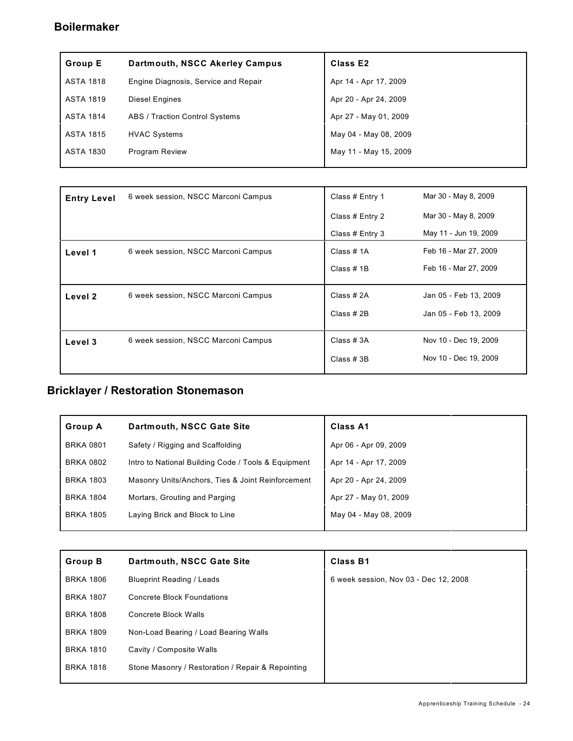## Boilermaker

| Group E | Dartmouth, NSCC Akerley Campus | Class E2 |
|---|---|---|
| ASTA 1818 | Engine Diagnosis, Service and Repair | Apr 14 - Apr 17, 2009 |
| ASTA 1819 | Diesel Engines | Apr 20 - Apr 24, 2009 |
| ASTA 1814 | ABS / Traction Control Systems | Apr 27 - May 01, 2009 |
| ASTA 1815 | HVAC Systems | May 04 - May 08, 2009 |
| ASTA 1830 | Program Review | May 11 - May 15, 2009 |

| Level | Session | Class | Dates |
|---|---|---|---|
| **Entry Level** | 6 week session, NSCC Marconi Campus | Class # Entry 1 | Mar 30 - May 8, 2009 |
| | | Class # Entry 2 | Mar 30 - May 8, 2009 |
| | | Class # Entry 3 | May 11 - Jun 19, 2009 |
| **Level 1** | 6 week session, NSCC Marconi Campus | Class # 1A | Feb 16 - Mar 27, 2009 |
| | | Class # 1B | Feb 16 - Mar 27, 2009 |
| **Level 2** | 6 week session, NSCC Marconi Campus | Class # 2A | Jan 05 - Feb 13, 2009 |
| | | Class # 2B | Jan 05 - Feb 13, 2009 |
| **Level 3** | 6 week session, NSCC Marconi Campus | Class # 3A | Nov 10 - Dec 19, 2009 |
| | | Class # 3B | Nov 10 - Dec 19, 2009 |

## Bricklayer / Restoration Stonemason

| Group A | Dartmouth, NSCC Gate Site | Class A1 |
|---|---|---|
| BRKA 0801 | Safety / Rigging and Scaffolding | Apr 06 - Apr 09, 2009 |
| BRKA 0802 | Intro to National Building Code / Tools & Equipment | Apr 14 - Apr 17, 2009 |
| BRKA 1803 | Masonry Units/Anchors, Ties & Joint Reinforcement | Apr 20 - Apr 24, 2009 |
| BRKA 1804 | Mortars, Grouting and Parging | Apr 27 - May 01, 2009 |
| BRKA 1805 | Laying Brick and Block to Line | May 04 - May 08, 2009 |

| Group B | Dartmouth, NSCC Gate Site | Class B1 |
|---|---|---|
| BRKA 1806 | Blueprint Reading / Leads | 6 week session, Nov 03 - Dec 12, 2008 |
| BRKA 1807 | Concrete Block Foundations | |
| BRKA 1808 | Concrete Block Walls | |
| BRKA 1809 | Non-Load Bearing / Load Bearing Walls | |
| BRKA 1810 | Cavity / Composite Walls | |
| BRKA 1818 | Stone Masonry / Restoration / Repair & Repointing | |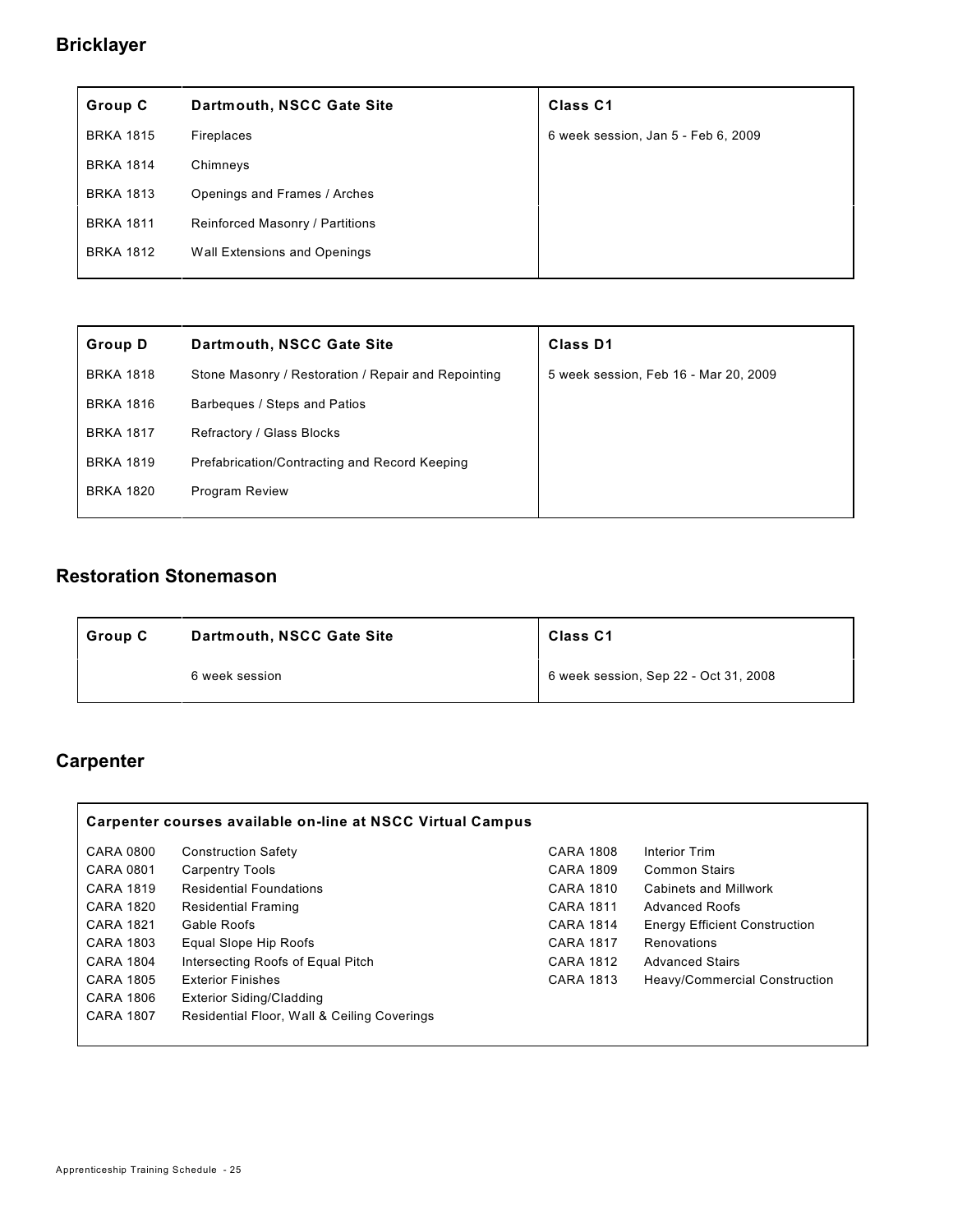## Bricklayer

| Group C | Dartmouth, NSCC Gate Site | Class C1 |
|---|---|---|
| BRKA 1815 | Fireplaces | 6 week session, Jan 5 - Feb 6, 2009 |
| BRKA 1814 | Chimneys | |
| BRKA 1813 | Openings and Frames / Arches | |
| BRKA 1811 | Reinforced Masonry / Partitions | |
| BRKA 1812 | Wall Extensions and Openings | |

| Group D | Dartmouth, NSCC Gate Site | Class D1 |
|---|---|---|
| BRKA 1818 | Stone Masonry / Restoration / Repair and Repointing | 5 week session, Feb 16 - Mar 20, 2009 |
| BRKA 1816 | Barbeques / Steps and Patios | |
| BRKA 1817 | Refractory / Glass Blocks | |
| BRKA 1819 | Prefabrication/Contracting and Record Keeping | |
| BRKA 1820 | Program Review | |

## Restoration Stonemason

| Group C | Dartmouth, NSCC Gate Site | Class C1 |
|---|---|---|
| | 6 week session | 6 week session, Sep 22 - Oct 31, 2008 |

## Carpenter

**Carpenter courses available on-line at NSCC Virtual Campus**

| Course | Title |
|---|---|
| CARA 0800 | Construction Safety |
| CARA 0801 | Carpentry Tools |
| CARA 1819 | Residential Foundations |
| CARA 1820 | Residential Framing |
| CARA 1821 | Gable Roofs |
| CARA 1803 | Equal Slope Hip Roofs |
| CARA 1804 | Intersecting Roofs of Equal Pitch |
| CARA 1805 | Exterior Finishes |
| CARA 1806 | Exterior Siding/Cladding |
| CARA 1807 | Residential Floor, Wall & Ceiling Coverings |
| CARA 1808 | Interior Trim |
| CARA 1809 | Common Stairs |
| CARA 1810 | Cabinets and Millwork |
| CARA 1811 | Advanced Roofs |
| CARA 1814 | Energy Efficient Construction |
| CARA 1817 | Renovations |
| CARA 1812 | Advanced Stairs |
| CARA 1813 | Heavy/Commercial Construction |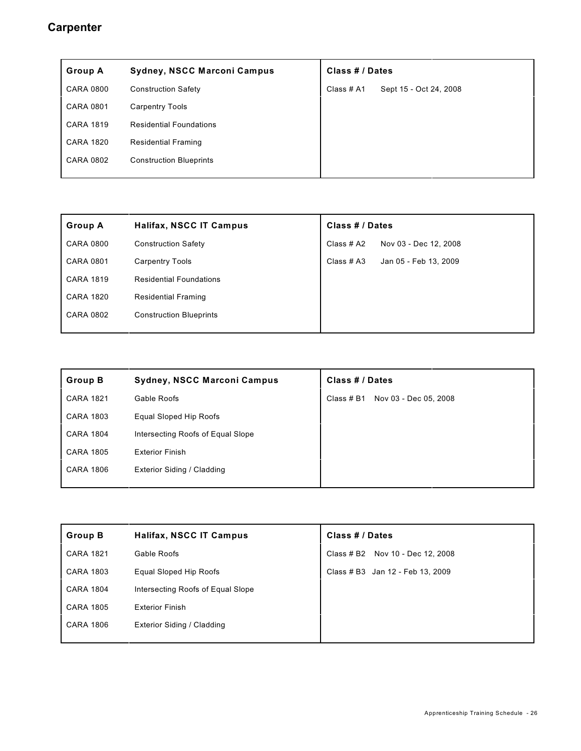## Carpenter

| Group A | Sydney, NSCC Marconi Campus | Class # / Dates | |
|---|---|---|---|
| CARA 0800 | Construction Safety | Class # A1 | Sept 15 - Oct 24, 2008 |
| CARA 0801 | Carpentry Tools | | |
| CARA 1819 | Residential Foundations | | |
| CARA 1820 | Residential Framing | | |
| CARA 0802 | Construction Blueprints | | |

| Group A | Halifax, NSCC IT Campus | Class # / Dates | |
|---|---|---|---|
| CARA 0800 | Construction Safety | Class # A2 | Nov 03 - Dec 12, 2008 |
| CARA 0801 | Carpentry Tools | Class # A3 | Jan 05 - Feb 13, 2009 |
| CARA 1819 | Residential Foundations | | |
| CARA 1820 | Residential Framing | | |
| CARA 0802 | Construction Blueprints | | |

| Group B | Sydney, NSCC Marconi Campus | Class # / Dates | |
|---|---|---|---|
| CARA 1821 | Gable Roofs | Class # B1 | Nov 03 - Dec 05, 2008 |
| CARA 1803 | Equal Sloped Hip Roofs | | |
| CARA 1804 | Intersecting Roofs of Equal Slope | | |
| CARA 1805 | Exterior Finish | | |
| CARA 1806 | Exterior Siding / Cladding | | |

| Group B | Halifax, NSCC IT Campus | Class # / Dates | |
|---|---|---|---|
| CARA 1821 | Gable Roofs | Class # B2 | Nov 10 - Dec 12, 2008 |
| CARA 1803 | Equal Sloped Hip Roofs | Class # B3 | Jan 12 - Feb 13, 2009 |
| CARA 1804 | Intersecting Roofs of Equal Slope | | |
| CARA 1805 | Exterior Finish | | |
| CARA 1806 | Exterior Siding / Cladding | | |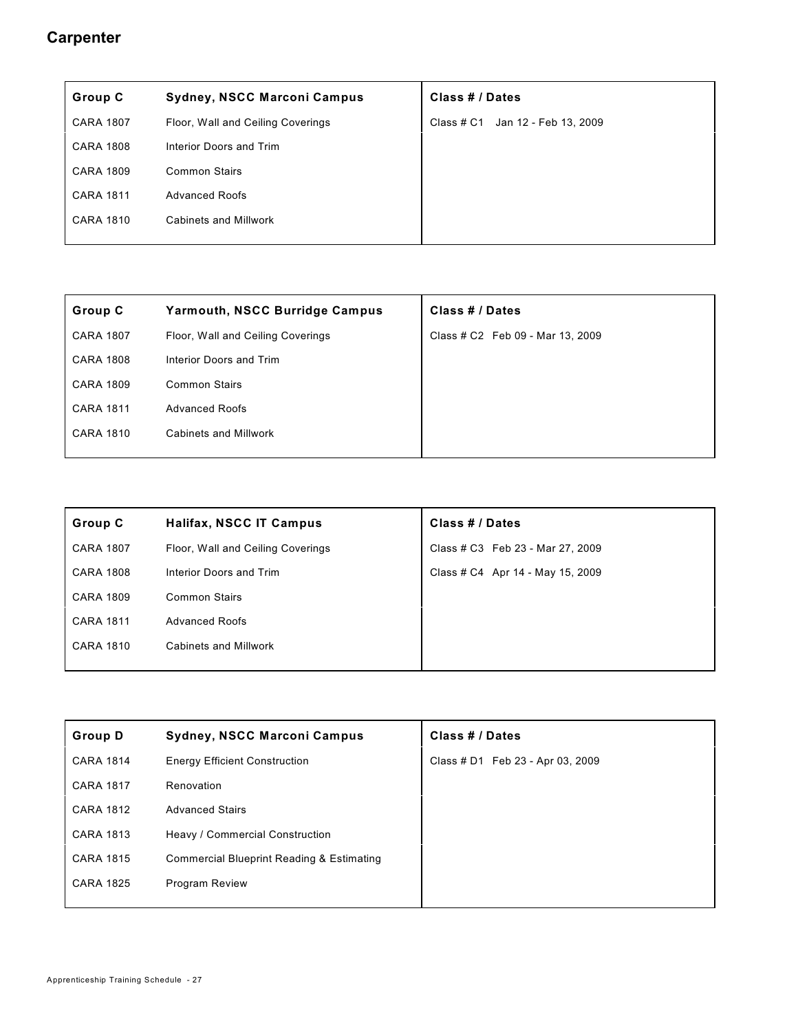## Carpenter

| Group C | Sydney, NSCC Marconi Campus | Class # / Dates |
|---|---|---|
| CARA 1807 | Floor, Wall and Ceiling Coverings | Class # C1 Jan 12 - Feb 13, 2009 |
| CARA 1808 | Interior Doors and Trim | |
| CARA 1809 | Common Stairs | |
| CARA 1811 | Advanced Roofs | |
| CARA 1810 | Cabinets and Millwork | |

| Group C | Yarmouth, NSCC Burridge Campus | Class # / Dates |
|---|---|---|
| CARA 1807 | Floor, Wall and Ceiling Coverings | Class # C2 Feb 09 - Mar 13, 2009 |
| CARA 1808 | Interior Doors and Trim | |
| CARA 1809 | Common Stairs | |
| CARA 1811 | Advanced Roofs | |
| CARA 1810 | Cabinets and Millwork | |

| Group C | Halifax, NSCC IT Campus | Class # / Dates |
|---|---|---|
| CARA 1807 | Floor, Wall and Ceiling Coverings | Class # C3 Feb 23 - Mar 27, 2009 |
| CARA 1808 | Interior Doors and Trim | Class # C4 Apr 14 - May 15, 2009 |
| CARA 1809 | Common Stairs | |
| CARA 1811 | Advanced Roofs | |
| CARA 1810 | Cabinets and Millwork | |

| Group D | Sydney, NSCC Marconi Campus | Class # / Dates |
|---|---|---|
| CARA 1814 | Energy Efficient Construction | Class # D1 Feb 23 - Apr 03, 2009 |
| CARA 1817 | Renovation | |
| CARA 1812 | Advanced Stairs | |
| CARA 1813 | Heavy / Commercial Construction | |
| CARA 1815 | Commercial Blueprint Reading & Estimating | |
| CARA 1825 | Program Review | |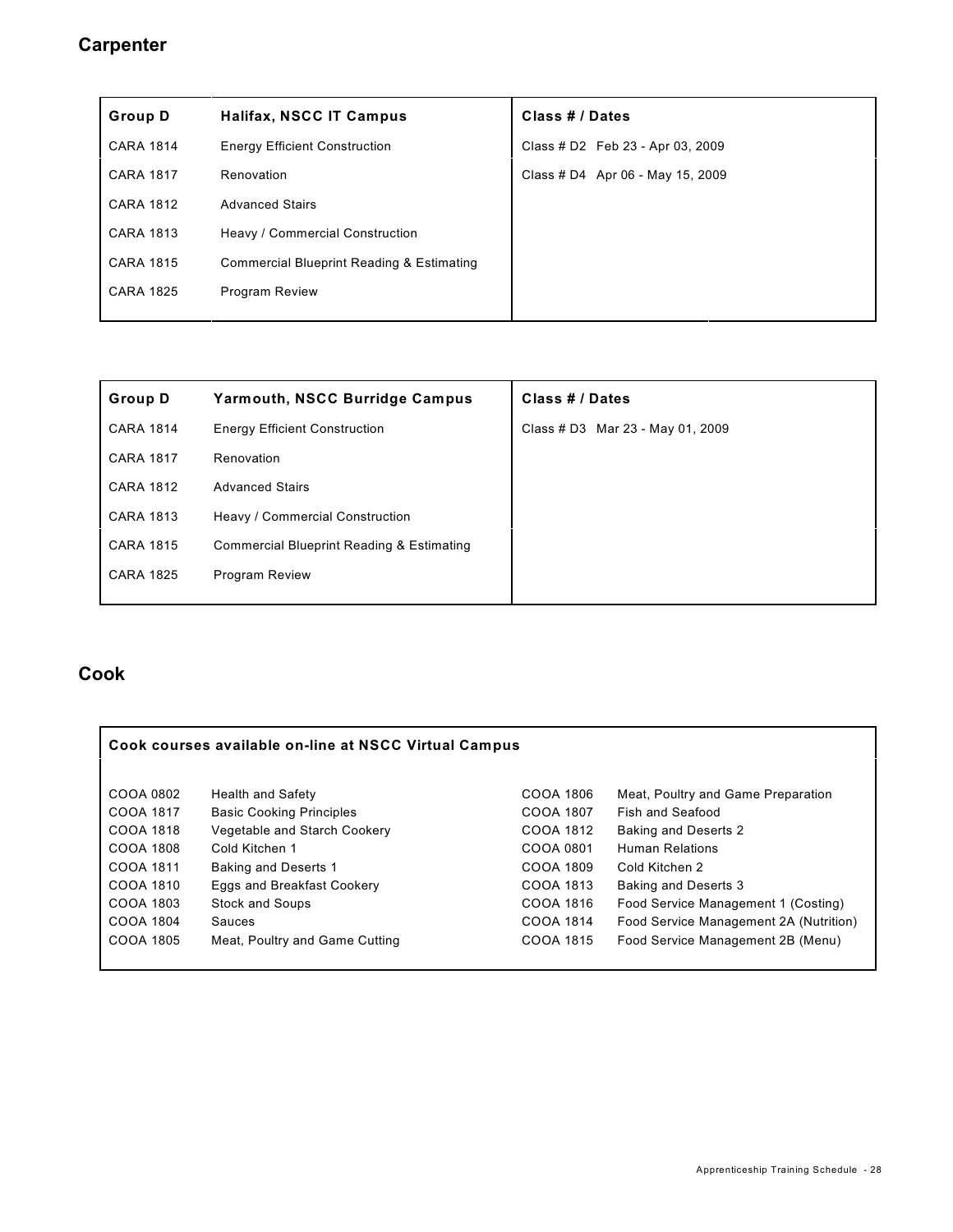## Carpenter

| Group D | Halifax, NSCC IT Campus | Class # / Dates |
|---|---|---|
| CARA 1814 | Energy Efficient Construction | Class # D2 Feb 23 - Apr 03, 2009 |
| CARA 1817 | Renovation | Class # D4 Apr 06 - May 15, 2009 |
| CARA 1812 | Advanced Stairs | |
| CARA 1813 | Heavy / Commercial Construction | |
| CARA 1815 | Commercial Blueprint Reading & Estimating | |
| CARA 1825 | Program Review | |

| Group D | Yarmouth, NSCC Burridge Campus | Class # / Dates |
|---|---|---|
| CARA 1814 | Energy Efficient Construction | Class # D3 Mar 23 - May 01, 2009 |
| CARA 1817 | Renovation | |
| CARA 1812 | Advanced Stairs | |
| CARA 1813 | Heavy / Commercial Construction | |
| CARA 1815 | Commercial Blueprint Reading & Estimating | |
| CARA 1825 | Program Review | |

## Cook

| Cook courses available on-line at NSCC Virtual Campus | | | |
|---|---|---|---|
| COOA 0802 | Health and Safety | COOA 1806 | Meat, Poultry and Game Preparation |
| COOA 1817 | Basic Cooking Principles | COOA 1807 | Fish and Seafood |
| COOA 1818 | Vegetable and Starch Cookery | COOA 1812 | Baking and Deserts 2 |
| COOA 1808 | Cold Kitchen 1 | COOA 0801 | Human Relations |
| COOA 1811 | Baking and Deserts 1 | COOA 1809 | Cold Kitchen 2 |
| COOA 1810 | Eggs and Breakfast Cookery | COOA 1813 | Baking and Deserts 3 |
| COOA 1803 | Stock and Soups | COOA 1816 | Food Service Management 1 (Costing) |
| COOA 1804 | Sauces | COOA 1814 | Food Service Management 2A (Nutrition) |
| COOA 1805 | Meat, Poultry and Game Cutting | COOA 1815 | Food Service Management 2B (Menu) |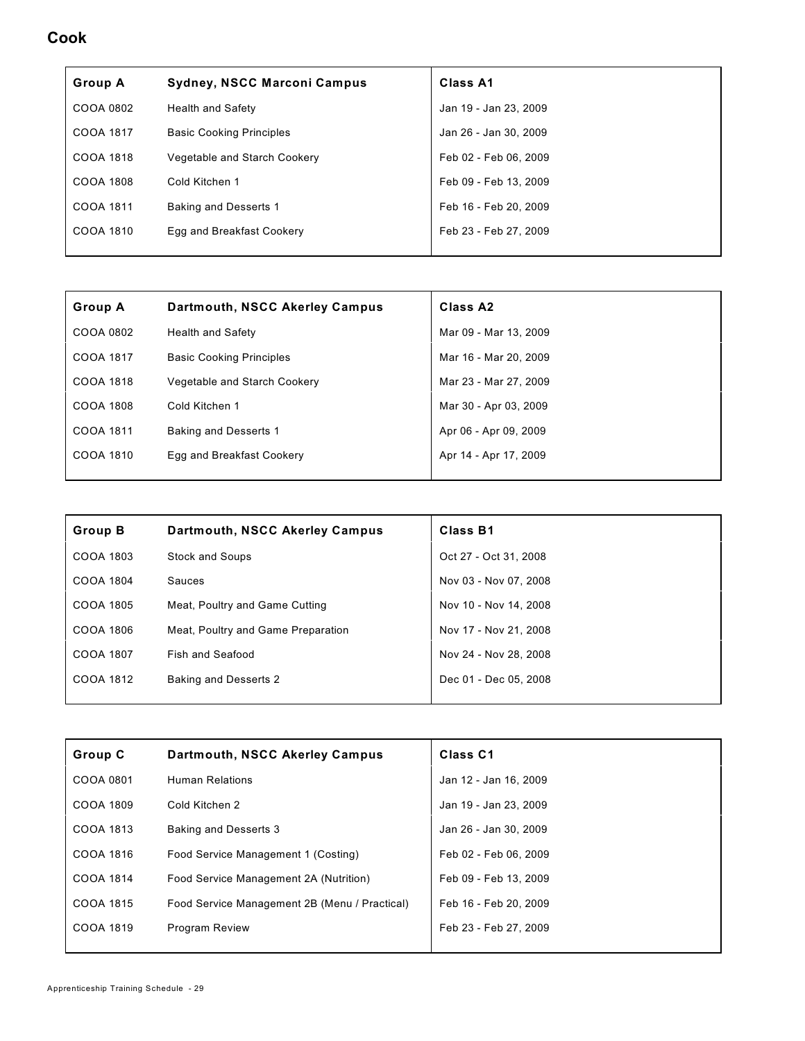## Cook

| Group A | Sydney, NSCC Marconi Campus | Class A1 |
|---|---|---|
| COOA 0802 | Health and Safety | Jan 19 - Jan 23, 2009 |
| COOA 1817 | Basic Cooking Principles | Jan 26 - Jan 30, 2009 |
| COOA 1818 | Vegetable and Starch Cookery | Feb 02 - Feb 06, 2009 |
| COOA 1808 | Cold Kitchen 1 | Feb 09 - Feb 13, 2009 |
| COOA 1811 | Baking and Desserts 1 | Feb 16 - Feb 20, 2009 |
| COOA 1810 | Egg and Breakfast Cookery | Feb 23 - Feb 27, 2009 |

| Group A | Dartmouth, NSCC Akerley Campus | Class A2 |
|---|---|---|
| COOA 0802 | Health and Safety | Mar 09 - Mar 13, 2009 |
| COOA 1817 | Basic Cooking Principles | Mar 16 - Mar 20, 2009 |
| COOA 1818 | Vegetable and Starch Cookery | Mar 23 - Mar 27, 2009 |
| COOA 1808 | Cold Kitchen 1 | Mar 30 - Apr 03, 2009 |
| COOA 1811 | Baking and Desserts 1 | Apr 06 - Apr 09, 2009 |
| COOA 1810 | Egg and Breakfast Cookery | Apr 14 - Apr 17, 2009 |

| Group B | Dartmouth, NSCC Akerley Campus | Class B1 |
|---|---|---|
| COOA 1803 | Stock and Soups | Oct 27 - Oct 31, 2008 |
| COOA 1804 | Sauces | Nov 03 - Nov 07, 2008 |
| COOA 1805 | Meat, Poultry and Game Cutting | Nov 10 - Nov 14, 2008 |
| COOA 1806 | Meat, Poultry and Game Preparation | Nov 17 - Nov 21, 2008 |
| COOA 1807 | Fish and Seafood | Nov 24 - Nov 28, 2008 |
| COOA 1812 | Baking and Desserts 2 | Dec 01 - Dec 05, 2008 |

| Group C | Dartmouth, NSCC Akerley Campus | Class C1 |
|---|---|---|
| COOA 0801 | Human Relations | Jan 12 - Jan 16, 2009 |
| COOA 1809 | Cold Kitchen 2 | Jan 19 - Jan 23, 2009 |
| COOA 1813 | Baking and Desserts 3 | Jan 26 - Jan 30, 2009 |
| COOA 1816 | Food Service Management 1 (Costing) | Feb 02 - Feb 06, 2009 |
| COOA 1814 | Food Service Management 2A (Nutrition) | Feb 09 - Feb 13, 2009 |
| COOA 1815 | Food Service Management 2B (Menu / Practical) | Feb 16 - Feb 20, 2009 |
| COOA 1819 | Program Review | Feb 23 - Feb 27, 2009 |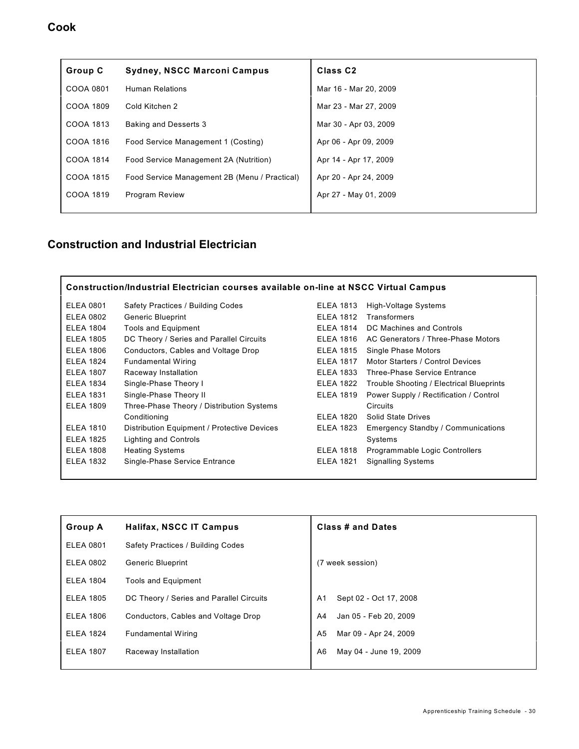## Cook

| Group C | Sydney, NSCC Marconi Campus | Class C2 |
|---|---|---|
| COOA 0801 | Human Relations | Mar 16 - Mar 20, 2009 |
| COOA 1809 | Cold Kitchen 2 | Mar 23 - Mar 27, 2009 |
| COOA 1813 | Baking and Desserts 3 | Mar 30 - Apr 03, 2009 |
| COOA 1816 | Food Service Management 1 (Costing) | Apr 06 - Apr 09, 2009 |
| COOA 1814 | Food Service Management 2A (Nutrition) | Apr 14 - Apr 17, 2009 |
| COOA 1815 | Food Service Management 2B (Menu / Practical) | Apr 20 - Apr 24, 2009 |
| COOA 1819 | Program Review | Apr 27 - May 01, 2009 |

## Construction and Industrial Electrician

**Construction/Industrial Electrician courses available on-line at NSCC Virtual Campus**

| | | | |
|---|---|---|---|
| ELEA 0801 | Safety Practices / Building Codes | ELEA 1813 | High-Voltage Systems |
| ELEA 0802 | Generic Blueprint | ELEA 1812 | Transformers |
| ELEA 1804 | Tools and Equipment | ELEA 1814 | DC Machines and Controls |
| ELEA 1805 | DC Theory / Series and Parallel Circuits | ELEA 1816 | AC Generators / Three-Phase Motors |
| ELEA 1806 | Conductors, Cables and Voltage Drop | ELEA 1815 | Single Phase Motors |
| ELEA 1824 | Fundamental Wiring | ELEA 1817 | Motor Starters / Control Devices |
| ELEA 1807 | Raceway Installation | ELEA 1833 | Three-Phase Service Entrance |
| ELEA 1834 | Single-Phase Theory I | ELEA 1822 | Trouble Shooting / Electrical Blueprints |
| ELEA 1831 | Single-Phase Theory II | ELEA 1819 | Power Supply / Rectification / Control Circuits |
| ELEA 1809 | Three-Phase Theory / Distribution Systems Conditioning | ELEA 1820 | Solid State Drives |
| ELEA 1810 | Distribution Equipment / Protective Devices | ELEA 1823 | Emergency Standby / Communications Systems |
| ELEA 1825 | Lighting and Controls | ELEA 1818 | Programmable Logic Controllers |
| ELEA 1808 | Heating Systems | ELEA 1821 | Signalling Systems |
| ELEA 1832 | Single-Phase Service Entrance | | |

| Group A | Halifax, NSCC IT Campus | Class # and Dates |
|---|---|---|
| ELEA 0801 | Safety Practices / Building Codes | |
| ELEA 0802 | Generic Blueprint | (7 week session) |
| ELEA 1804 | Tools and Equipment | |
| ELEA 1805 | DC Theory / Series and Parallel Circuits | A1 Sept 02 - Oct 17, 2008 |
| ELEA 1806 | Conductors, Cables and Voltage Drop | A4 Jan 05 - Feb 20, 2009 |
| ELEA 1824 | Fundamental Wiring | A5 Mar 09 - Apr 24, 2009 |
| ELEA 1807 | Raceway Installation | A6 May 04 - June 19, 2009 |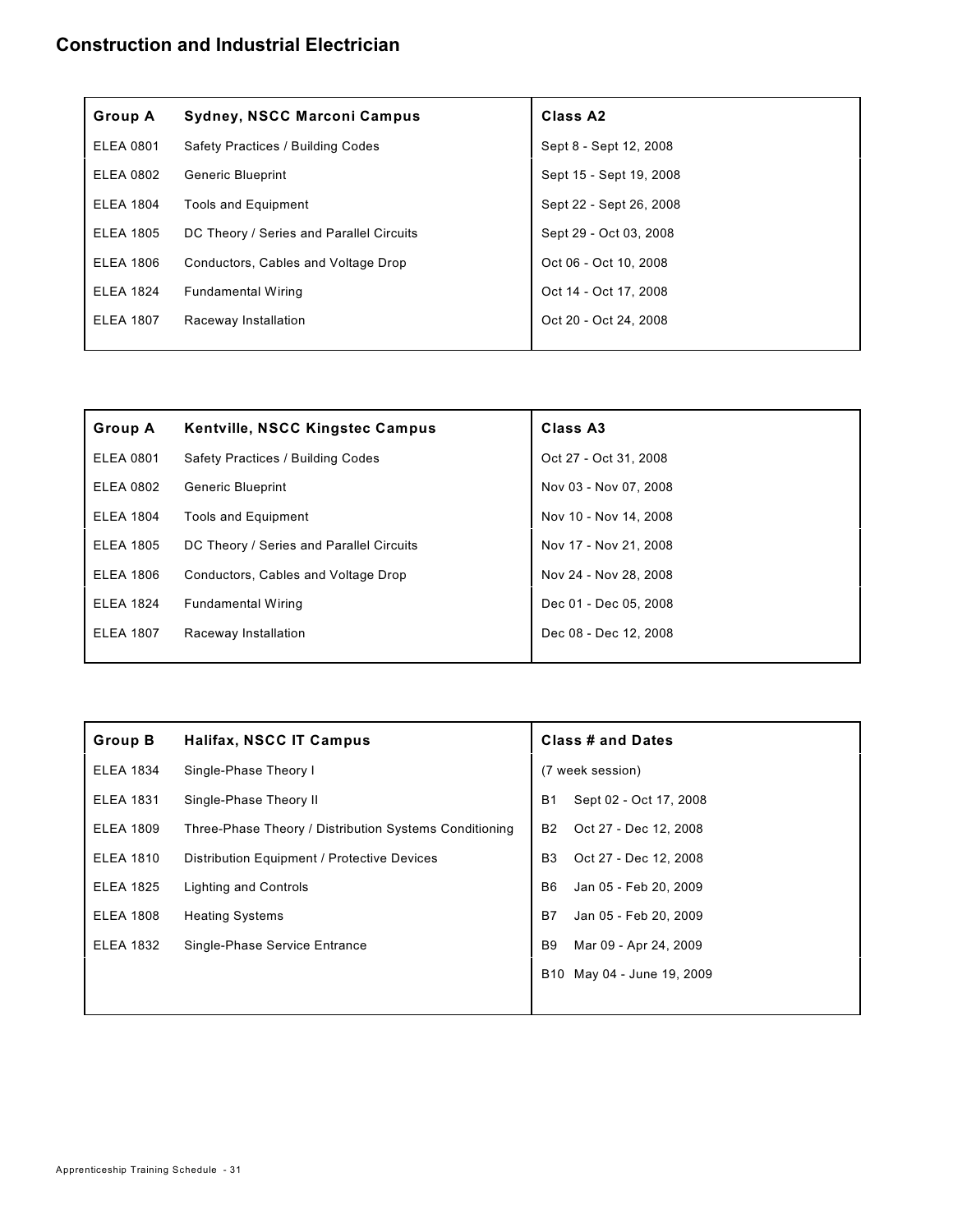## Construction and Industrial Electrician

| Group A | Sydney, NSCC Marconi Campus | Class A2 |
|---|---|---|
| ELEA 0801 | Safety Practices / Building Codes | Sept 8 - Sept 12, 2008 |
| ELEA 0802 | Generic Blueprint | Sept 15 - Sept 19, 2008 |
| ELEA 1804 | Tools and Equipment | Sept 22 - Sept 26, 2008 |
| ELEA 1805 | DC Theory / Series and Parallel Circuits | Sept 29 - Oct 03, 2008 |
| ELEA 1806 | Conductors, Cables and Voltage Drop | Oct 06 - Oct 10, 2008 |
| ELEA 1824 | Fundamental Wiring | Oct 14 - Oct 17, 2008 |
| ELEA 1807 | Raceway Installation | Oct 20 - Oct 24, 2008 |

| Group A | Kentville, NSCC Kingstec Campus | Class A3 |
|---|---|---|
| ELEA 0801 | Safety Practices / Building Codes | Oct 27 - Oct 31, 2008 |
| ELEA 0802 | Generic Blueprint | Nov 03 - Nov 07, 2008 |
| ELEA 1804 | Tools and Equipment | Nov 10 - Nov 14, 2008 |
| ELEA 1805 | DC Theory / Series and Parallel Circuits | Nov 17 - Nov 21, 2008 |
| ELEA 1806 | Conductors, Cables and Voltage Drop | Nov 24 - Nov 28, 2008 |
| ELEA 1824 | Fundamental Wiring | Dec 01 - Dec 05, 2008 |
| ELEA 1807 | Raceway Installation | Dec 08 - Dec 12, 2008 |

| Group B | Halifax, NSCC IT Campus | Class # and Dates | |
|---|---|---|---|
| ELEA 1834 | Single-Phase Theory I | (7 week session) | |
| ELEA 1831 | Single-Phase Theory II | B1 | Sept 02 - Oct 17, 2008 |
| ELEA 1809 | Three-Phase Theory / Distribution Systems Conditioning | B2 | Oct 27 - Dec 12, 2008 |
| ELEA 1810 | Distribution Equipment / Protective Devices | B3 | Oct 27 - Dec 12, 2008 |
| ELEA 1825 | Lighting and Controls | B6 | Jan 05 - Feb 20, 2009 |
| ELEA 1808 | Heating Systems | B7 | Jan 05 - Feb 20, 2009 |
| ELEA 1832 | Single-Phase Service Entrance | B9 | Mar 09 - Apr 24, 2009 |
| | | B10 | May 04 - June 19, 2009 |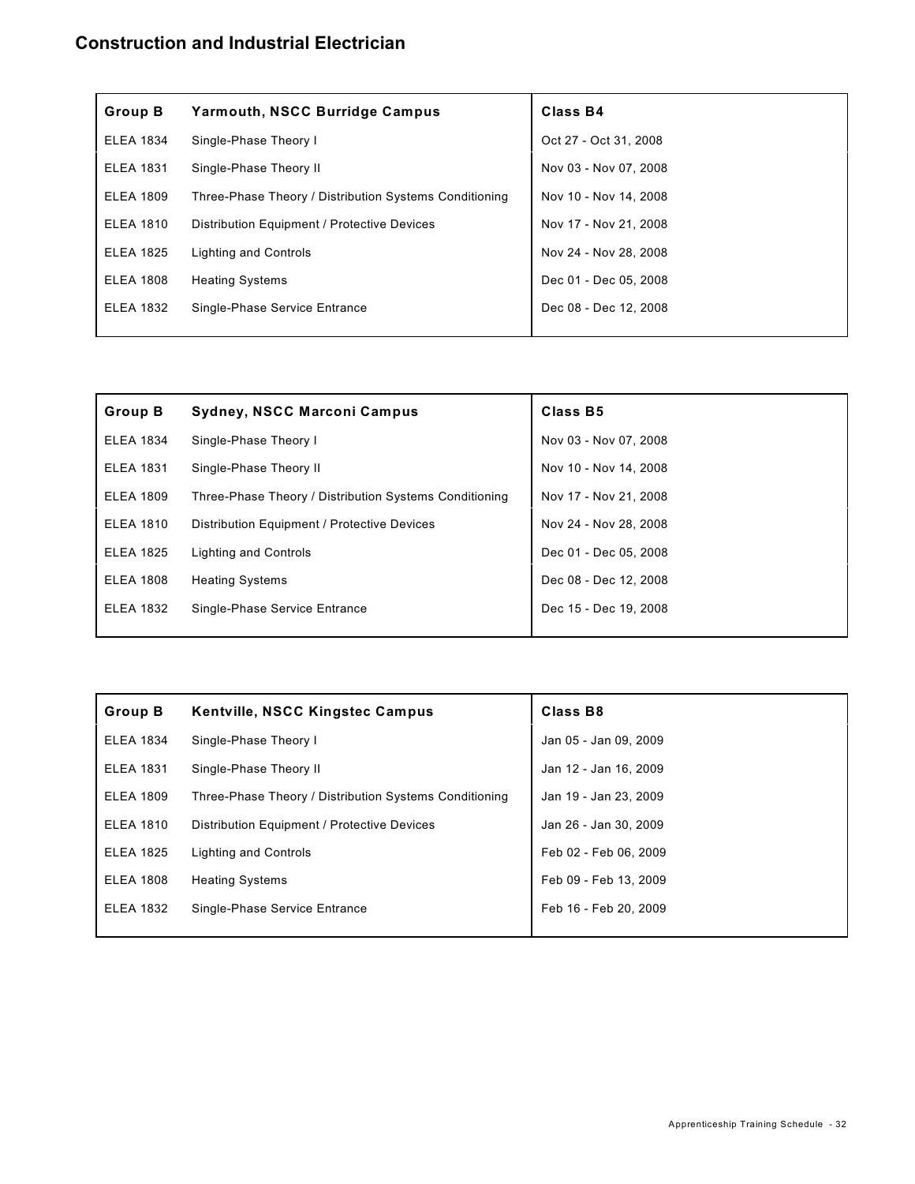## Construction and Industrial Electrician

| Group B | Yarmouth, NSCC Burridge Campus | Class B4 |
|---|---|---|
| ELEA 1834 | Single-Phase Theory I | Oct 27 - Oct 31, 2008 |
| ELEA 1831 | Single-Phase Theory II | Nov 03 - Nov 07, 2008 |
| ELEA 1809 | Three-Phase Theory / Distribution Systems Conditioning | Nov 10 - Nov 14, 2008 |
| ELEA 1810 | Distribution Equipment / Protective Devices | Nov 17 - Nov 21, 2008 |
| ELEA 1825 | Lighting and Controls | Nov 24 - Nov 28, 2008 |
| ELEA 1808 | Heating Systems | Dec 01 - Dec 05, 2008 |
| ELEA 1832 | Single-Phase Service Entrance | Dec 08 - Dec 12, 2008 |

| Group B | Sydney, NSCC Marconi Campus | Class B5 |
|---|---|---|
| ELEA 1834 | Single-Phase Theory I | Nov 03 - Nov 07, 2008 |
| ELEA 1831 | Single-Phase Theory II | Nov 10 - Nov 14, 2008 |
| ELEA 1809 | Three-Phase Theory / Distribution Systems Conditioning | Nov 17 - Nov 21, 2008 |
| ELEA 1810 | Distribution Equipment / Protective Devices | Nov 24 - Nov 28, 2008 |
| ELEA 1825 | Lighting and Controls | Dec 01 - Dec 05, 2008 |
| ELEA 1808 | Heating Systems | Dec 08 - Dec 12, 2008 |
| ELEA 1832 | Single-Phase Service Entrance | Dec 15 - Dec 19, 2008 |

| Group B | Kentville, NSCC Kingstec Campus | Class B8 |
|---|---|---|
| ELEA 1834 | Single-Phase Theory I | Jan 05 - Jan 09, 2009 |
| ELEA 1831 | Single-Phase Theory II | Jan 12 - Jan 16, 2009 |
| ELEA 1809 | Three-Phase Theory / Distribution Systems Conditioning | Jan 19 - Jan 23, 2009 |
| ELEA 1810 | Distribution Equipment / Protective Devices | Jan 26 - Jan 30, 2009 |
| ELEA 1825 | Lighting and Controls | Feb 02 - Feb 06, 2009 |
| ELEA 1808 | Heating Systems | Feb 09 - Feb 13, 2009 |
| ELEA 1832 | Single-Phase Service Entrance | Feb 16 - Feb 20, 2009 |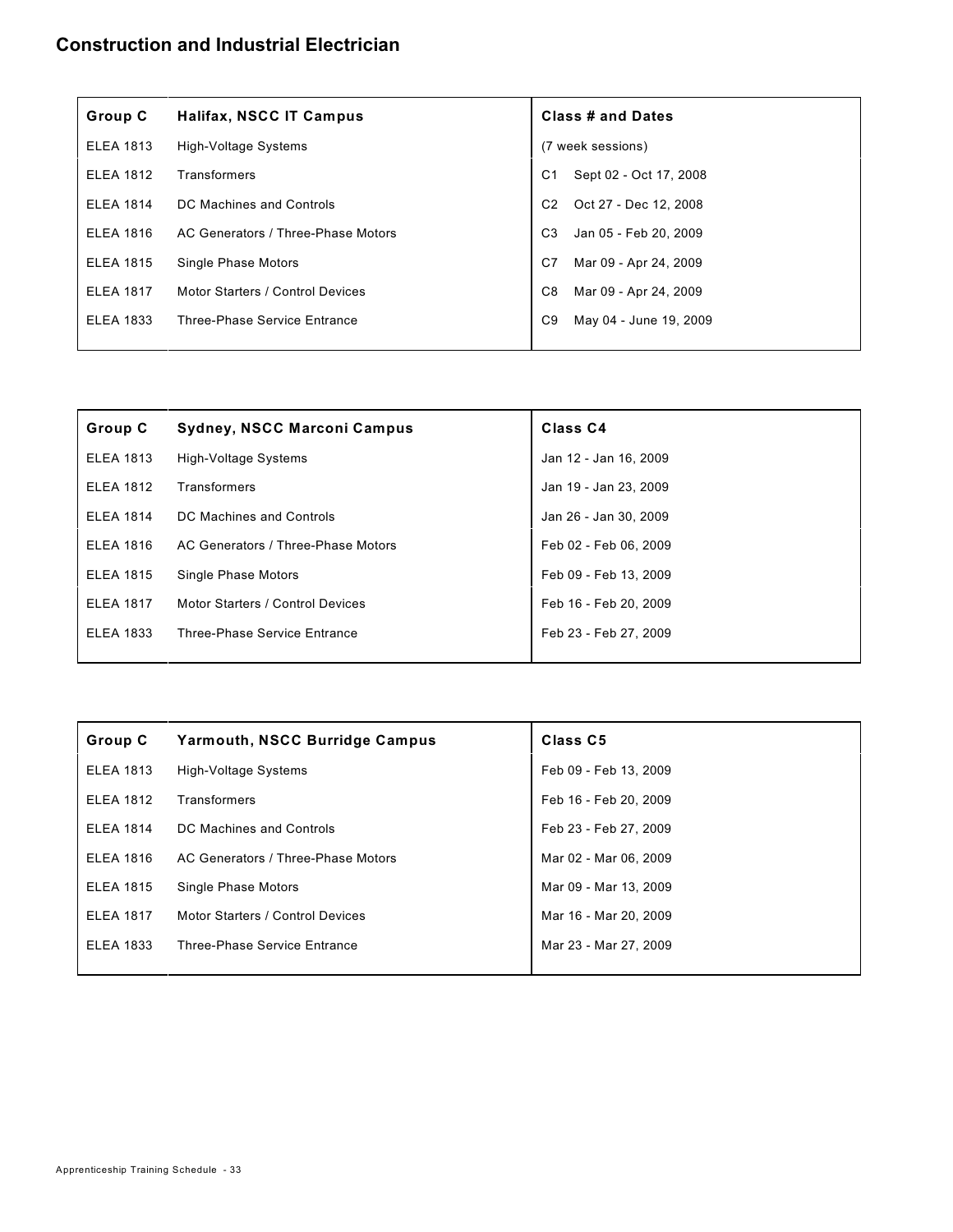## Construction and Industrial Electrician

| Group C | Halifax, NSCC IT Campus | Class # and Dates |
|---|---|---|
| ELEA 1813 | High-Voltage Systems | (7 week sessions) |
| ELEA 1812 | Transformers | C1 Sept 02 - Oct 17, 2008 |
| ELEA 1814 | DC Machines and Controls | C2 Oct 27 - Dec 12, 2008 |
| ELEA 1816 | AC Generators / Three-Phase Motors | C3 Jan 05 - Feb 20, 2009 |
| ELEA 1815 | Single Phase Motors | C7 Mar 09 - Apr 24, 2009 |
| ELEA 1817 | Motor Starters / Control Devices | C8 Mar 09 - Apr 24, 2009 |
| ELEA 1833 | Three-Phase Service Entrance | C9 May 04 - June 19, 2009 |

| Group C | Sydney, NSCC Marconi Campus | Class C4 |
|---|---|---|
| ELEA 1813 | High-Voltage Systems | Jan 12 - Jan 16, 2009 |
| ELEA 1812 | Transformers | Jan 19 - Jan 23, 2009 |
| ELEA 1814 | DC Machines and Controls | Jan 26 - Jan 30, 2009 |
| ELEA 1816 | AC Generators / Three-Phase Motors | Feb 02 - Feb 06, 2009 |
| ELEA 1815 | Single Phase Motors | Feb 09 - Feb 13, 2009 |
| ELEA 1817 | Motor Starters / Control Devices | Feb 16 - Feb 20, 2009 |
| ELEA 1833 | Three-Phase Service Entrance | Feb 23 - Feb 27, 2009 |

| Group C | Yarmouth, NSCC Burridge Campus | Class C5 |
|---|---|---|
| ELEA 1813 | High-Voltage Systems | Feb 09 - Feb 13, 2009 |
| ELEA 1812 | Transformers | Feb 16 - Feb 20, 2009 |
| ELEA 1814 | DC Machines and Controls | Feb 23 - Feb 27, 2009 |
| ELEA 1816 | AC Generators / Three-Phase Motors | Mar 02 - Mar 06, 2009 |
| ELEA 1815 | Single Phase Motors | Mar 09 - Mar 13, 2009 |
| ELEA 1817 | Motor Starters / Control Devices | Mar 16 - Mar 20, 2009 |
| ELEA 1833 | Three-Phase Service Entrance | Mar 23 - Mar 27, 2009 |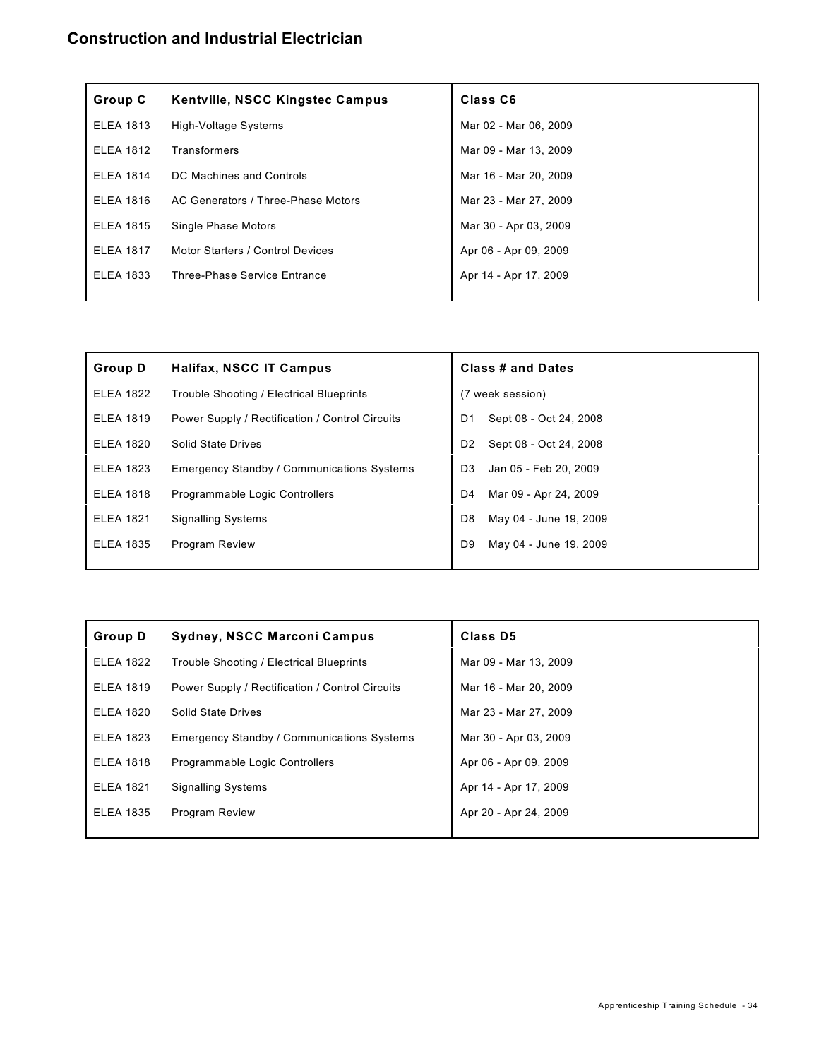## Construction and Industrial Electrician

| Group C | Kentville, NSCC Kingstec Campus | Class C6 |
|---|---|---|
| ELEA 1813 | High-Voltage Systems | Mar 02 - Mar 06, 2009 |
| ELEA 1812 | Transformers | Mar 09 - Mar 13, 2009 |
| ELEA 1814 | DC Machines and Controls | Mar 16 - Mar 20, 2009 |
| ELEA 1816 | AC Generators / Three-Phase Motors | Mar 23 - Mar 27, 2009 |
| ELEA 1815 | Single Phase Motors | Mar 30 - Apr 03, 2009 |
| ELEA 1817 | Motor Starters / Control Devices | Apr 06 - Apr 09, 2009 |
| ELEA 1833 | Three-Phase Service Entrance | Apr 14 - Apr 17, 2009 |

| Group D | Halifax, NSCC IT Campus | Class # and Dates | |
|---|---|---|---|
| ELEA 1822 | Trouble Shooting / Electrical Blueprints | (7 week session) | |
| ELEA 1819 | Power Supply / Rectification / Control Circuits | D1 | Sept 08 - Oct 24, 2008 |
| ELEA 1820 | Solid State Drives | D2 | Sept 08 - Oct 24, 2008 |
| ELEA 1823 | Emergency Standby / Communications Systems | D3 | Jan 05 - Feb 20, 2009 |
| ELEA 1818 | Programmable Logic Controllers | D4 | Mar 09 - Apr 24, 2009 |
| ELEA 1821 | Signalling Systems | D8 | May 04 - June 19, 2009 |
| ELEA 1835 | Program Review | D9 | May 04 - June 19, 2009 |

| Group D | Sydney, NSCC Marconi Campus | Class D5 |
|---|---|---|
| ELEA 1822 | Trouble Shooting / Electrical Blueprints | Mar 09 - Mar 13, 2009 |
| ELEA 1819 | Power Supply / Rectification / Control Circuits | Mar 16 - Mar 20, 2009 |
| ELEA 1820 | Solid State Drives | Mar 23 - Mar 27, 2009 |
| ELEA 1823 | Emergency Standby / Communications Systems | Mar 30 - Apr 03, 2009 |
| ELEA 1818 | Programmable Logic Controllers | Apr 06 - Apr 09, 2009 |
| ELEA 1821 | Signalling Systems | Apr 14 - Apr 17, 2009 |
| ELEA 1835 | Program Review | Apr 20 - Apr 24, 2009 |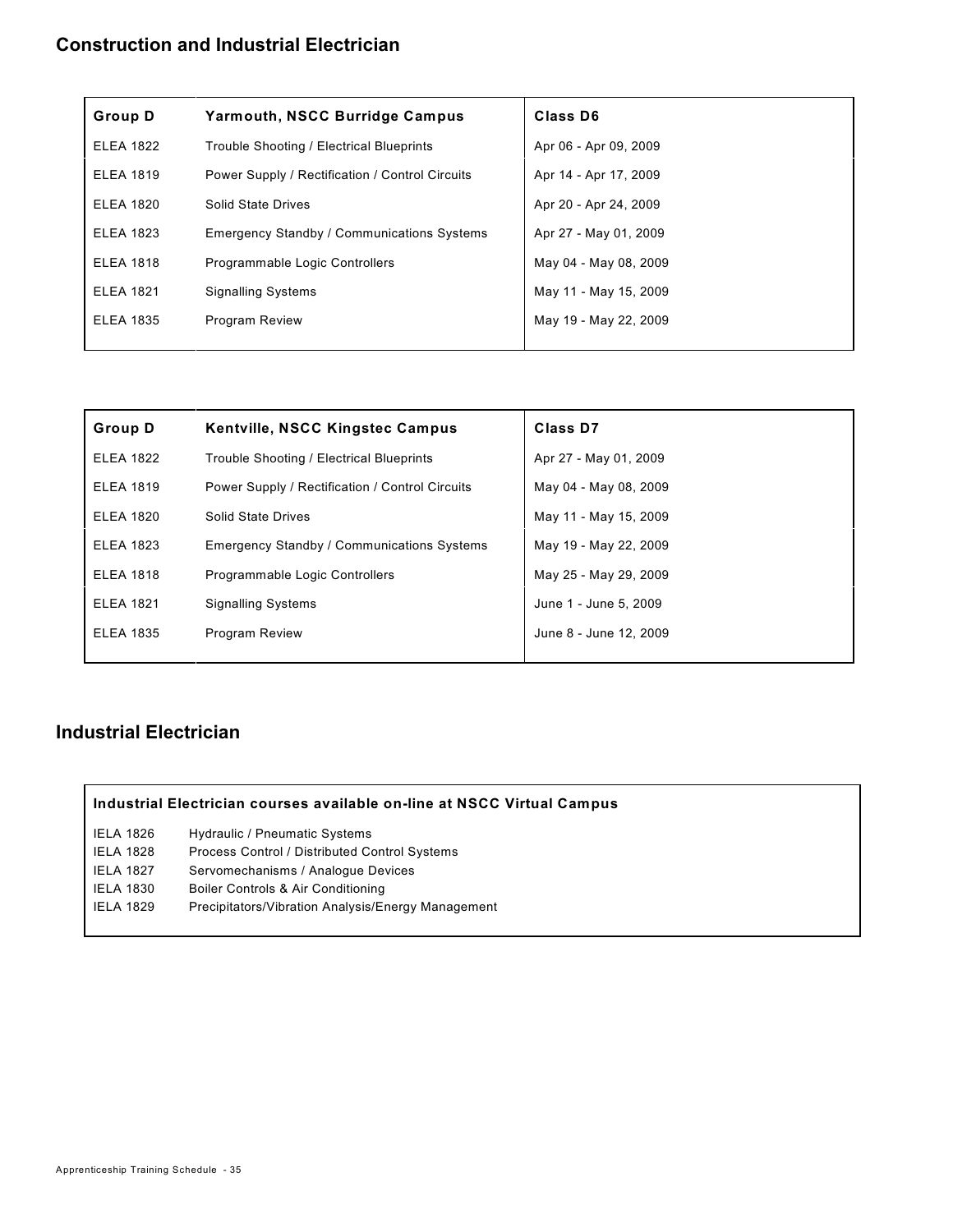## Construction and Industrial Electrician

| Group D | Yarmouth, NSCC Burridge Campus | Class D6 |
|---|---|---|
| ELEA 1822 | Trouble Shooting / Electrical Blueprints | Apr 06 - Apr 09, 2009 |
| ELEA 1819 | Power Supply / Rectification / Control Circuits | Apr 14 - Apr 17, 2009 |
| ELEA 1820 | Solid State Drives | Apr 20 - Apr 24, 2009 |
| ELEA 1823 | Emergency Standby / Communications Systems | Apr 27 - May 01, 2009 |
| ELEA 1818 | Programmable Logic Controllers | May 04 - May 08, 2009 |
| ELEA 1821 | Signalling Systems | May 11 - May 15, 2009 |
| ELEA 1835 | Program Review | May 19 - May 22, 2009 |

| Group D | Kentville, NSCC Kingstec Campus | Class D7 |
|---|---|---|
| ELEA 1822 | Trouble Shooting / Electrical Blueprints | Apr 27 - May 01, 2009 |
| ELEA 1819 | Power Supply / Rectification / Control Circuits | May 04 - May 08, 2009 |
| ELEA 1820 | Solid State Drives | May 11 - May 15, 2009 |
| ELEA 1823 | Emergency Standby / Communications Systems | May 19 - May 22, 2009 |
| ELEA 1818 | Programmable Logic Controllers | May 25 - May 29, 2009 |
| ELEA 1821 | Signalling Systems | June 1 - June 5, 2009 |
| ELEA 1835 | Program Review | June 8 - June 12, 2009 |

## Industrial Electrician

**Industrial Electrician courses available on-line at NSCC Virtual Campus**

| | |
|---|---|
| IELA 1826 | Hydraulic / Pneumatic Systems |
| IELA 1828 | Process Control / Distributed Control Systems |
| IELA 1827 | Servomechanisms / Analogue Devices |
| IELA 1830 | Boiler Controls & Air Conditioning |
| IELA 1829 | Precipitators/Vibration Analysis/Energy Management |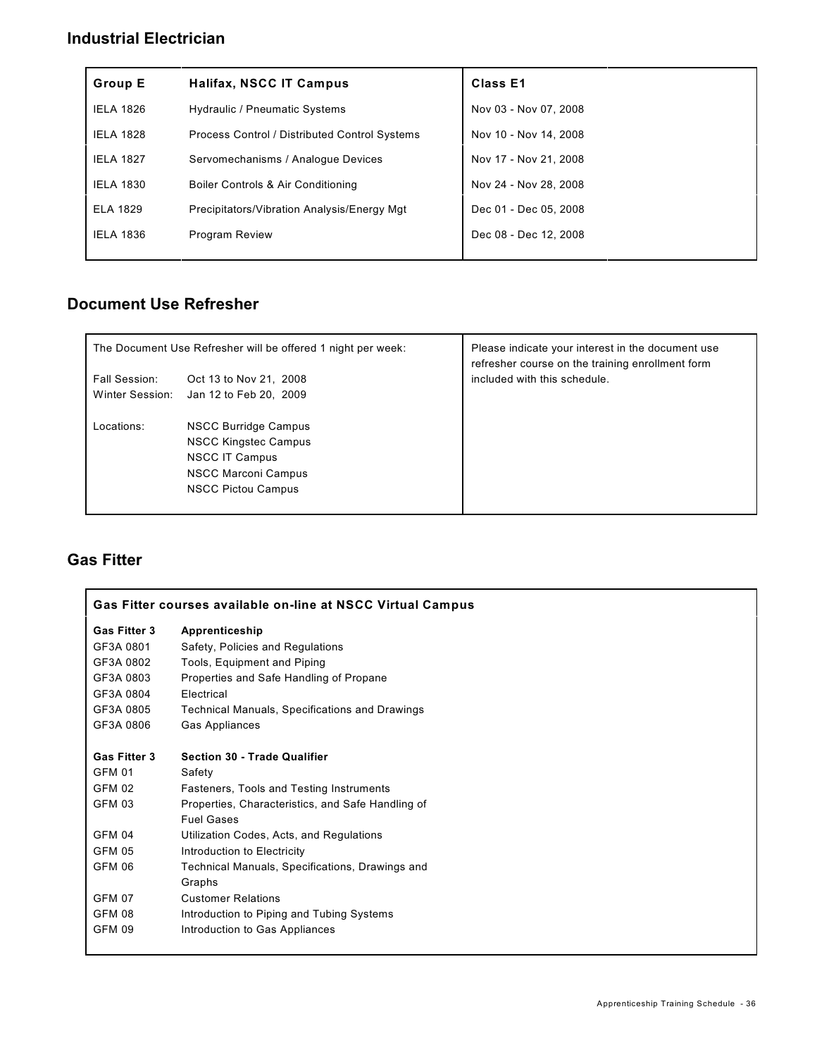## Industrial Electrician

| Group E | Halifax, NSCC IT Campus | Class E1 |
|---|---|---|
| IELA 1826 | Hydraulic / Pneumatic Systems | Nov 03 - Nov 07, 2008 |
| IELA 1828 | Process Control / Distributed Control Systems | Nov 10 - Nov 14, 2008 |
| IELA 1827 | Servomechanisms / Analogue Devices | Nov 17 - Nov 21, 2008 |
| IELA 1830 | Boiler Controls & Air Conditioning | Nov 24 - Nov 28, 2008 |
| ELA 1829 | Precipitators/Vibration Analysis/Energy Mgt | Dec 01 - Dec 05, 2008 |
| IELA 1836 | Program Review | Dec 08 - Dec 12, 2008 |

## Document Use Refresher

The Document Use Refresher will be offered 1 night per week:

Fall Session: Oct 13 to Nov 21, 2008
Winter Session: Jan 12 to Feb 20, 2009

Locations:
- NSCC Burridge Campus
- NSCC Kingstec Campus
- NSCC IT Campus
- NSCC Marconi Campus
- NSCC Pictou Campus

Please indicate your interest in the document use refresher course on the training enrollment form included with this schedule.

## Gas Fitter

**Gas Fitter courses available on-line at NSCC Virtual Campus**

| Gas Fitter 3 | Apprenticeship |
|---|---|
| GF3A 0801 | Safety, Policies and Regulations |
| GF3A 0802 | Tools, Equipment and Piping |
| GF3A 0803 | Properties and Safe Handling of Propane |
| GF3A 0804 | Electrical |
| GF3A 0805 | Technical Manuals, Specifications and Drawings |
| GF3A 0806 | Gas Appliances |

| Gas Fitter 3 | Section 30 - Trade Qualifier |
|---|---|
| GFM 01 | Safety |
| GFM 02 | Fasteners, Tools and Testing Instruments |
| GFM 03 | Properties, Characteristics, and Safe Handling of Fuel Gases |
| GFM 04 | Utilization Codes, Acts, and Regulations |
| GFM 05 | Introduction to Electricity |
| GFM 06 | Technical Manuals, Specifications, Drawings and Graphs |
| GFM 07 | Customer Relations |
| GFM 08 | Introduction to Piping and Tubing Systems |
| GFM 09 | Introduction to Gas Appliances |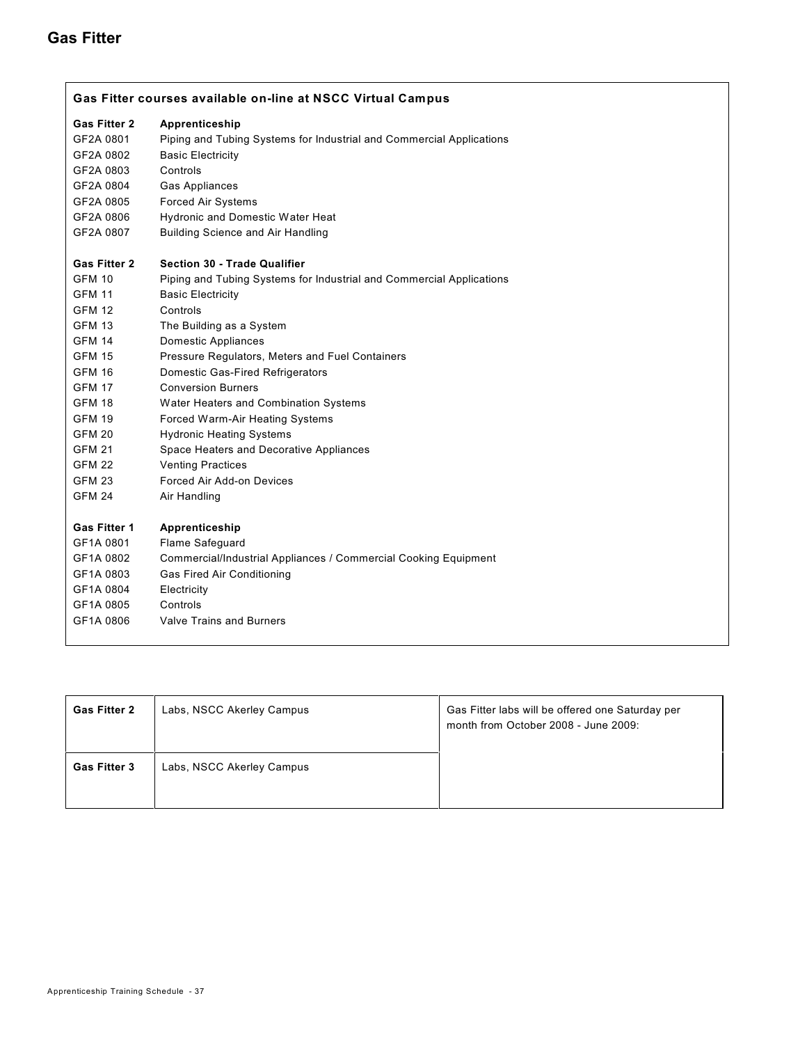# Gas Fitter

**Gas Fitter courses available on-line at NSCC Virtual Campus**

| | |
|---|---|
| **Gas Fitter 2** | **Apprenticeship** |
| GF2A 0801 | Piping and Tubing Systems for Industrial and Commercial Applications |
| GF2A 0802 | Basic Electricity |
| GF2A 0803 | Controls |
| GF2A 0804 | Gas Appliances |
| GF2A 0805 | Forced Air Systems |
| GF2A 0806 | Hydronic and Domestic Water Heat |
| GF2A 0807 | Building Science and Air Handling |
| **Gas Fitter 2** | **Section 30 - Trade Qualifier** |
| GFM 10 | Piping and Tubing Systems for Industrial and Commercial Applications |
| GFM 11 | Basic Electricity |
| GFM 12 | Controls |
| GFM 13 | The Building as a System |
| GFM 14 | Domestic Appliances |
| GFM 15 | Pressure Regulators, Meters and Fuel Containers |
| GFM 16 | Domestic Gas-Fired Refrigerators |
| GFM 17 | Conversion Burners |
| GFM 18 | Water Heaters and Combination Systems |
| GFM 19 | Forced Warm-Air Heating Systems |
| GFM 20 | Hydronic Heating Systems |
| GFM 21 | Space Heaters and Decorative Appliances |
| GFM 22 | Venting Practices |
| GFM 23 | Forced Air Add-on Devices |
| GFM 24 | Air Handling |
| **Gas Fitter 1** | **Apprenticeship** |
| GF1A 0801 | Flame Safeguard |
| GF1A 0802 | Commercial/Industrial Appliances / Commercial Cooking Equipment |
| GF1A 0803 | Gas Fired Air Conditioning |
| GF1A 0804 | Electricity |
| GF1A 0805 | Controls |
| GF1A 0806 | Valve Trains and Burners |

| | | |
|---|---|---|
| **Gas Fitter 2** | Labs, NSCC Akerley Campus | Gas Fitter labs will be offered one Saturday per month from October 2008 - June 2009: |
| **Gas Fitter 3** | Labs, NSCC Akerley Campus | |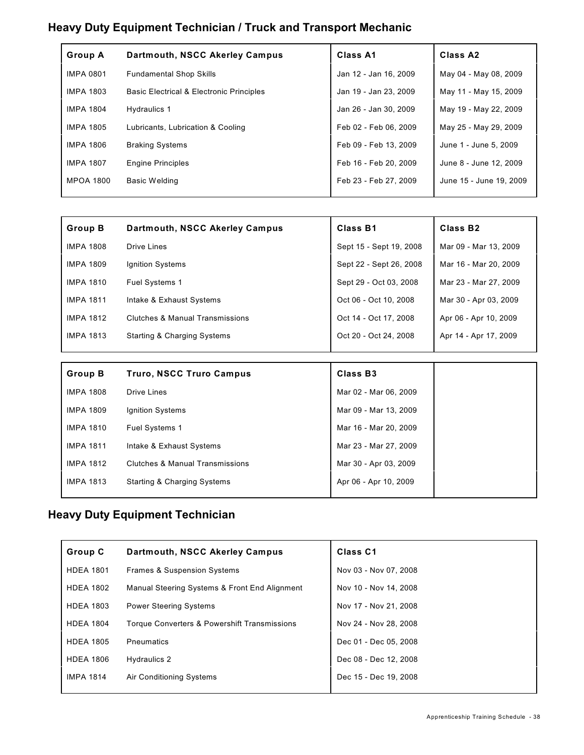## Heavy Duty Equipment Technician / Truck and Transport Mechanic

| Group A | Dartmouth, NSCC Akerley Campus | Class A1 | Class A2 |
|---|---|---|---|
| IMPA 0801 | Fundamental Shop Skills | Jan 12 - Jan 16, 2009 | May 04 - May 08, 2009 |
| IMPA 1803 | Basic Electrical & Electronic Principles | Jan 19 - Jan 23, 2009 | May 11 - May 15, 2009 |
| IMPA 1804 | Hydraulics 1 | Jan 26 - Jan 30, 2009 | May 19 - May 22, 2009 |
| IMPA 1805 | Lubricants, Lubrication & Cooling | Feb 02 - Feb 06, 2009 | May 25 - May 29, 2009 |
| IMPA 1806 | Braking Systems | Feb 09 - Feb 13, 2009 | June 1 - June 5, 2009 |
| IMPA 1807 | Engine Principles | Feb 16 - Feb 20, 2009 | June 8 - June 12, 2009 |
| MPOA 1800 | Basic Welding | Feb 23 - Feb 27, 2009 | June 15 - June 19, 2009 |

| Group B | Dartmouth, NSCC Akerley Campus | Class B1 | Class B2 |
|---|---|---|---|
| IMPA 1808 | Drive Lines | Sept 15 - Sept 19, 2008 | Mar 09 - Mar 13, 2009 |
| IMPA 1809 | Ignition Systems | Sept 22 - Sept 26, 2008 | Mar 16 - Mar 20, 2009 |
| IMPA 1810 | Fuel Systems 1 | Sept 29 - Oct 03, 2008 | Mar 23 - Mar 27, 2009 |
| IMPA 1811 | Intake & Exhaust Systems | Oct 06 - Oct 10, 2008 | Mar 30 - Apr 03, 2009 |
| IMPA 1812 | Clutches & Manual Transmissions | Oct 14 - Oct 17, 2008 | Apr 06 - Apr 10, 2009 |
| IMPA 1813 | Starting & Charging Systems | Oct 20 - Oct 24, 2008 | Apr 14 - Apr 17, 2009 |

| Group B | Truro, NSCC Truro Campus | Class B3 | |
|---|---|---|---|
| IMPA 1808 | Drive Lines | Mar 02 - Mar 06, 2009 | |
| IMPA 1809 | Ignition Systems | Mar 09 - Mar 13, 2009 | |
| IMPA 1810 | Fuel Systems 1 | Mar 16 - Mar 20, 2009 | |
| IMPA 1811 | Intake & Exhaust Systems | Mar 23 - Mar 27, 2009 | |
| IMPA 1812 | Clutches & Manual Transmissions | Mar 30 - Apr 03, 2009 | |
| IMPA 1813 | Starting & Charging Systems | Apr 06 - Apr 10, 2009 | |

## Heavy Duty Equipment Technician

| Group C | Dartmouth, NSCC Akerley Campus | Class C1 |
|---|---|---|
| HDEA 1801 | Frames & Suspension Systems | Nov 03 - Nov 07, 2008 |
| HDEA 1802 | Manual Steering Systems & Front End Alignment | Nov 10 - Nov 14, 2008 |
| HDEA 1803 | Power Steering Systems | Nov 17 - Nov 21, 2008 |
| HDEA 1804 | Torque Converters & Powershift Transmissions | Nov 24 - Nov 28, 2008 |
| HDEA 1805 | Pneumatics | Dec 01 - Dec 05, 2008 |
| HDEA 1806 | Hydraulics 2 | Dec 08 - Dec 12, 2008 |
| IMPA 1814 | Air Conditioning Systems | Dec 15 - Dec 19, 2008 |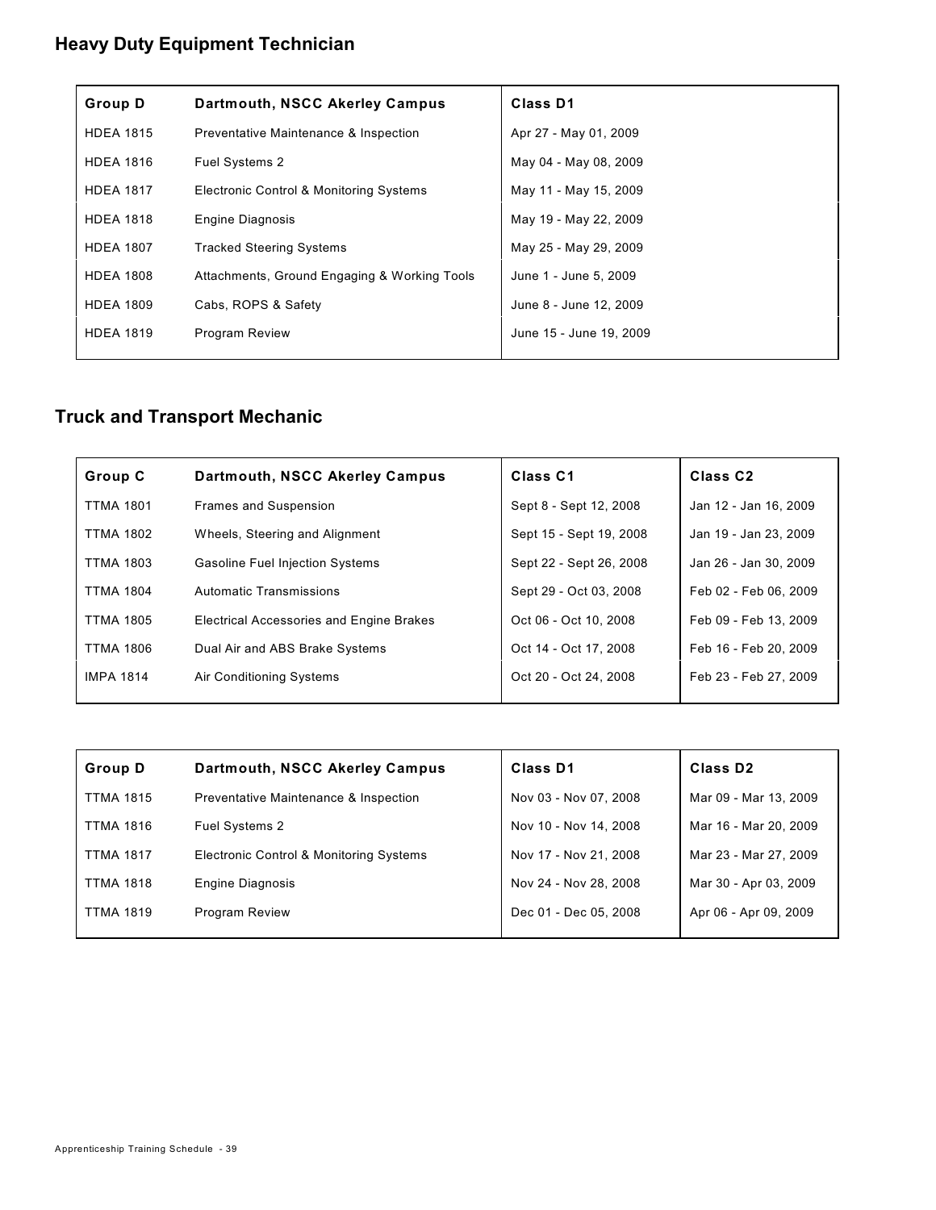## Heavy Duty Equipment Technician

| Group D | Dartmouth, NSCC Akerley Campus | Class D1 |
|---|---|---|
| HDEA 1815 | Preventative Maintenance & Inspection | Apr 27 - May 01, 2009 |
| HDEA 1816 | Fuel Systems 2 | May 04 - May 08, 2009 |
| HDEA 1817 | Electronic Control & Monitoring Systems | May 11 - May 15, 2009 |
| HDEA 1818 | Engine Diagnosis | May 19 - May 22, 2009 |
| HDEA 1807 | Tracked Steering Systems | May 25 - May 29, 2009 |
| HDEA 1808 | Attachments, Ground Engaging & Working Tools | June 1 - June 5, 2009 |
| HDEA 1809 | Cabs, ROPS & Safety | June 8 - June 12, 2009 |
| HDEA 1819 | Program Review | June 15 - June 19, 2009 |

## Truck and Transport Mechanic

| Group C | Dartmouth, NSCC Akerley Campus | Class C1 | Class C2 |
|---|---|---|---|
| TTMA 1801 | Frames and Suspension | Sept 8 - Sept 12, 2008 | Jan 12 - Jan 16, 2009 |
| TTMA 1802 | Wheels, Steering and Alignment | Sept 15 - Sept 19, 2008 | Jan 19 - Jan 23, 2009 |
| TTMA 1803 | Gasoline Fuel Injection Systems | Sept 22 - Sept 26, 2008 | Jan 26 - Jan 30, 2009 |
| TTMA 1804 | Automatic Transmissions | Sept 29 - Oct 03, 2008 | Feb 02 - Feb 06, 2009 |
| TTMA 1805 | Electrical Accessories and Engine Brakes | Oct 06 - Oct 10, 2008 | Feb 09 - Feb 13, 2009 |
| TTMA 1806 | Dual Air and ABS Brake Systems | Oct 14 - Oct 17, 2008 | Feb 16 - Feb 20, 2009 |
| IMPA 1814 | Air Conditioning Systems | Oct 20 - Oct 24, 2008 | Feb 23 - Feb 27, 2009 |

| Group D | Dartmouth, NSCC Akerley Campus | Class D1 | Class D2 |
|---|---|---|---|
| TTMA 1815 | Preventative Maintenance & Inspection | Nov 03 - Nov 07, 2008 | Mar 09 - Mar 13, 2009 |
| TTMA 1816 | Fuel Systems 2 | Nov 10 - Nov 14, 2008 | Mar 16 - Mar 20, 2009 |
| TTMA 1817 | Electronic Control & Monitoring Systems | Nov 17 - Nov 21, 2008 | Mar 23 - Mar 27, 2009 |
| TTMA 1818 | Engine Diagnosis | Nov 24 - Nov 28, 2008 | Mar 30 - Apr 03, 2009 |
| TTMA 1819 | Program Review | Dec 01 - Dec 05, 2008 | Apr 06 - Apr 09, 2009 |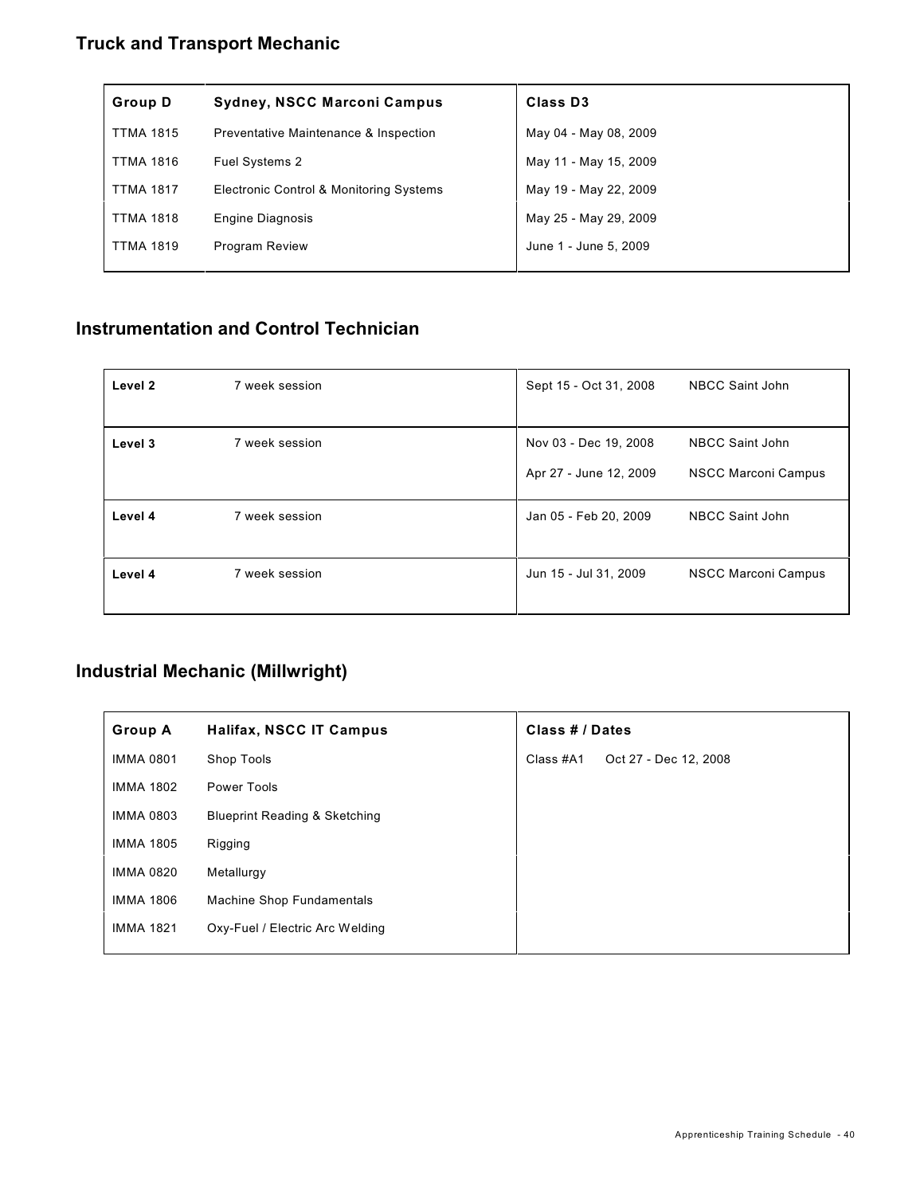## Truck and Transport Mechanic

| Group D | Sydney, NSCC Marconi Campus | Class D3 |
|---|---|---|
| TTMA 1815 | Preventative Maintenance & Inspection | May 04 - May 08, 2009 |
| TTMA 1816 | Fuel Systems 2 | May 11 - May 15, 2009 |
| TTMA 1817 | Electronic Control & Monitoring Systems | May 19 - May 22, 2009 |
| TTMA 1818 | Engine Diagnosis | May 25 - May 29, 2009 |
| TTMA 1819 | Program Review | June 1 - June 5, 2009 |

## Instrumentation and Control Technician

| Level | Session | Dates | Location |
|---|---|---|---|
| **Level 2** | 7 week session | Sept 15 - Oct 31, 2008 | NBCC Saint John |
| **Level 3** | 7 week session | Nov 03 - Dec 19, 2008 | NBCC Saint John |
| | | Apr 27 - June 12, 2009 | NSCC Marconi Campus |
| **Level 4** | 7 week session | Jan 05 - Feb 20, 2009 | NBCC Saint John |
| **Level 4** | 7 week session | Jun 15 - Jul 31, 2009 | NSCC Marconi Campus |

## Industrial Mechanic (Millwright)

| Group A | Halifax, NSCC IT Campus | Class # / Dates |
|---|---|---|
| IMMA 0801 | Shop Tools | Class #A1 Oct 27 - Dec 12, 2008 |
| IMMA 1802 | Power Tools | |
| IMMA 0803 | Blueprint Reading & Sketching | |
| IMMA 1805 | Rigging | |
| IMMA 0820 | Metallurgy | |
| IMMA 1806 | Machine Shop Fundamentals | |
| IMMA 1821 | Oxy-Fuel / Electric Arc Welding | |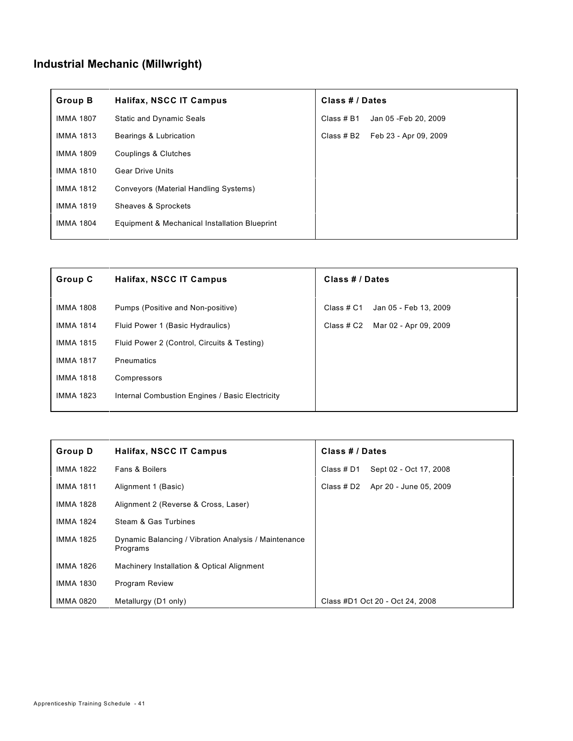## Industrial Mechanic (Millwright)

| Group B | Halifax, NSCC IT Campus | Class # / Dates |
|---|---|---|
| IMMA 1807 | Static and Dynamic Seals | Class # B1 Jan 05 -Feb 20, 2009 |
| IMMA 1813 | Bearings & Lubrication | Class # B2 Feb 23 - Apr 09, 2009 |
| IMMA 1809 | Couplings & Clutches | |
| IMMA 1810 | Gear Drive Units | |
| IMMA 1812 | Conveyors (Material Handling Systems) | |
| IMMA 1819 | Sheaves & Sprockets | |
| IMMA 1804 | Equipment & Mechanical Installation Blueprint | |

| Group C | Halifax, NSCC IT Campus | Class # / Dates |
|---|---|---|
| IMMA 1808 | Pumps (Positive and Non-positive) | Class # C1 Jan 05 - Feb 13, 2009 |
| IMMA 1814 | Fluid Power 1 (Basic Hydraulics) | Class # C2 Mar 02 - Apr 09, 2009 |
| IMMA 1815 | Fluid Power 2 (Control, Circuits & Testing) | |
| IMMA 1817 | Pneumatics | |
| IMMA 1818 | Compressors | |
| IMMA 1823 | Internal Combustion Engines / Basic Electricity | |

| Group D | Halifax, NSCC IT Campus | Class # / Dates |
|---|---|---|
| IMMA 1822 | Fans & Boilers | Class # D1 Sept 02 - Oct 17, 2008 |
| IMMA 1811 | Alignment 1 (Basic) | Class # D2 Apr 20 - June 05, 2009 |
| IMMA 1828 | Alignment 2 (Reverse & Cross, Laser) | |
| IMMA 1824 | Steam & Gas Turbines | |
| IMMA 1825 | Dynamic Balancing / Vibration Analysis / Maintenance Programs | |
| IMMA 1826 | Machinery Installation & Optical Alignment | |
| IMMA 1830 | Program Review | |
| IMMA 0820 | Metallurgy (D1 only) | Class #D1 Oct 20 - Oct 24, 2008 |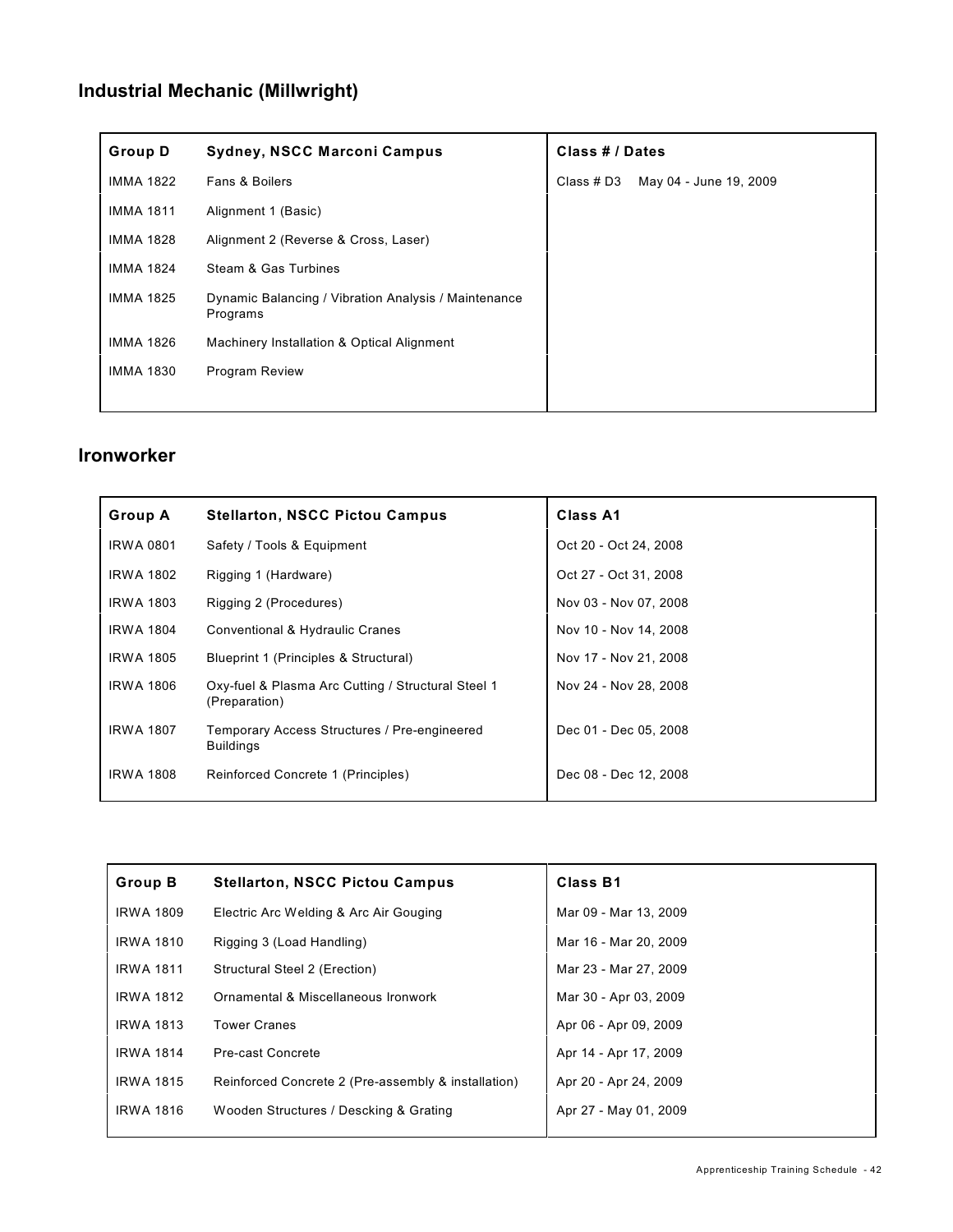## Industrial Mechanic (Millwright)

| Group D | Sydney, NSCC Marconi Campus | Class # / Dates |
|---|---|---|
| IMMA 1822 | Fans & Boilers | Class # D3 May 04 - June 19, 2009 |
| IMMA 1811 | Alignment 1 (Basic) | |
| IMMA 1828 | Alignment 2 (Reverse & Cross, Laser) | |
| IMMA 1824 | Steam & Gas Turbines | |
| IMMA 1825 | Dynamic Balancing / Vibration Analysis / Maintenance Programs | |
| IMMA 1826 | Machinery Installation & Optical Alignment | |
| IMMA 1830 | Program Review | |

## Ironworker

| Group A | Stellarton, NSCC Pictou Campus | Class A1 |
|---|---|---|
| IRWA 0801 | Safety / Tools & Equipment | Oct 20 - Oct 24, 2008 |
| IRWA 1802 | Rigging 1 (Hardware) | Oct 27 - Oct 31, 2008 |
| IRWA 1803 | Rigging 2 (Procedures) | Nov 03 - Nov 07, 2008 |
| IRWA 1804 | Conventional & Hydraulic Cranes | Nov 10 - Nov 14, 2008 |
| IRWA 1805 | Blueprint 1 (Principles & Structural) | Nov 17 - Nov 21, 2008 |
| IRWA 1806 | Oxy-fuel & Plasma Arc Cutting / Structural Steel 1 (Preparation) | Nov 24 - Nov 28, 2008 |
| IRWA 1807 | Temporary Access Structures / Pre-engineered Buildings | Dec 01 - Dec 05, 2008 |
| IRWA 1808 | Reinforced Concrete 1 (Principles) | Dec 08 - Dec 12, 2008 |

| Group B | Stellarton, NSCC Pictou Campus | Class B1 |
|---|---|---|
| IRWA 1809 | Electric Arc Welding & Arc Air Gouging | Mar 09 - Mar 13, 2009 |
| IRWA 1810 | Rigging 3 (Load Handling) | Mar 16 - Mar 20, 2009 |
| IRWA 1811 | Structural Steel 2 (Erection) | Mar 23 - Mar 27, 2009 |
| IRWA 1812 | Ornamental & Miscellaneous Ironwork | Mar 30 - Apr 03, 2009 |
| IRWA 1813 | Tower Cranes | Apr 06 - Apr 09, 2009 |
| IRWA 1814 | Pre-cast Concrete | Apr 14 - Apr 17, 2009 |
| IRWA 1815 | Reinforced Concrete 2 (Pre-assembly & installation) | Apr 20 - Apr 24, 2009 |
| IRWA 1816 | Wooden Structures / Descking & Grating | Apr 27 - May 01, 2009 |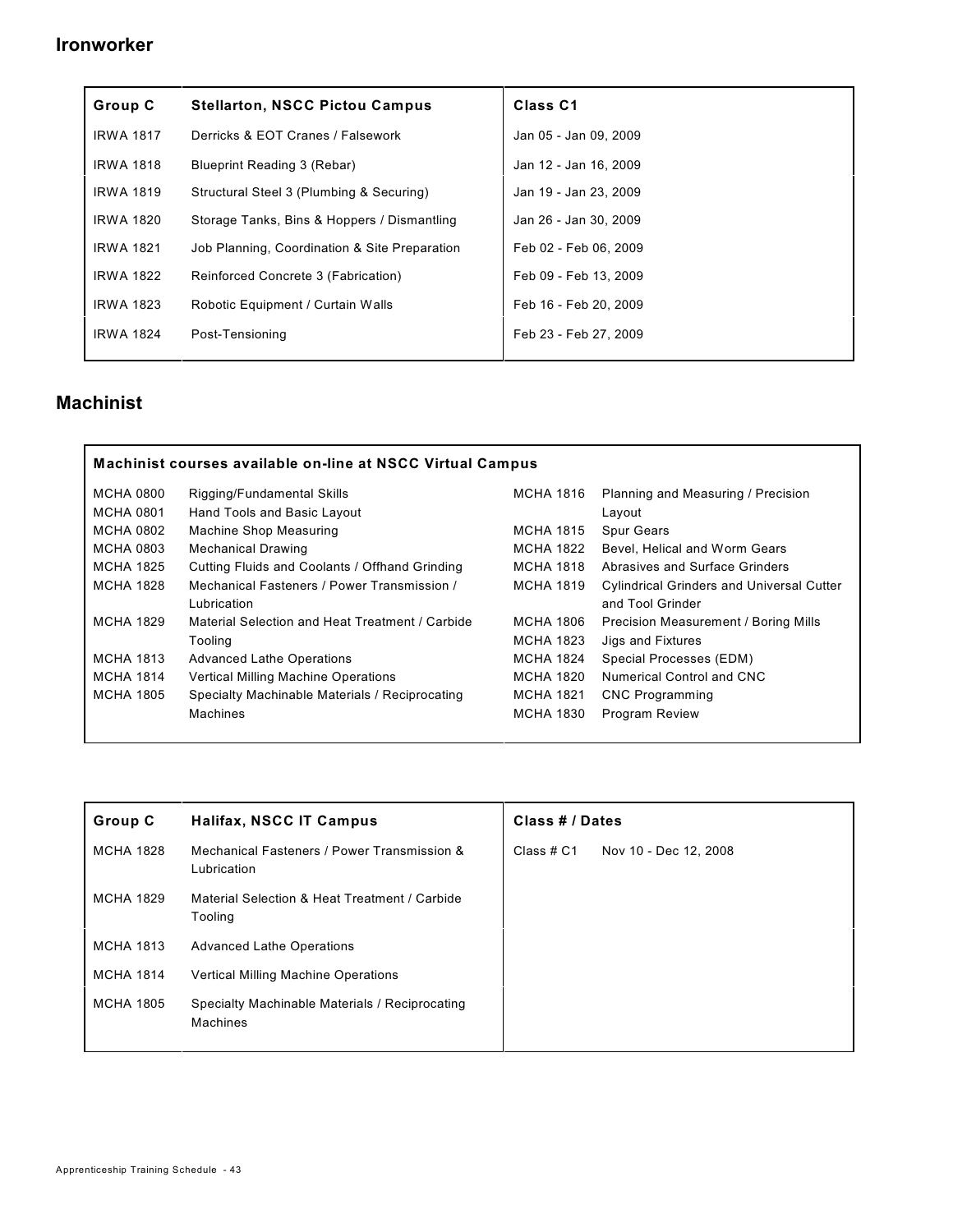## Ironworker

| Group C | Stellarton, NSCC Pictou Campus | Class C1 |
|---|---|---|
| IRWA 1817 | Derricks & EOT Cranes / Falsework | Jan 05 - Jan 09, 2009 |
| IRWA 1818 | Blueprint Reading 3 (Rebar) | Jan 12 - Jan 16, 2009 |
| IRWA 1819 | Structural Steel 3 (Plumbing & Securing) | Jan 19 - Jan 23, 2009 |
| IRWA 1820 | Storage Tanks, Bins & Hoppers / Dismantling | Jan 26 - Jan 30, 2009 |
| IRWA 1821 | Job Planning, Coordination & Site Preparation | Feb 02 - Feb 06, 2009 |
| IRWA 1822 | Reinforced Concrete 3 (Fabrication) | Feb 09 - Feb 13, 2009 |
| IRWA 1823 | Robotic Equipment / Curtain Walls | Feb 16 - Feb 20, 2009 |
| IRWA 1824 | Post-Tensioning | Feb 23 - Feb 27, 2009 |

## Machinist

**Machinist courses available on-line at NSCC Virtual Campus**

| | |
|---|---|
| MCHA 0800 | Rigging/Fundamental Skills |
| MCHA 0801 | Hand Tools and Basic Layout |
| MCHA 0802 | Machine Shop Measuring |
| MCHA 0803 | Mechanical Drawing |
| MCHA 1825 | Cutting Fluids and Coolants / Offhand Grinding |
| MCHA 1828 | Mechanical Fasteners / Power Transmission / Lubrication |
| MCHA 1829 | Material Selection and Heat Treatment / Carbide Tooling |
| MCHA 1813 | Advanced Lathe Operations |
| MCHA 1814 | Vertical Milling Machine Operations |
| MCHA 1805 | Specialty Machinable Materials / Reciprocating Machines |
| MCHA 1816 | Planning and Measuring / Precision Layout |
| MCHA 1815 | Spur Gears |
| MCHA 1822 | Bevel, Helical and Worm Gears |
| MCHA 1818 | Abrasives and Surface Grinders |
| MCHA 1819 | Cylindrical Grinders and Universal Cutter and Tool Grinder |
| MCHA 1806 | Precision Measurement / Boring Mills |
| MCHA 1823 | Jigs and Fixtures |
| MCHA 1824 | Special Processes (EDM) |
| MCHA 1820 | Numerical Control and CNC |
| MCHA 1821 | CNC Programming |
| MCHA 1830 | Program Review |

| Group C | Halifax, NSCC IT Campus | Class # / Dates | |
|---|---|---|---|
| MCHA 1828 | Mechanical Fasteners / Power Transmission & Lubrication | Class # C1 | Nov 10 - Dec 12, 2008 |
| MCHA 1829 | Material Selection & Heat Treatment / Carbide Tooling | | |
| MCHA 1813 | Advanced Lathe Operations | | |
| MCHA 1814 | Vertical Milling Machine Operations | | |
| MCHA 1805 | Specialty Machinable Materials / Reciprocating Machines | | |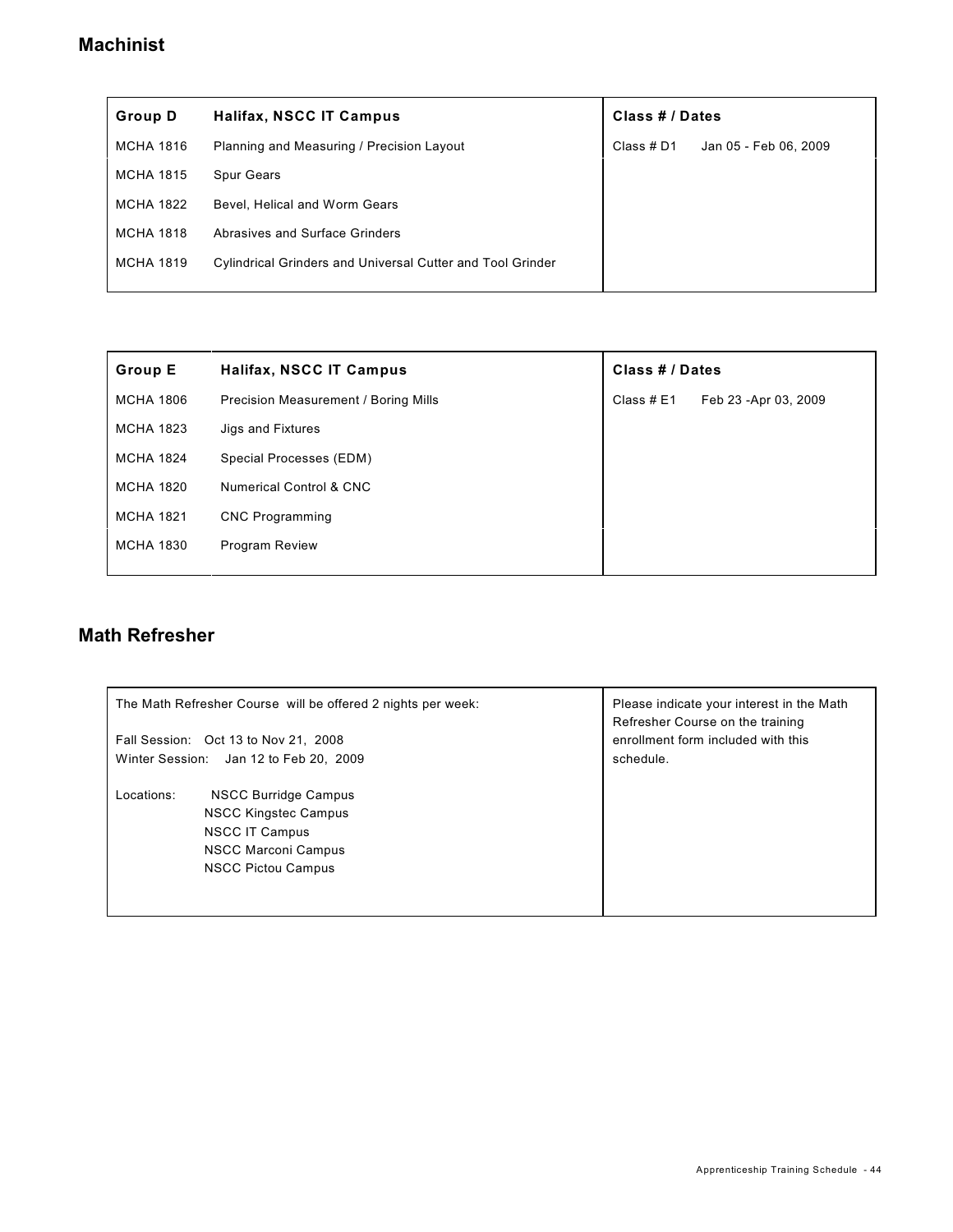## Machinist

| Group D | Halifax, NSCC IT Campus | Class # / Dates | |
|---|---|---|---|
| MCHA 1816 | Planning and Measuring / Precision Layout | Class # D1 | Jan 05 - Feb 06, 2009 |
| MCHA 1815 | Spur Gears | | |
| MCHA 1822 | Bevel, Helical and Worm Gears | | |
| MCHA 1818 | Abrasives and Surface Grinders | | |
| MCHA 1819 | Cylindrical Grinders and Universal Cutter and Tool Grinder | | |

| Group E | Halifax, NSCC IT Campus | Class # / Dates | |
|---|---|---|---|
| MCHA 1806 | Precision Measurement / Boring Mills | Class # E1 | Feb 23 -Apr 03, 2009 |
| MCHA 1823 | Jigs and Fixtures | | |
| MCHA 1824 | Special Processes (EDM) | | |
| MCHA 1820 | Numerical Control & CNC | | |
| MCHA 1821 | CNC Programming | | |
| MCHA 1830 | Program Review | | |

## Math Refresher

| | |
|---|---|
| The Math Refresher Course will be offered 2 nights per week:<br><br>Fall Session: Oct 13 to Nov 21, 2008<br>Winter Session: Jan 12 to Feb 20, 2009<br><br>Locations: NSCC Burridge Campus<br>NSCC Kingstec Campus<br>NSCC IT Campus<br>NSCC Marconi Campus<br>NSCC Pictou Campus | Please indicate your interest in the Math Refresher Course on the training enrollment form included with this schedule. |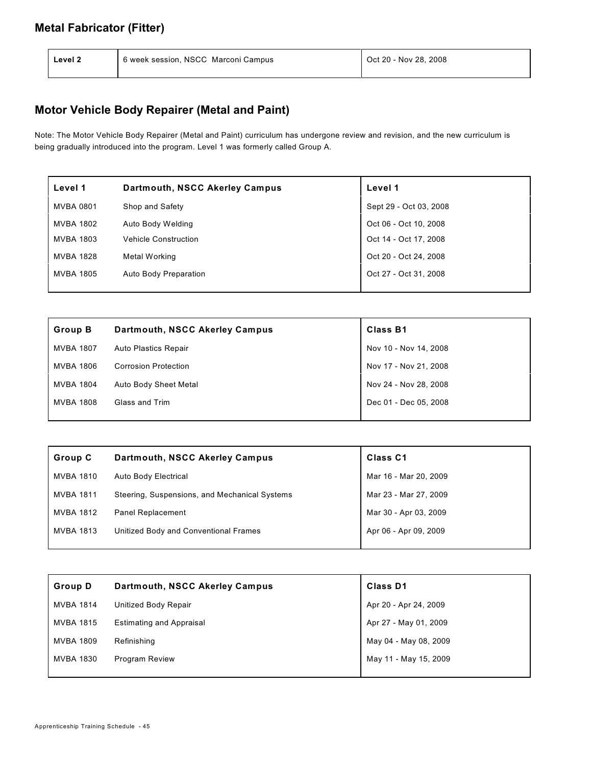## Metal Fabricator (Fitter)

| Level 2 | 6 week session, NSCC Marconi Campus | Oct 20 - Nov 28, 2008 |
|---|---|---|

## Motor Vehicle Body Repairer (Metal and Paint)

Note: The Motor Vehicle Body Repairer (Metal and Paint) curriculum has undergone review and revision, and the new curriculum is being gradually introduced into the program. Level 1 was formerly called Group A.

| **Level 1** | **Dartmouth, NSCC Akerley Campus** | **Level 1** |
|---|---|---|
| MVBA 0801 | Shop and Safety | Sept 29 - Oct 03, 2008 |
| MVBA 1802 | Auto Body Welding | Oct 06 - Oct 10, 2008 |
| MVBA 1803 | Vehicle Construction | Oct 14 - Oct 17, 2008 |
| MVBA 1828 | Metal Working | Oct 20 - Oct 24, 2008 |
| MVBA 1805 | Auto Body Preparation | Oct 27 - Oct 31, 2008 |

| **Group B** | **Dartmouth, NSCC Akerley Campus** | **Class B1** |
|---|---|---|
| MVBA 1807 | Auto Plastics Repair | Nov 10 - Nov 14, 2008 |
| MVBA 1806 | Corrosion Protection | Nov 17 - Nov 21, 2008 |
| MVBA 1804 | Auto Body Sheet Metal | Nov 24 - Nov 28, 2008 |
| MVBA 1808 | Glass and Trim | Dec 01 - Dec 05, 2008 |

| **Group C** | **Dartmouth, NSCC Akerley Campus** | **Class C1** |
|---|---|---|
| MVBA 1810 | Auto Body Electrical | Mar 16 - Mar 20, 2009 |
| MVBA 1811 | Steering, Suspensions, and Mechanical Systems | Mar 23 - Mar 27, 2009 |
| MVBA 1812 | Panel Replacement | Mar 30 - Apr 03, 2009 |
| MVBA 1813 | Unitized Body and Conventional Frames | Apr 06 - Apr 09, 2009 |

| **Group D** | **Dartmouth, NSCC Akerley Campus** | **Class D1** |
|---|---|---|
| MVBA 1814 | Unitized Body Repair | Apr 20 - Apr 24, 2009 |
| MVBA 1815 | Estimating and Appraisal | Apr 27 - May 01, 2009 |
| MVBA 1809 | Refinishing | May 04 - May 08, 2009 |
| MVBA 1830 | Program Review | May 11 - May 15, 2009 |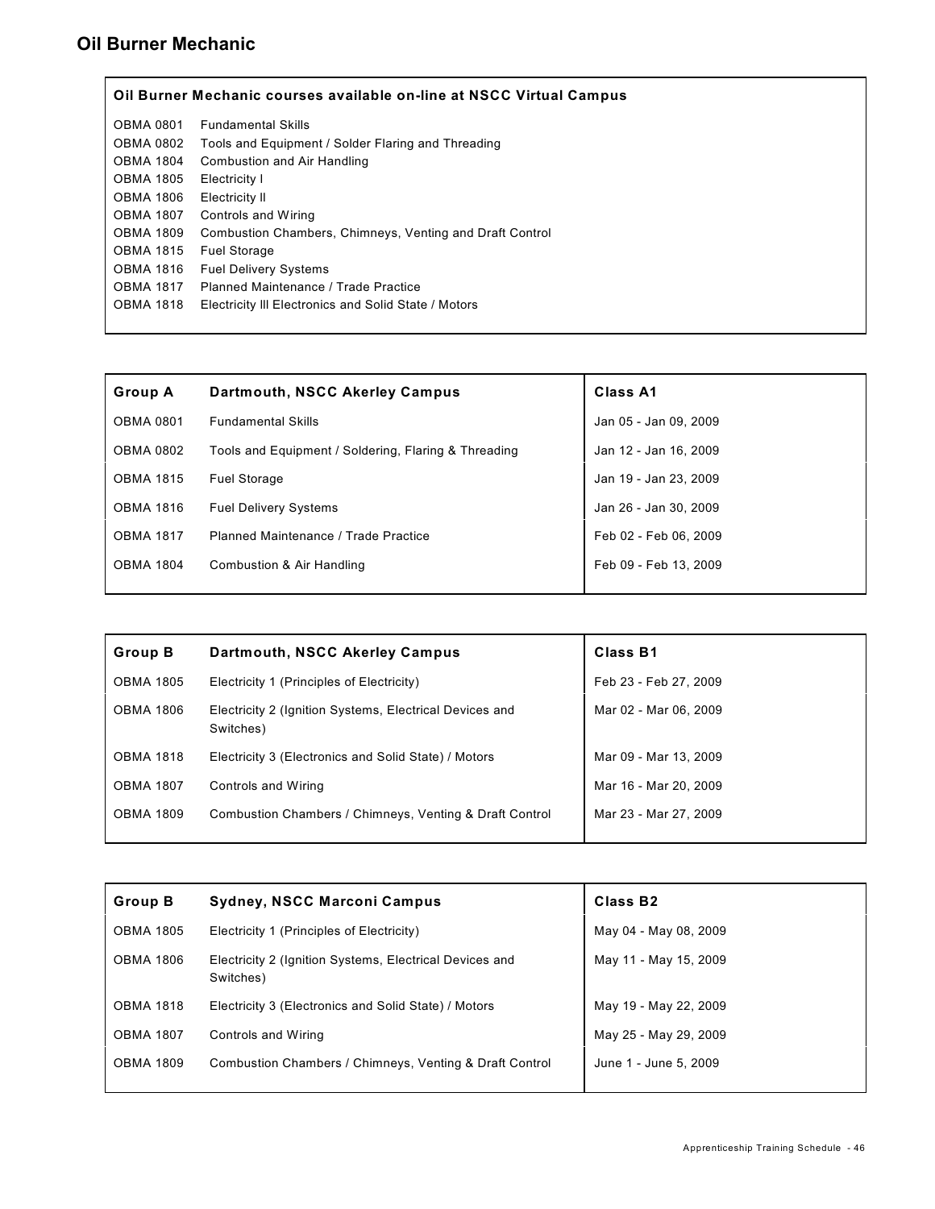# Oil Burner Mechanic

**Oil Burner Mechanic courses available on-line at NSCC Virtual Campus**

| | |
|---|---|
| OBMA 0801 | Fundamental Skills |
| OBMA 0802 | Tools and Equipment / Solder Flaring and Threading |
| OBMA 1804 | Combustion and Air Handling |
| OBMA 1805 | Electricity I |
| OBMA 1806 | Electricity II |
| OBMA 1807 | Controls and Wiring |
| OBMA 1809 | Combustion Chambers, Chimneys, Venting and Draft Control |
| OBMA 1815 | Fuel Storage |
| OBMA 1816 | Fuel Delivery Systems |
| OBMA 1817 | Planned Maintenance / Trade Practice |
| OBMA 1818 | Electricity III Electronics and Solid State / Motors |

| Group A | Dartmouth, NSCC Akerley Campus | Class A1 |
|---|---|---|
| OBMA 0801 | Fundamental Skills | Jan 05 - Jan 09, 2009 |
| OBMA 0802 | Tools and Equipment / Soldering, Flaring & Threading | Jan 12 - Jan 16, 2009 |
| OBMA 1815 | Fuel Storage | Jan 19 - Jan 23, 2009 |
| OBMA 1816 | Fuel Delivery Systems | Jan 26 - Jan 30, 2009 |
| OBMA 1817 | Planned Maintenance / Trade Practice | Feb 02 - Feb 06, 2009 |
| OBMA 1804 | Combustion & Air Handling | Feb 09 - Feb 13, 2009 |

| Group B | Dartmouth, NSCC Akerley Campus | Class B1 |
|---|---|---|
| OBMA 1805 | Electricity 1 (Principles of Electricity) | Feb 23 - Feb 27, 2009 |
| OBMA 1806 | Electricity 2 (Ignition Systems, Electrical Devices and Switches) | Mar 02 - Mar 06, 2009 |
| OBMA 1818 | Electricity 3 (Electronics and Solid State) / Motors | Mar 09 - Mar 13, 2009 |
| OBMA 1807 | Controls and Wiring | Mar 16 - Mar 20, 2009 |
| OBMA 1809 | Combustion Chambers / Chimneys, Venting & Draft Control | Mar 23 - Mar 27, 2009 |

| Group B | Sydney, NSCC Marconi Campus | Class B2 |
|---|---|---|
| OBMA 1805 | Electricity 1 (Principles of Electricity) | May 04 - May 08, 2009 |
| OBMA 1806 | Electricity 2 (Ignition Systems, Electrical Devices and Switches) | May 11 - May 15, 2009 |
| OBMA 1818 | Electricity 3 (Electronics and Solid State) / Motors | May 19 - May 22, 2009 |
| OBMA 1807 | Controls and Wiring | May 25 - May 29, 2009 |
| OBMA 1809 | Combustion Chambers / Chimneys, Venting & Draft Control | June 1 - June 5, 2009 |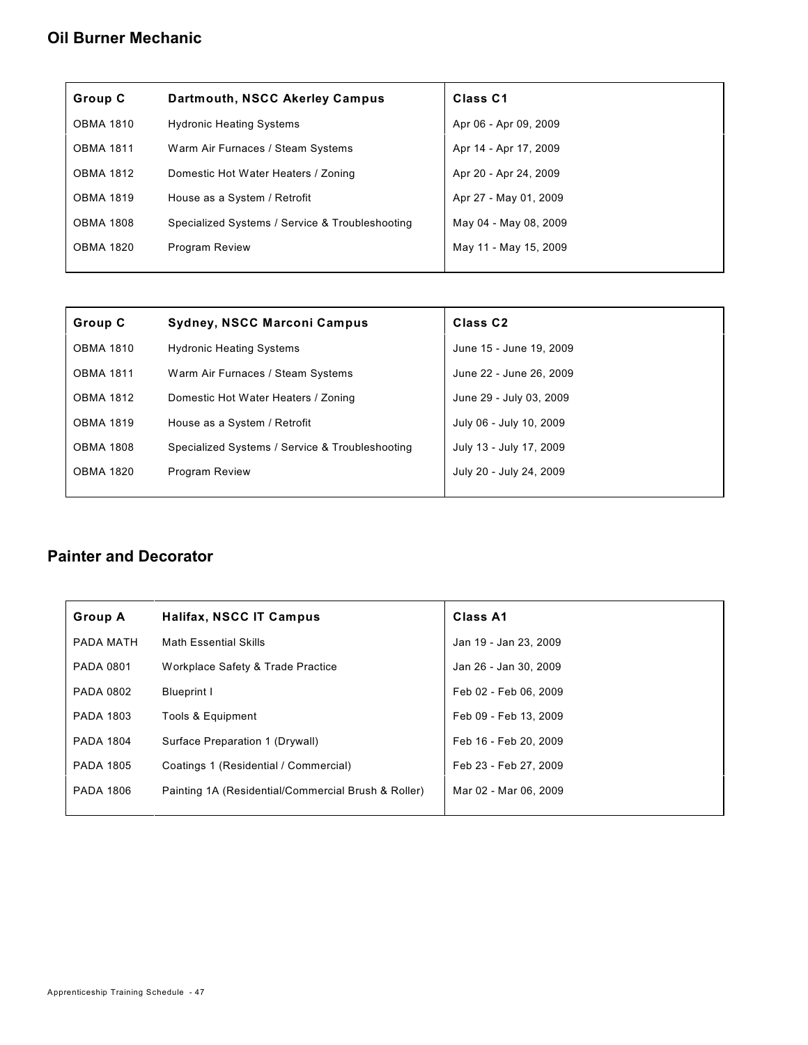## Oil Burner Mechanic

| Group C | Dartmouth, NSCC Akerley Campus | Class C1 |
| --- | --- | --- |
| OBMA 1810 | Hydronic Heating Systems | Apr 06 - Apr 09, 2009 |
| OBMA 1811 | Warm Air Furnaces / Steam Systems | Apr 14 - Apr 17, 2009 |
| OBMA 1812 | Domestic Hot Water Heaters / Zoning | Apr 20 - Apr 24, 2009 |
| OBMA 1819 | House as a System / Retrofit | Apr 27 - May 01, 2009 |
| OBMA 1808 | Specialized Systems / Service & Troubleshooting | May 04 - May 08, 2009 |
| OBMA 1820 | Program Review | May 11 - May 15, 2009 |

| Group C | Sydney, NSCC Marconi Campus | Class C2 |
| --- | --- | --- |
| OBMA 1810 | Hydronic Heating Systems | June 15 - June 19, 2009 |
| OBMA 1811 | Warm Air Furnaces / Steam Systems | June 22 - June 26, 2009 |
| OBMA 1812 | Domestic Hot Water Heaters / Zoning | June 29 - July 03, 2009 |
| OBMA 1819 | House as a System / Retrofit | July 06 - July 10, 2009 |
| OBMA 1808 | Specialized Systems / Service & Troubleshooting | July 13 - July 17, 2009 |
| OBMA 1820 | Program Review | July 20 - July 24, 2009 |

## Painter and Decorator

| Group A | Halifax, NSCC IT Campus | Class A1 |
| --- | --- | --- |
| PADA MATH | Math Essential Skills | Jan 19 - Jan 23, 2009 |
| PADA 0801 | Workplace Safety & Trade Practice | Jan 26 - Jan 30, 2009 |
| PADA 0802 | Blueprint I | Feb 02 - Feb 06, 2009 |
| PADA 1803 | Tools & Equipment | Feb 09 - Feb 13, 2009 |
| PADA 1804 | Surface Preparation 1 (Drywall) | Feb 16 - Feb 20, 2009 |
| PADA 1805 | Coatings 1 (Residential / Commercial) | Feb 23 - Feb 27, 2009 |
| PADA 1806 | Painting 1A (Residential/Commercial Brush & Roller) | Mar 02 - Mar 06, 2009 |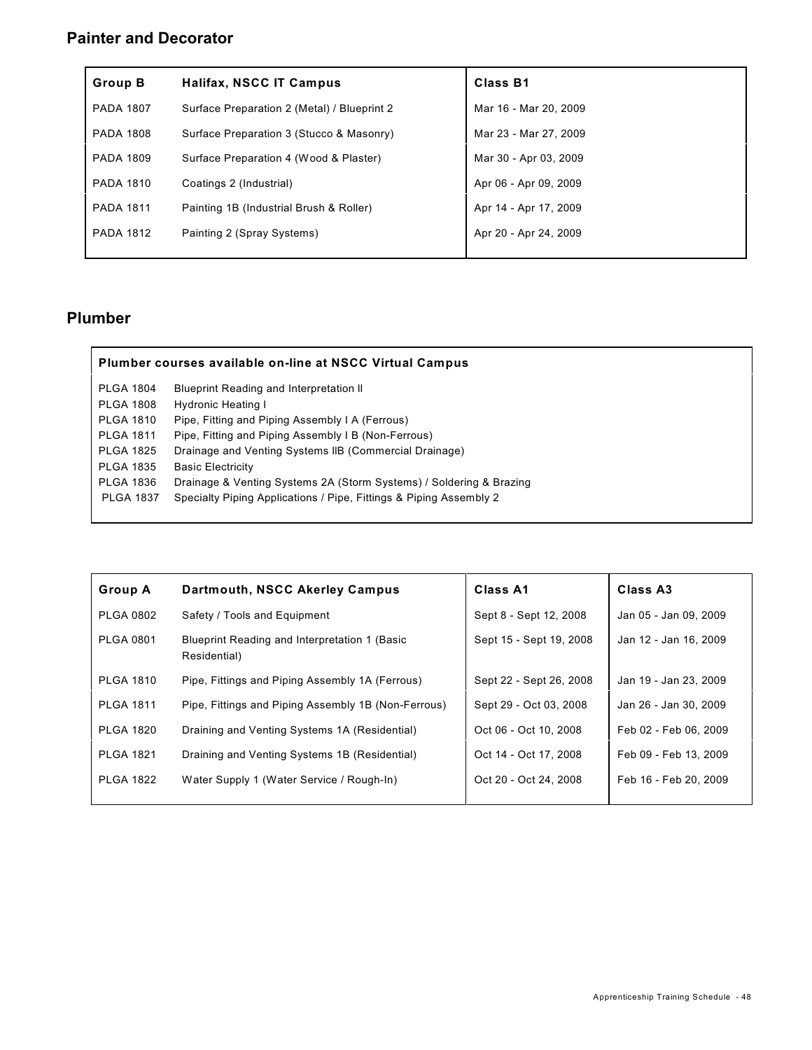## Painter and Decorator

| Group B | Halifax, NSCC IT Campus | Class B1 |
|---|---|---|
| PADA 1807 | Surface Preparation 2 (Metal) / Blueprint 2 | Mar 16 - Mar 20, 2009 |
| PADA 1808 | Surface Preparation 3 (Stucco & Masonry) | Mar 23 - Mar 27, 2009 |
| PADA 1809 | Surface Preparation 4 (Wood & Plaster) | Mar 30 - Apr 03, 2009 |
| PADA 1810 | Coatings 2 (Industrial) | Apr 06 - Apr 09, 2009 |
| PADA 1811 | Painting 1B (Industrial Brush & Roller) | Apr 14 - Apr 17, 2009 |
| PADA 1812 | Painting 2 (Spray Systems) | Apr 20 - Apr 24, 2009 |

## Plumber

**Plumber courses available on-line at NSCC Virtual Campus**

| | |
|---|---|
| PLGA 1804 | Blueprint Reading and Interpretation II |
| PLGA 1808 | Hydronic Heating I |
| PLGA 1810 | Pipe, Fitting and Piping Assembly I A (Ferrous) |
| PLGA 1811 | Pipe, Fitting and Piping Assembly I B (Non-Ferrous) |
| PLGA 1825 | Drainage and Venting Systems IIB (Commercial Drainage) |
| PLGA 1835 | Basic Electricity |
| PLGA 1836 | Drainage & Venting Systems 2A (Storm Systems) / Soldering & Brazing |
| PLGA 1837 | Specialty Piping Applications / Pipe, Fittings & Piping Assembly 2 |

| Group A | Dartmouth, NSCC Akerley Campus | Class A1 | Class A3 |
|---|---|---|---|
| PLGA 0802 | Safety / Tools and Equipment | Sept 8 - Sept 12, 2008 | Jan 05 - Jan 09, 2009 |
| PLGA 0801 | Blueprint Reading and Interpretation 1 (Basic Residential) | Sept 15 - Sept 19, 2008 | Jan 12 - Jan 16, 2009 |
| PLGA 1810 | Pipe, Fittings and Piping Assembly 1A (Ferrous) | Sept 22 - Sept 26, 2008 | Jan 19 - Jan 23, 2009 |
| PLGA 1811 | Pipe, Fittings and Piping Assembly 1B (Non-Ferrous) | Sept 29 - Oct 03, 2008 | Jan 26 - Jan 30, 2009 |
| PLGA 1820 | Draining and Venting Systems 1A (Residential) | Oct 06 - Oct 10, 2008 | Feb 02 - Feb 06, 2009 |
| PLGA 1821 | Draining and Venting Systems 1B (Residential) | Oct 14 - Oct 17, 2008 | Feb 09 - Feb 13, 2009 |
| PLGA 1822 | Water Supply 1 (Water Service / Rough-In) | Oct 20 - Oct 24, 2008 | Feb 16 - Feb 20, 2009 |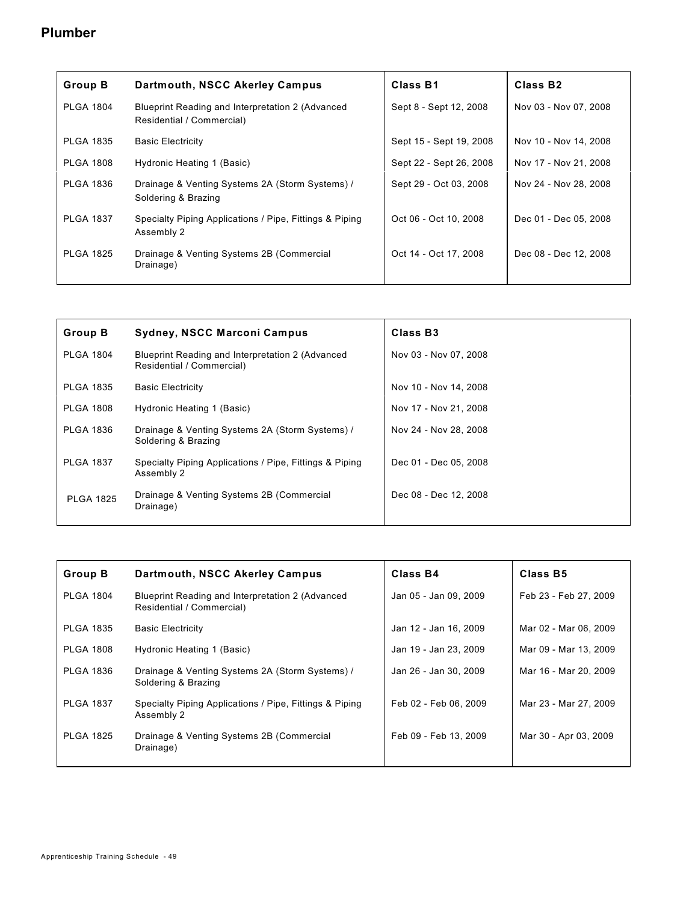## Plumber

| Group B | Dartmouth, NSCC Akerley Campus | Class B1 | Class B2 |
|---|---|---|---|
| PLGA 1804 | Blueprint Reading and Interpretation 2 (Advanced Residential / Commercial) | Sept 8 - Sept 12, 2008 | Nov 03 - Nov 07, 2008 |
| PLGA 1835 | Basic Electricity | Sept 15 - Sept 19, 2008 | Nov 10 - Nov 14, 2008 |
| PLGA 1808 | Hydronic Heating 1 (Basic) | Sept 22 - Sept 26, 2008 | Nov 17 - Nov 21, 2008 |
| PLGA 1836 | Drainage & Venting Systems 2A (Storm Systems) / Soldering & Brazing | Sept 29 - Oct 03, 2008 | Nov 24 - Nov 28, 2008 |
| PLGA 1837 | Specialty Piping Applications / Pipe, Fittings & Piping Assembly 2 | Oct 06 - Oct 10, 2008 | Dec 01 - Dec 05, 2008 |
| PLGA 1825 | Drainage & Venting Systems 2B (Commercial Drainage) | Oct 14 - Oct 17, 2008 | Dec 08 - Dec 12, 2008 |

| Group B | Sydney, NSCC Marconi Campus | Class B3 |
|---|---|---|
| PLGA 1804 | Blueprint Reading and Interpretation 2 (Advanced Residential / Commercial) | Nov 03 - Nov 07, 2008 |
| PLGA 1835 | Basic Electricity | Nov 10 - Nov 14, 2008 |
| PLGA 1808 | Hydronic Heating 1 (Basic) | Nov 17 - Nov 21, 2008 |
| PLGA 1836 | Drainage & Venting Systems 2A (Storm Systems) / Soldering & Brazing | Nov 24 - Nov 28, 2008 |
| PLGA 1837 | Specialty Piping Applications / Pipe, Fittings & Piping Assembly 2 | Dec 01 - Dec 05, 2008 |
| PLGA 1825 | Drainage & Venting Systems 2B (Commercial Drainage) | Dec 08 - Dec 12, 2008 |

| Group B | Dartmouth, NSCC Akerley Campus | Class B4 | Class B5 |
|---|---|---|---|
| PLGA 1804 | Blueprint Reading and Interpretation 2 (Advanced Residential / Commercial) | Jan 05 - Jan 09, 2009 | Feb 23 - Feb 27, 2009 |
| PLGA 1835 | Basic Electricity | Jan 12 - Jan 16, 2009 | Mar 02 - Mar 06, 2009 |
| PLGA 1808 | Hydronic Heating 1 (Basic) | Jan 19 - Jan 23, 2009 | Mar 09 - Mar 13, 2009 |
| PLGA 1836 | Drainage & Venting Systems 2A (Storm Systems) / Soldering & Brazing | Jan 26 - Jan 30, 2009 | Mar 16 - Mar 20, 2009 |
| PLGA 1837 | Specialty Piping Applications / Pipe, Fittings & Piping Assembly 2 | Feb 02 - Feb 06, 2009 | Mar 23 - Mar 27, 2009 |
| PLGA 1825 | Drainage & Venting Systems 2B (Commercial Drainage) | Feb 09 - Feb 13, 2009 | Mar 30 - Apr 03, 2009 |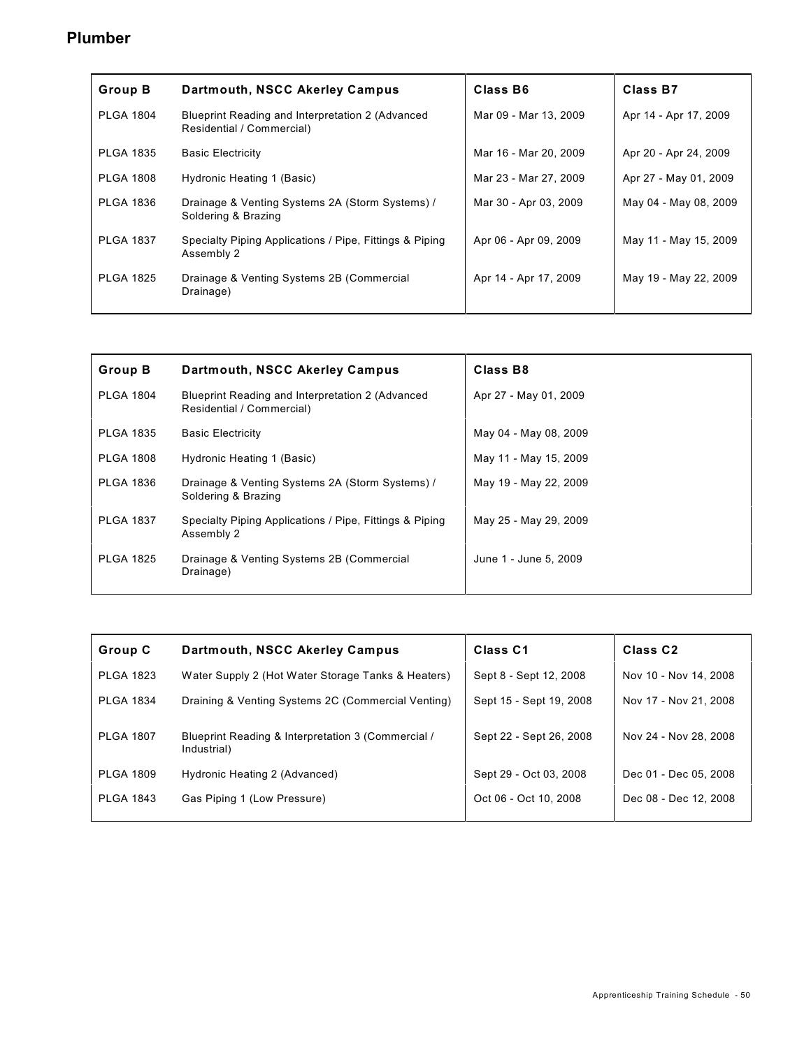# Plumber

| Group B | Dartmouth, NSCC Akerley Campus | Class B6 | Class B7 |
|---|---|---|---|
| PLGA 1804 | Blueprint Reading and Interpretation 2 (Advanced Residential / Commercial) | Mar 09 - Mar 13, 2009 | Apr 14 - Apr 17, 2009 |
| PLGA 1835 | Basic Electricity | Mar 16 - Mar 20, 2009 | Apr 20 - Apr 24, 2009 |
| PLGA 1808 | Hydronic Heating 1 (Basic) | Mar 23 - Mar 27, 2009 | Apr 27 - May 01, 2009 |
| PLGA 1836 | Drainage & Venting Systems 2A (Storm Systems) / Soldering & Brazing | Mar 30 - Apr 03, 2009 | May 04 - May 08, 2009 |
| PLGA 1837 | Specialty Piping Applications / Pipe, Fittings & Piping Assembly 2 | Apr 06 - Apr 09, 2009 | May 11 - May 15, 2009 |
| PLGA 1825 | Drainage & Venting Systems 2B (Commercial Drainage) | Apr 14 - Apr 17, 2009 | May 19 - May 22, 2009 |

| Group B | Dartmouth, NSCC Akerley Campus | Class B8 |
|---|---|---|
| PLGA 1804 | Blueprint Reading and Interpretation 2 (Advanced Residential / Commercial) | Apr 27 - May 01, 2009 |
| PLGA 1835 | Basic Electricity | May 04 - May 08, 2009 |
| PLGA 1808 | Hydronic Heating 1 (Basic) | May 11 - May 15, 2009 |
| PLGA 1836 | Drainage & Venting Systems 2A (Storm Systems) / Soldering & Brazing | May 19 - May 22, 2009 |
| PLGA 1837 | Specialty Piping Applications / Pipe, Fittings & Piping Assembly 2 | May 25 - May 29, 2009 |
| PLGA 1825 | Drainage & Venting Systems 2B (Commercial Drainage) | June 1 - June 5, 2009 |

| Group C | Dartmouth, NSCC Akerley Campus | Class C1 | Class C2 |
|---|---|---|---|
| PLGA 1823 | Water Supply 2 (Hot Water Storage Tanks & Heaters) | Sept 8 - Sept 12, 2008 | Nov 10 - Nov 14, 2008 |
| PLGA 1834 | Draining & Venting Systems 2C (Commercial Venting) | Sept 15 - Sept 19, 2008 | Nov 17 - Nov 21, 2008 |
| PLGA 1807 | Blueprint Reading & Interpretation 3 (Commercial / Industrial) | Sept 22 - Sept 26, 2008 | Nov 24 - Nov 28, 2008 |
| PLGA 1809 | Hydronic Heating 2 (Advanced) | Sept 29 - Oct 03, 2008 | Dec 01 - Dec 05, 2008 |
| PLGA 1843 | Gas Piping 1 (Low Pressure) | Oct 06 - Oct 10, 2008 | Dec 08 - Dec 12, 2008 |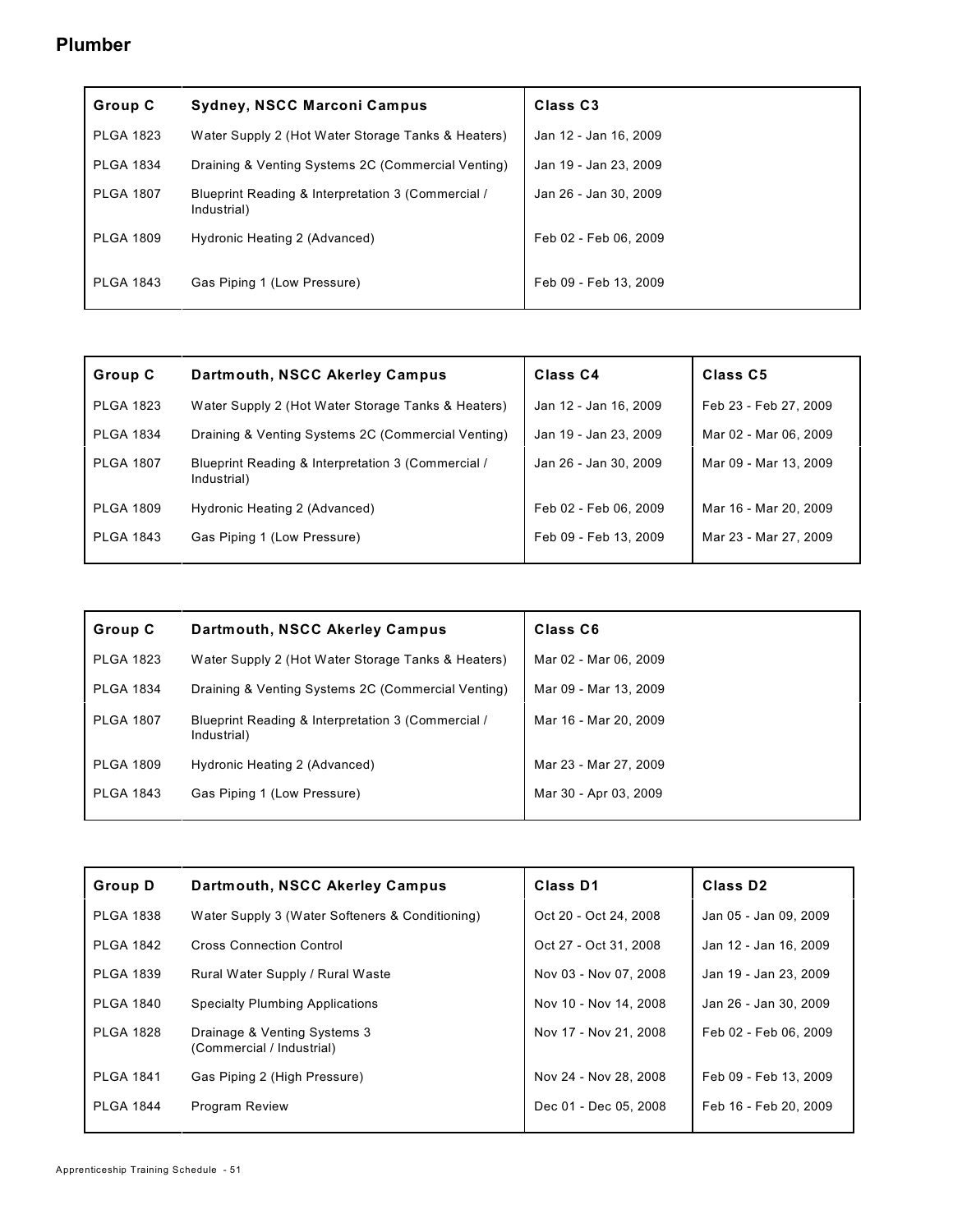## Plumber

| Group C | Sydney, NSCC Marconi Campus | Class C3 |
|---|---|---|
| PLGA 1823 | Water Supply 2 (Hot Water Storage Tanks & Heaters) | Jan 12 - Jan 16, 2009 |
| PLGA 1834 | Draining & Venting Systems 2C (Commercial Venting) | Jan 19 - Jan 23, 2009 |
| PLGA 1807 | Blueprint Reading & Interpretation 3 (Commercial / Industrial) | Jan 26 - Jan 30, 2009 |
| PLGA 1809 | Hydronic Heating 2 (Advanced) | Feb 02 - Feb 06, 2009 |
| PLGA 1843 | Gas Piping 1 (Low Pressure) | Feb 09 - Feb 13, 2009 |

| Group C | Dartmouth, NSCC Akerley Campus | Class C4 | Class C5 |
|---|---|---|---|
| PLGA 1823 | Water Supply 2 (Hot Water Storage Tanks & Heaters) | Jan 12 - Jan 16, 2009 | Feb 23 - Feb 27, 2009 |
| PLGA 1834 | Draining & Venting Systems 2C (Commercial Venting) | Jan 19 - Jan 23, 2009 | Mar 02 - Mar 06, 2009 |
| PLGA 1807 | Blueprint Reading & Interpretation 3 (Commercial / Industrial) | Jan 26 - Jan 30, 2009 | Mar 09 - Mar 13, 2009 |
| PLGA 1809 | Hydronic Heating 2 (Advanced) | Feb 02 - Feb 06, 2009 | Mar 16 - Mar 20, 2009 |
| PLGA 1843 | Gas Piping 1 (Low Pressure) | Feb 09 - Feb 13, 2009 | Mar 23 - Mar 27, 2009 |

| Group C | Dartmouth, NSCC Akerley Campus | Class C6 |
|---|---|---|
| PLGA 1823 | Water Supply 2 (Hot Water Storage Tanks & Heaters) | Mar 02 - Mar 06, 2009 |
| PLGA 1834 | Draining & Venting Systems 2C (Commercial Venting) | Mar 09 - Mar 13, 2009 |
| PLGA 1807 | Blueprint Reading & Interpretation 3 (Commercial / Industrial) | Mar 16 - Mar 20, 2009 |
| PLGA 1809 | Hydronic Heating 2 (Advanced) | Mar 23 - Mar 27, 2009 |
| PLGA 1843 | Gas Piping 1 (Low Pressure) | Mar 30 - Apr 03, 2009 |

| Group D | Dartmouth, NSCC Akerley Campus | Class D1 | Class D2 |
|---|---|---|---|
| PLGA 1838 | Water Supply 3 (Water Softeners & Conditioning) | Oct 20 - Oct 24, 2008 | Jan 05 - Jan 09, 2009 |
| PLGA 1842 | Cross Connection Control | Oct 27 - Oct 31, 2008 | Jan 12 - Jan 16, 2009 |
| PLGA 1839 | Rural Water Supply / Rural Waste | Nov 03 - Nov 07, 2008 | Jan 19 - Jan 23, 2009 |
| PLGA 1840 | Specialty Plumbing Applications | Nov 10 - Nov 14, 2008 | Jan 26 - Jan 30, 2009 |
| PLGA 1828 | Drainage & Venting Systems 3 (Commercial / Industrial) | Nov 17 - Nov 21, 2008 | Feb 02 - Feb 06, 2009 |
| PLGA 1841 | Gas Piping 2 (High Pressure) | Nov 24 - Nov 28, 2008 | Feb 09 - Feb 13, 2009 |
| PLGA 1844 | Program Review | Dec 01 - Dec 05, 2008 | Feb 16 - Feb 20, 2009 |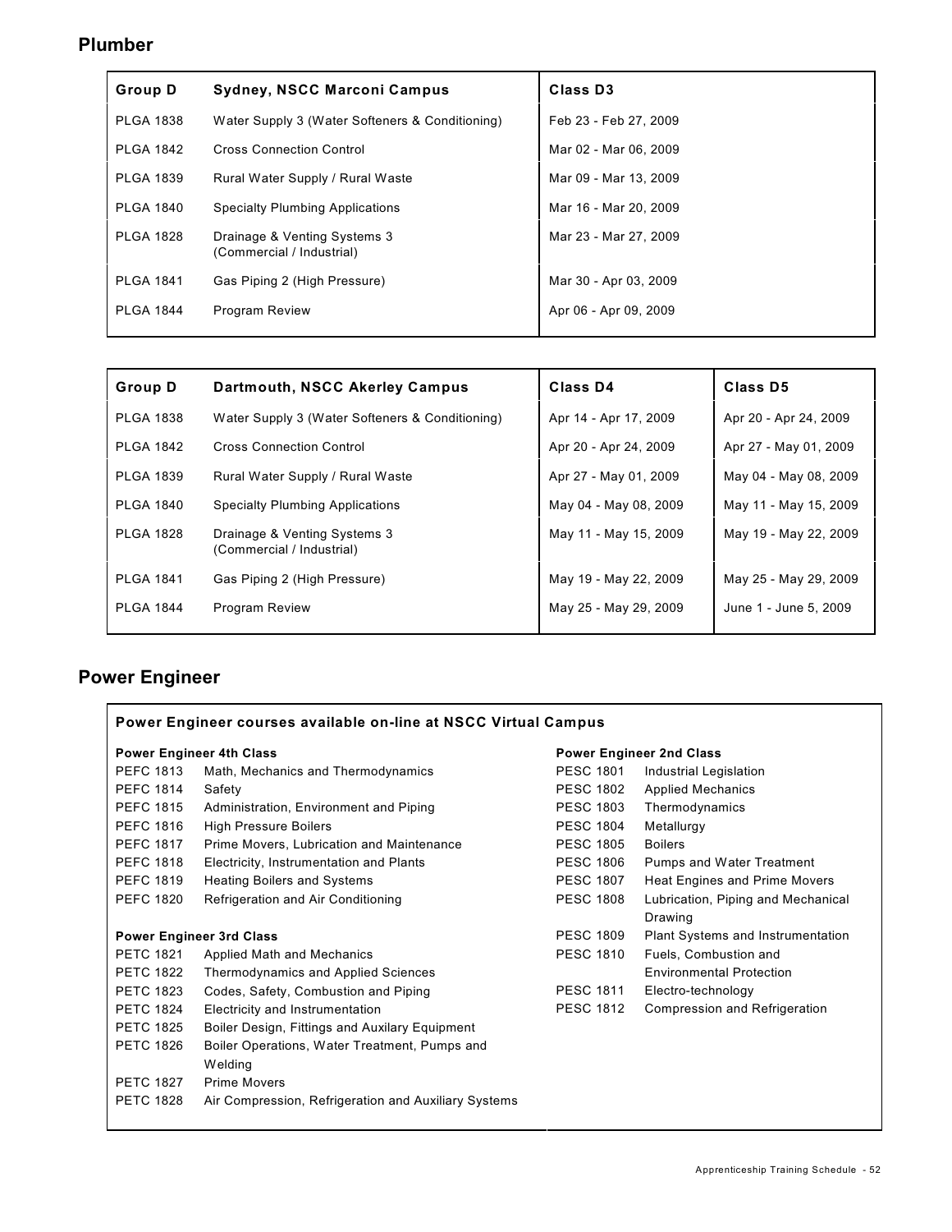## Plumber

| Group D | Sydney, NSCC Marconi Campus | Class D3 |
|---|---|---|
| PLGA 1838 | Water Supply 3 (Water Softeners & Conditioning) | Feb 23 - Feb 27, 2009 |
| PLGA 1842 | Cross Connection Control | Mar 02 - Mar 06, 2009 |
| PLGA 1839 | Rural Water Supply / Rural Waste | Mar 09 - Mar 13, 2009 |
| PLGA 1840 | Specialty Plumbing Applications | Mar 16 - Mar 20, 2009 |
| PLGA 1828 | Drainage & Venting Systems 3 (Commercial / Industrial) | Mar 23 - Mar 27, 2009 |
| PLGA 1841 | Gas Piping 2 (High Pressure) | Mar 30 - Apr 03, 2009 |
| PLGA 1844 | Program Review | Apr 06 - Apr 09, 2009 |

| Group D | Dartmouth, NSCC Akerley Campus | Class D4 | Class D5 |
|---|---|---|---|
| PLGA 1838 | Water Supply 3 (Water Softeners & Conditioning) | Apr 14 - Apr 17, 2009 | Apr 20 - Apr 24, 2009 |
| PLGA 1842 | Cross Connection Control | Apr 20 - Apr 24, 2009 | Apr 27 - May 01, 2009 |
| PLGA 1839 | Rural Water Supply / Rural Waste | Apr 27 - May 01, 2009 | May 04 - May 08, 2009 |
| PLGA 1840 | Specialty Plumbing Applications | May 04 - May 08, 2009 | May 11 - May 15, 2009 |
| PLGA 1828 | Drainage & Venting Systems 3 (Commercial / Industrial) | May 11 - May 15, 2009 | May 19 - May 22, 2009 |
| PLGA 1841 | Gas Piping 2 (High Pressure) | May 19 - May 22, 2009 | May 25 - May 29, 2009 |
| PLGA 1844 | Program Review | May 25 - May 29, 2009 | June 1 - June 5, 2009 |

## Power Engineer

**Power Engineer courses available on-line at NSCC Virtual Campus**

**Power Engineer 4th Class**

| | |
|---|---|
| PEFC 1813 | Math, Mechanics and Thermodynamics |
| PEFC 1814 | Safety |
| PEFC 1815 | Administration, Environment and Piping |
| PEFC 1816 | High Pressure Boilers |
| PEFC 1817 | Prime Movers, Lubrication and Maintenance |
| PEFC 1818 | Electricity, Instrumentation and Plants |
| PEFC 1819 | Heating Boilers and Systems |
| PEFC 1820 | Refrigeration and Air Conditioning |

**Power Engineer 3rd Class**

| | |
|---|---|
| PETC 1821 | Applied Math and Mechanics |
| PETC 1822 | Thermodynamics and Applied Sciences |
| PETC 1823 | Codes, Safety, Combustion and Piping |
| PETC 1824 | Electricity and Instrumentation |
| PETC 1825 | Boiler Design, Fittings and Auxilary Equipment |
| PETC 1826 | Boiler Operations, Water Treatment, Pumps and Welding |
| PETC 1827 | Prime Movers |
| PETC 1828 | Air Compression, Refrigeration and Auxiliary Systems |

**Power Engineer 2nd Class**

| | |
|---|---|
| PESC 1801 | Industrial Legislation |
| PESC 1802 | Applied Mechanics |
| PESC 1803 | Thermodynamics |
| PESC 1804 | Metallurgy |
| PESC 1805 | Boilers |
| PESC 1806 | Pumps and Water Treatment |
| PESC 1807 | Heat Engines and Prime Movers |
| PESC 1808 | Lubrication, Piping and Mechanical Drawing |
| PESC 1809 | Plant Systems and Instrumentation |
| PESC 1810 | Fuels, Combustion and Environmental Protection |
| PESC 1811 | Electro-technology |
| PESC 1812 | Compression and Refrigeration |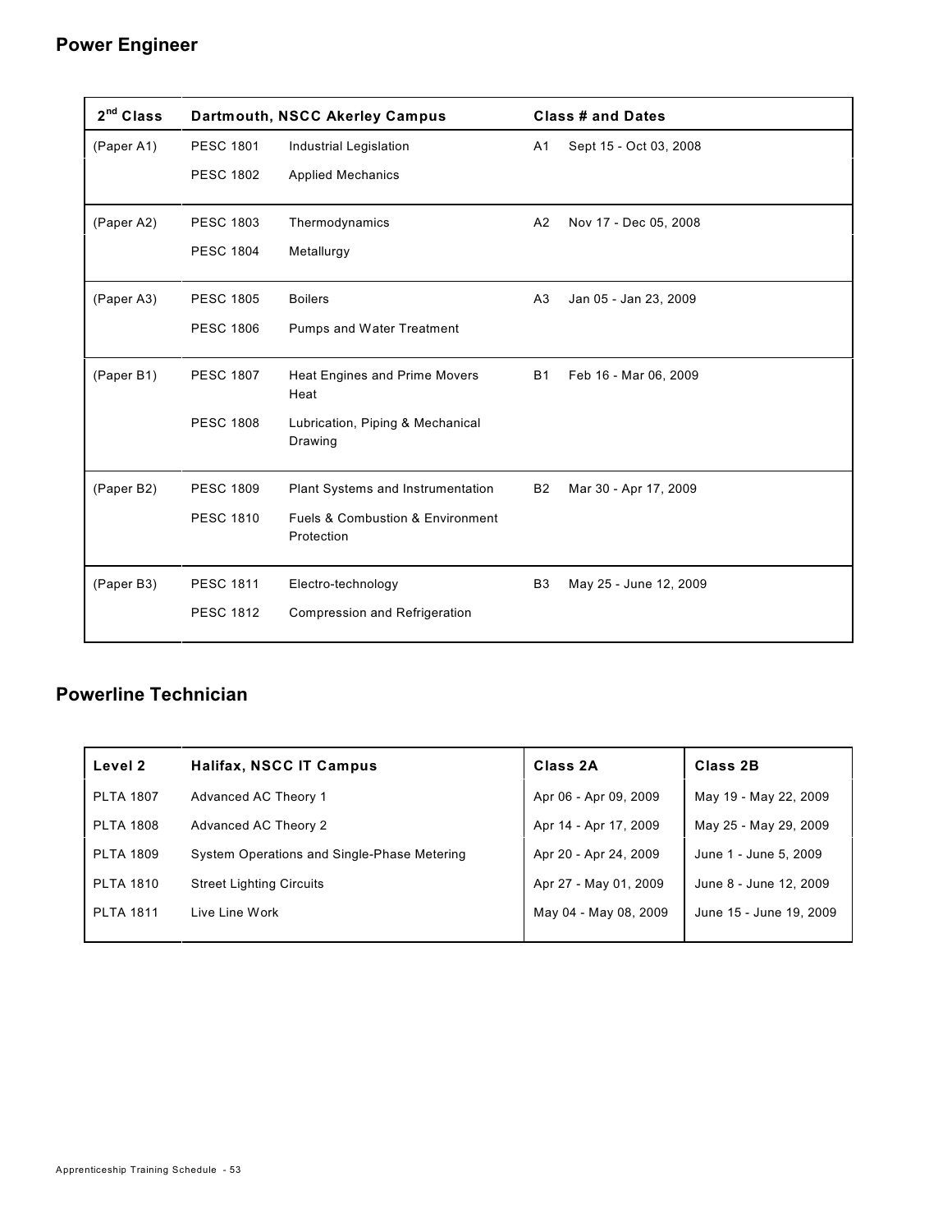## Power Engineer

| 2nd Class | Dartmouth, NSCC Akerley Campus | | Class # and Dates | |
|---|---|---|---|---|
| (Paper A1) | PESC 1801 | Industrial Legislation | A1 | Sept 15 - Oct 03, 2008 |
| | PESC 1802 | Applied Mechanics | | |
| (Paper A2) | PESC 1803 | Thermodynamics | A2 | Nov 17 - Dec 05, 2008 |
| | PESC 1804 | Metallurgy | | |
| (Paper A3) | PESC 1805 | Boilers | A3 | Jan 05 - Jan 23, 2009 |
| | PESC 1806 | Pumps and Water Treatment | | |
| (Paper B1) | PESC 1807 | Heat Engines and Prime Movers Heat | B1 | Feb 16 - Mar 06, 2009 |
| | PESC 1808 | Lubrication, Piping & Mechanical Drawing | | |
| (Paper B2) | PESC 1809 | Plant Systems and Instrumentation | B2 | Mar 30 - Apr 17, 2009 |
| | PESC 1810 | Fuels & Combustion & Environment Protection | | |
| (Paper B3) | PESC 1811 | Electro-technology | B3 | May 25 - June 12, 2009 |
| | PESC 1812 | Compression and Refrigeration | | |

## Powerline Technician

| Level 2 | Halifax, NSCC IT Campus | Class 2A | Class 2B |
|---|---|---|---|
| PLTA 1807 | Advanced AC Theory 1 | Apr 06 - Apr 09, 2009 | May 19 - May 22, 2009 |
| PLTA 1808 | Advanced AC Theory 2 | Apr 14 - Apr 17, 2009 | May 25 - May 29, 2009 |
| PLTA 1809 | System Operations and Single-Phase Metering | Apr 20 - Apr 24, 2009 | June 1 - June 5, 2009 |
| PLTA 1810 | Street Lighting Circuits | Apr 27 - May 01, 2009 | June 8 - June 12, 2009 |
| PLTA 1811 | Live Line Work | May 04 - May 08, 2009 | June 15 - June 19, 2009 |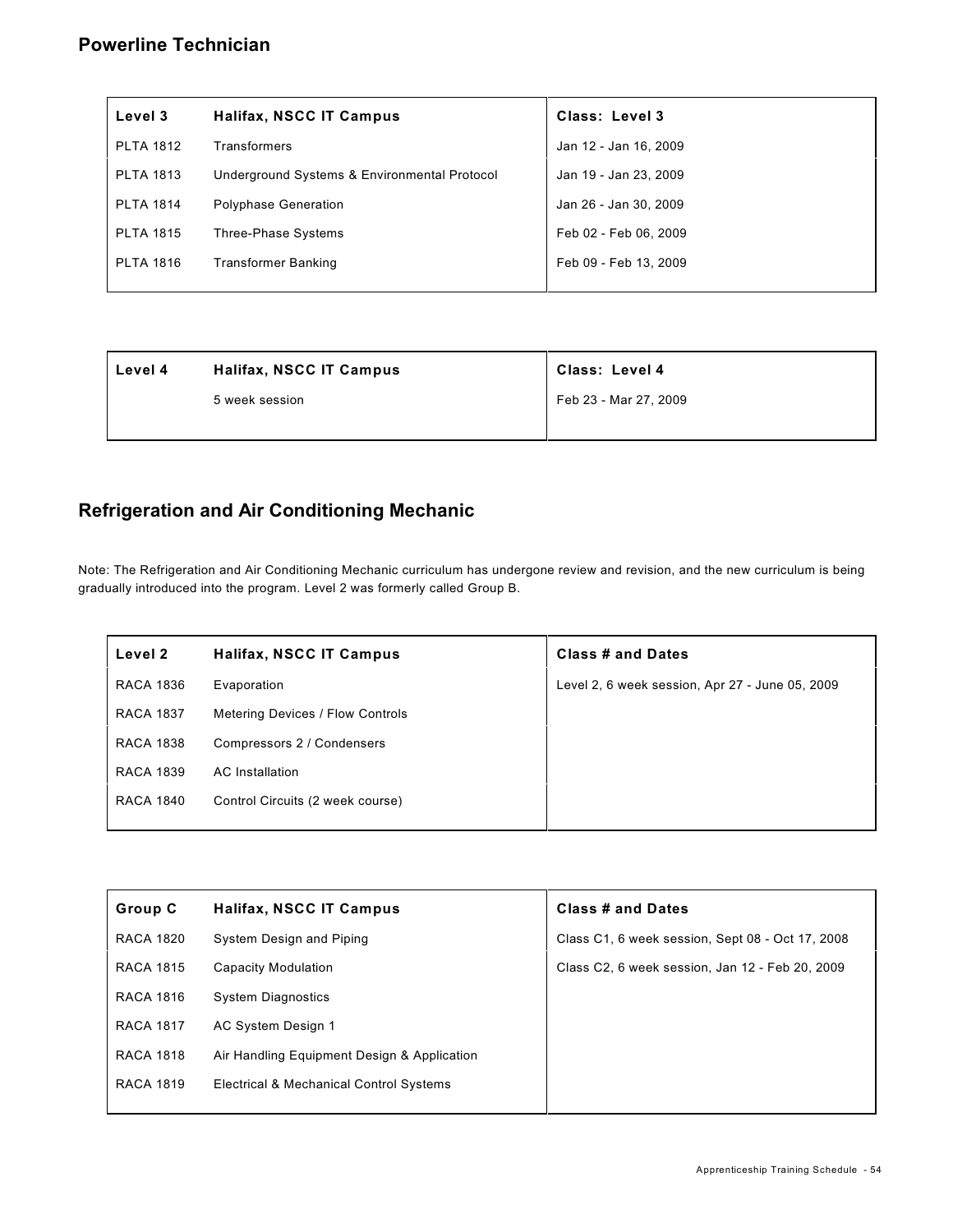## Powerline Technician

| Level 3 | Halifax, NSCC IT Campus | Class: Level 3 |
|---|---|---|
| PLTA 1812 | Transformers | Jan 12 - Jan 16, 2009 |
| PLTA 1813 | Underground Systems & Environmental Protocol | Jan 19 - Jan 23, 2009 |
| PLTA 1814 | Polyphase Generation | Jan 26 - Jan 30, 2009 |
| PLTA 1815 | Three-Phase Systems | Feb 02 - Feb 06, 2009 |
| PLTA 1816 | Transformer Banking | Feb 09 - Feb 13, 2009 |

| Level 4 | Halifax, NSCC IT Campus | Class: Level 4 |
|---|---|---|
| | 5 week session | Feb 23 - Mar 27, 2009 |

## Refrigeration and Air Conditioning Mechanic

Note: The Refrigeration and Air Conditioning Mechanic curriculum has undergone review and revision, and the new curriculum is being gradually introduced into the program. Level 2 was formerly called Group B.

| Level 2 | Halifax, NSCC IT Campus | Class # and Dates |
|---|---|---|
| RACA 1836 | Evaporation | Level 2, 6 week session, Apr 27 - June 05, 2009 |
| RACA 1837 | Metering Devices / Flow Controls | |
| RACA 1838 | Compressors 2 / Condensers | |
| RACA 1839 | AC Installation | |
| RACA 1840 | Control Circuits (2 week course) | |

| Group C | Halifax, NSCC IT Campus | Class # and Dates |
|---|---|---|
| RACA 1820 | System Design and Piping | Class C1, 6 week session, Sept 08 - Oct 17, 2008 |
| RACA 1815 | Capacity Modulation | Class C2, 6 week session, Jan 12 - Feb 20, 2009 |
| RACA 1816 | System Diagnostics | |
| RACA 1817 | AC System Design 1 | |
| RACA 1818 | Air Handling Equipment Design & Application | |
| RACA 1819 | Electrical & Mechanical Control Systems | |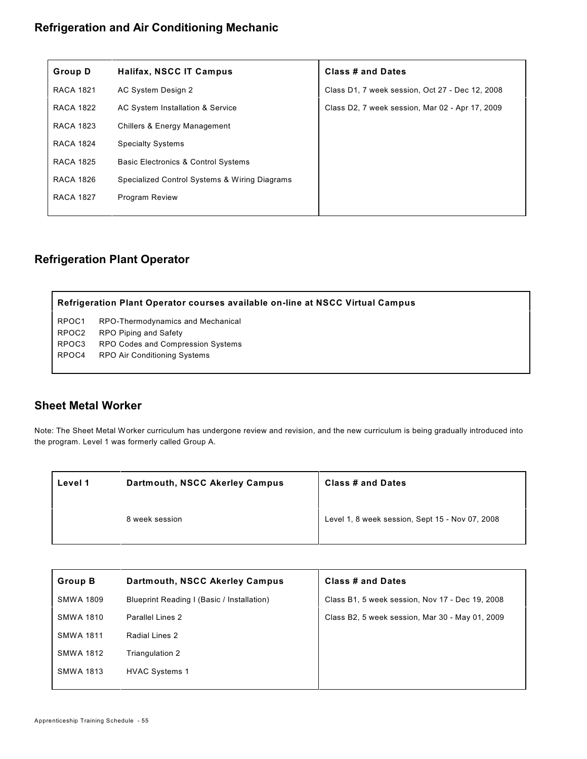## Refrigeration and Air Conditioning Mechanic

| Group D | Halifax, NSCC IT Campus | Class # and Dates |
|---|---|---|
| RACA 1821 | AC System Design 2 | Class D1, 7 week session, Oct 27 - Dec 12, 2008 |
| RACA 1822 | AC System Installation & Service | Class D2, 7 week session, Mar 02 - Apr 17, 2009 |
| RACA 1823 | Chillers & Energy Management | |
| RACA 1824 | Specialty Systems | |
| RACA 1825 | Basic Electronics & Control Systems | |
| RACA 1826 | Specialized Control Systems & Wiring Diagrams | |
| RACA 1827 | Program Review | |

## Refrigeration Plant Operator

**Refrigeration Plant Operator courses available on-line at NSCC Virtual Campus**

| | |
|---|---|
| RPOC1 | RPO-Thermodynamics and Mechanical |
| RPOC2 | RPO Piping and Safety |
| RPOC3 | RPO Codes and Compression Systems |
| RPOC4 | RPO Air Conditioning Systems |

## Sheet Metal Worker

Note: The Sheet Metal Worker curriculum has undergone review and revision, and the new curriculum is being gradually introduced into the program. Level 1 was formerly called Group A.

| Level 1 | Dartmouth, NSCC Akerley Campus | Class # and Dates |
|---|---|---|
| | 8 week session | Level 1, 8 week session, Sept 15 - Nov 07, 2008 |

| Group B | Dartmouth, NSCC Akerley Campus | Class # and Dates |
|---|---|---|
| SMWA 1809 | Blueprint Reading I (Basic / Installation) | Class B1, 5 week session, Nov 17 - Dec 19, 2008 |
| SMWA 1810 | Parallel Lines 2 | Class B2, 5 week session, Mar 30 - May 01, 2009 |
| SMWA 1811 | Radial Lines 2 | |
| SMWA 1812 | Triangulation 2 | |
| SMWA 1813 | HVAC Systems 1 | |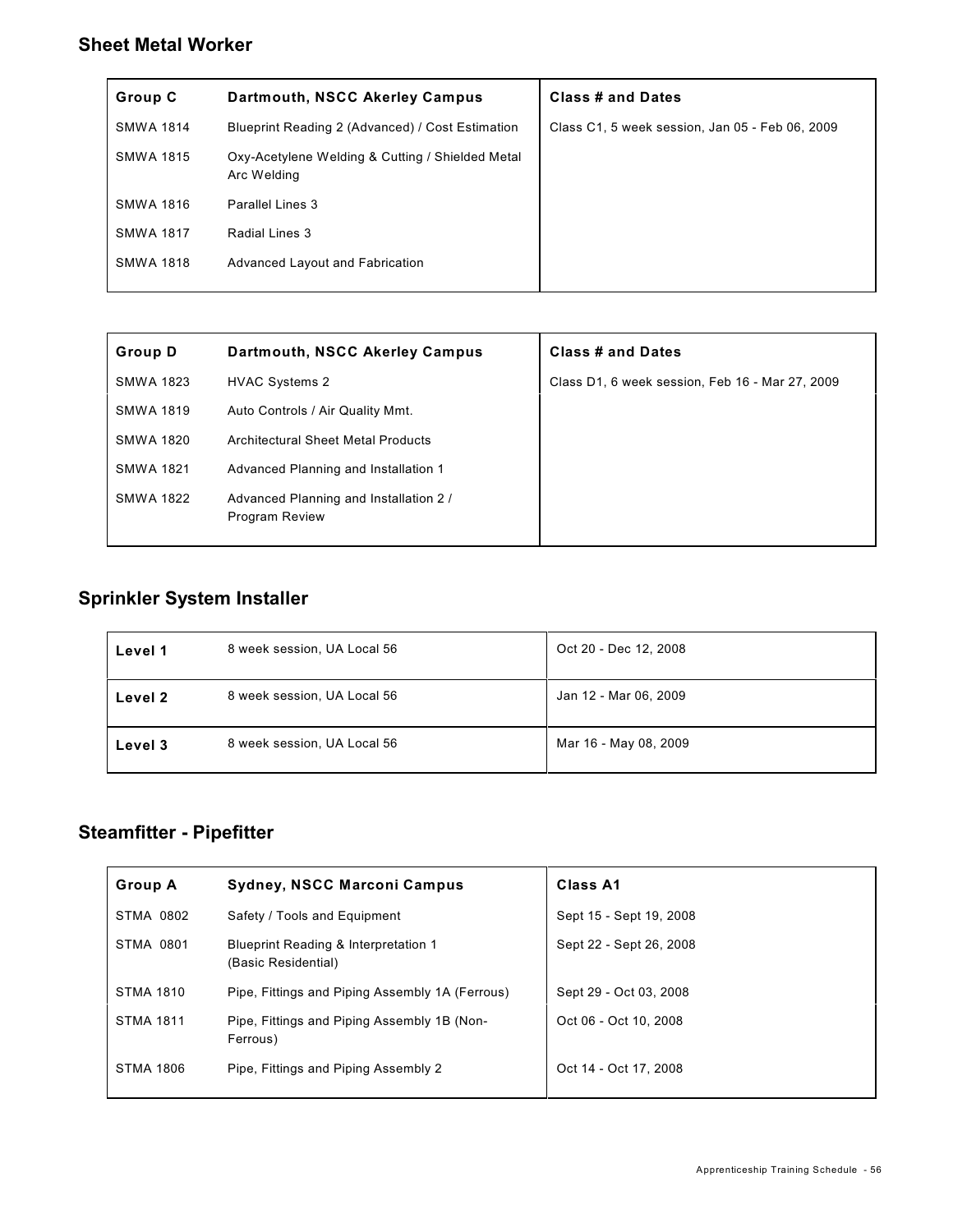## Sheet Metal Worker

| Group C | Dartmouth, NSCC Akerley Campus | Class # and Dates |
|---|---|---|
| SMWA 1814 | Blueprint Reading 2 (Advanced) / Cost Estimation | Class C1, 5 week session, Jan 05 - Feb 06, 2009 |
| SMWA 1815 | Oxy-Acetylene Welding & Cutting / Shielded Metal Arc Welding | |
| SMWA 1816 | Parallel Lines 3 | |
| SMWA 1817 | Radial Lines 3 | |
| SMWA 1818 | Advanced Layout and Fabrication | |

| Group D | Dartmouth, NSCC Akerley Campus | Class # and Dates |
|---|---|---|
| SMWA 1823 | HVAC Systems 2 | Class D1, 6 week session, Feb 16 - Mar 27, 2009 |
| SMWA 1819 | Auto Controls / Air Quality Mmt. | |
| SMWA 1820 | Architectural Sheet Metal Products | |
| SMWA 1821 | Advanced Planning and Installation 1 | |
| SMWA 1822 | Advanced Planning and Installation 2 / Program Review | |

## Sprinkler System Installer

| Level | Session | Dates |
|---|---|---|
| Level 1 | 8 week session, UA Local 56 | Oct 20 - Dec 12, 2008 |
| Level 2 | 8 week session, UA Local 56 | Jan 12 - Mar 06, 2009 |
| Level 3 | 8 week session, UA Local 56 | Mar 16 - May 08, 2009 |

## Steamfitter - Pipefitter

| Group A | Sydney, NSCC Marconi Campus | Class A1 |
|---|---|---|
| STMA 0802 | Safety / Tools and Equipment | Sept 15 - Sept 19, 2008 |
| STMA 0801 | Blueprint Reading & Interpretation 1 (Basic Residential) | Sept 22 - Sept 26, 2008 |
| STMA 1810 | Pipe, Fittings and Piping Assembly 1A (Ferrous) | Sept 29 - Oct 03, 2008 |
| STMA 1811 | Pipe, Fittings and Piping Assembly 1B (Non-Ferrous) | Oct 06 - Oct 10, 2008 |
| STMA 1806 | Pipe, Fittings and Piping Assembly 2 | Oct 14 - Oct 17, 2008 |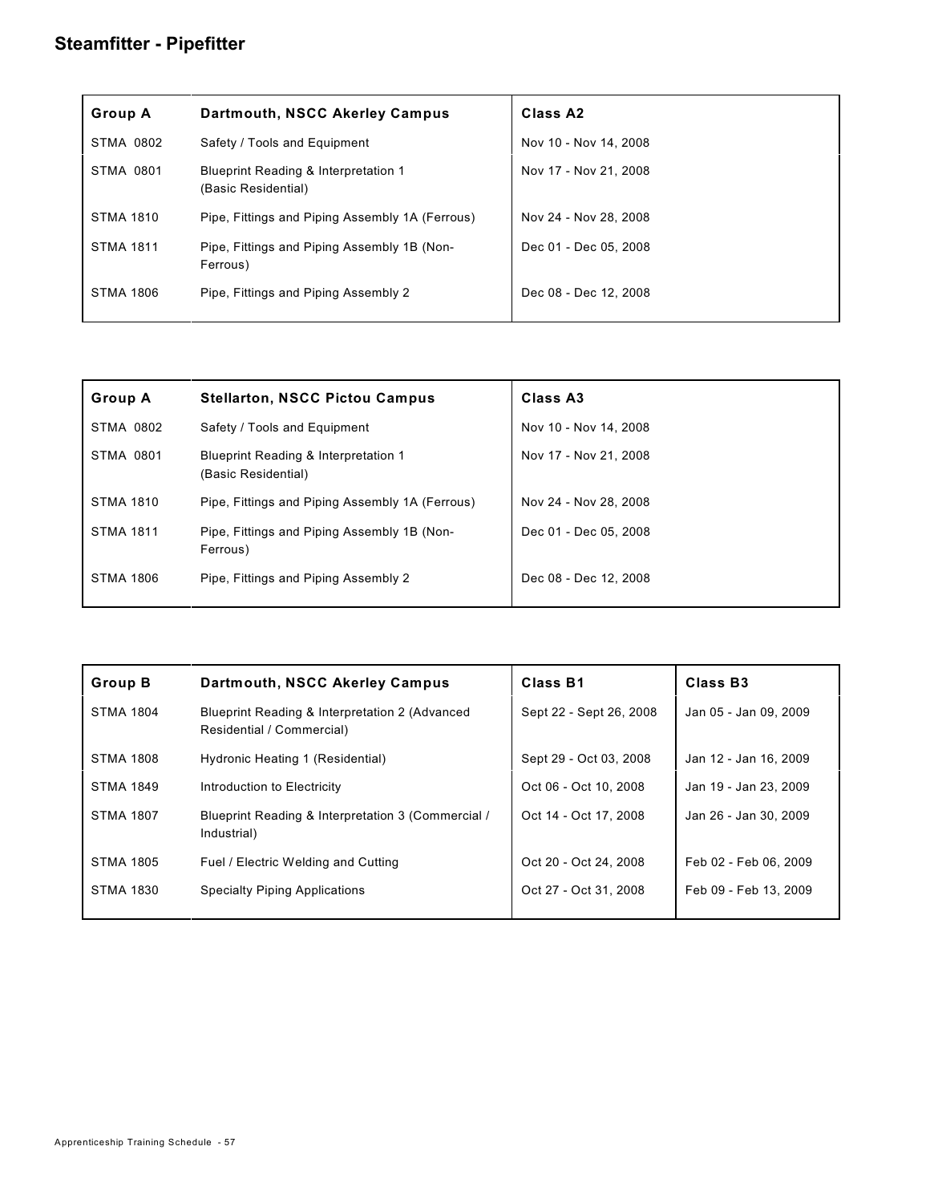# Steamfitter - Pipefitter

| Group A | Dartmouth, NSCC Akerley Campus | Class A2 |
|---|---|---|
| STMA 0802 | Safety / Tools and Equipment | Nov 10 - Nov 14, 2008 |
| STMA 0801 | Blueprint Reading & Interpretation 1 (Basic Residential) | Nov 17 - Nov 21, 2008 |
| STMA 1810 | Pipe, Fittings and Piping Assembly 1A (Ferrous) | Nov 24 - Nov 28, 2008 |
| STMA 1811 | Pipe, Fittings and Piping Assembly 1B (Non-Ferrous) | Dec 01 - Dec 05, 2008 |
| STMA 1806 | Pipe, Fittings and Piping Assembly 2 | Dec 08 - Dec 12, 2008 |

| Group A | Stellarton, NSCC Pictou Campus | Class A3 |
|---|---|---|
| STMA 0802 | Safety / Tools and Equipment | Nov 10 - Nov 14, 2008 |
| STMA 0801 | Blueprint Reading & Interpretation 1 (Basic Residential) | Nov 17 - Nov 21, 2008 |
| STMA 1810 | Pipe, Fittings and Piping Assembly 1A (Ferrous) | Nov 24 - Nov 28, 2008 |
| STMA 1811 | Pipe, Fittings and Piping Assembly 1B (Non-Ferrous) | Dec 01 - Dec 05, 2008 |
| STMA 1806 | Pipe, Fittings and Piping Assembly 2 | Dec 08 - Dec 12, 2008 |

| Group B | Dartmouth, NSCC Akerley Campus | Class B1 | Class B3 |
|---|---|---|---|
| STMA 1804 | Blueprint Reading & Interpretation 2 (Advanced Residential / Commercial) | Sept 22 - Sept 26, 2008 | Jan 05 - Jan 09, 2009 |
| STMA 1808 | Hydronic Heating 1 (Residential) | Sept 29 - Oct 03, 2008 | Jan 12 - Jan 16, 2009 |
| STMA 1849 | Introduction to Electricity | Oct 06 - Oct 10, 2008 | Jan 19 - Jan 23, 2009 |
| STMA 1807 | Blueprint Reading & Interpretation 3 (Commercial / Industrial) | Oct 14 - Oct 17, 2008 | Jan 26 - Jan 30, 2009 |
| STMA 1805 | Fuel / Electric Welding and Cutting | Oct 20 - Oct 24, 2008 | Feb 02 - Feb 06, 2009 |
| STMA 1830 | Specialty Piping Applications | Oct 27 - Oct 31, 2008 | Feb 09 - Feb 13, 2009 |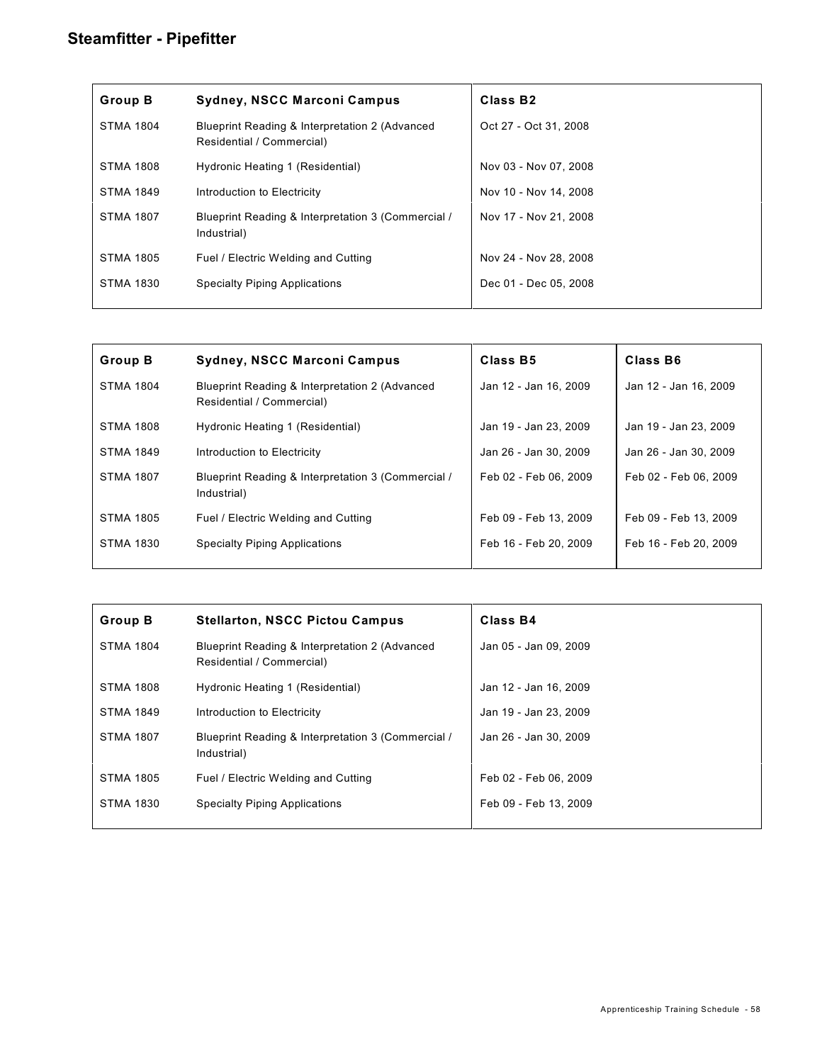## Steamfitter - Pipefitter

| Group B | Sydney, NSCC Marconi Campus | Class B2 |
|---|---|---|
| STMA 1804 | Blueprint Reading & Interpretation 2 (Advanced Residential / Commercial) | Oct 27 - Oct 31, 2008 |
| STMA 1808 | Hydronic Heating 1 (Residential) | Nov 03 - Nov 07, 2008 |
| STMA 1849 | Introduction to Electricity | Nov 10 - Nov 14, 2008 |
| STMA 1807 | Blueprint Reading & Interpretation 3 (Commercial / Industrial) | Nov 17 - Nov 21, 2008 |
| STMA 1805 | Fuel / Electric Welding and Cutting | Nov 24 - Nov 28, 2008 |
| STMA 1830 | Specialty Piping Applications | Dec 01 - Dec 05, 2008 |

| Group B | Sydney, NSCC Marconi Campus | Class B5 | Class B6 |
|---|---|---|---|
| STMA 1804 | Blueprint Reading & Interpretation 2 (Advanced Residential / Commercial) | Jan 12 - Jan 16, 2009 | Jan 12 - Jan 16, 2009 |
| STMA 1808 | Hydronic Heating 1 (Residential) | Jan 19 - Jan 23, 2009 | Jan 19 - Jan 23, 2009 |
| STMA 1849 | Introduction to Electricity | Jan 26 - Jan 30, 2009 | Jan 26 - Jan 30, 2009 |
| STMA 1807 | Blueprint Reading & Interpretation 3 (Commercial / Industrial) | Feb 02 - Feb 06, 2009 | Feb 02 - Feb 06, 2009 |
| STMA 1805 | Fuel / Electric Welding and Cutting | Feb 09 - Feb 13, 2009 | Feb 09 - Feb 13, 2009 |
| STMA 1830 | Specialty Piping Applications | Feb 16 - Feb 20, 2009 | Feb 16 - Feb 20, 2009 |

| Group B | Stellarton, NSCC Pictou Campus | Class B4 |
|---|---|---|
| STMA 1804 | Blueprint Reading & Interpretation 2 (Advanced Residential / Commercial) | Jan 05 - Jan 09, 2009 |
| STMA 1808 | Hydronic Heating 1 (Residential) | Jan 12 - Jan 16, 2009 |
| STMA 1849 | Introduction to Electricity | Jan 19 - Jan 23, 2009 |
| STMA 1807 | Blueprint Reading & Interpretation 3 (Commercial / Industrial) | Jan 26 - Jan 30, 2009 |
| STMA 1805 | Fuel / Electric Welding and Cutting | Feb 02 - Feb 06, 2009 |
| STMA 1830 | Specialty Piping Applications | Feb 09 - Feb 13, 2009 |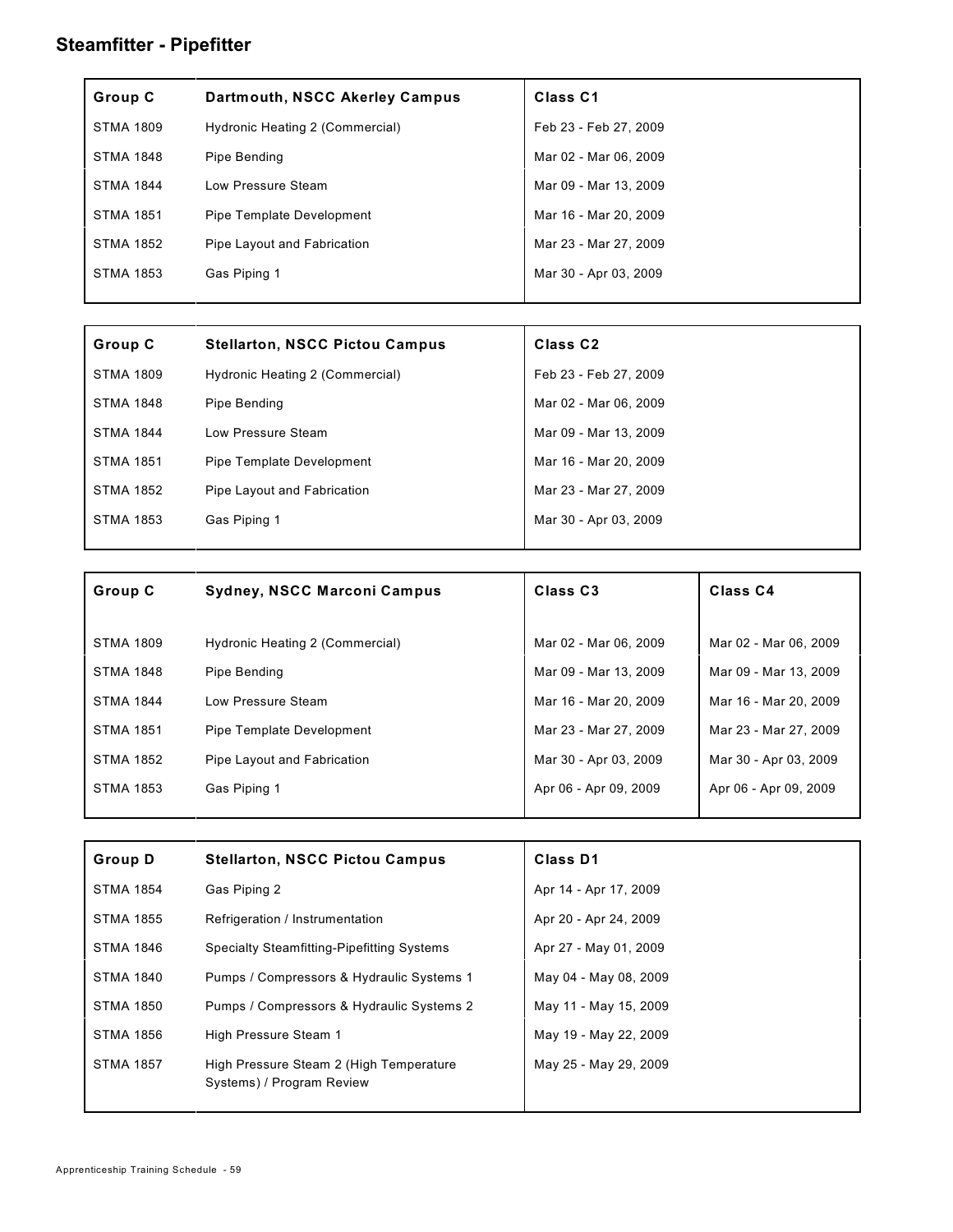## Steamfitter - Pipefitter

| Group C | Dartmouth, NSCC Akerley Campus | Class C1 |
|---|---|---|
| STMA 1809 | Hydronic Heating 2 (Commercial) | Feb 23 - Feb 27, 2009 |
| STMA 1848 | Pipe Bending | Mar 02 - Mar 06, 2009 |
| STMA 1844 | Low Pressure Steam | Mar 09 - Mar 13, 2009 |
| STMA 1851 | Pipe Template Development | Mar 16 - Mar 20, 2009 |
| STMA 1852 | Pipe Layout and Fabrication | Mar 23 - Mar 27, 2009 |
| STMA 1853 | Gas Piping 1 | Mar 30 - Apr 03, 2009 |

| Group C | Stellarton, NSCC Pictou Campus | Class C2 |
|---|---|---|
| STMA 1809 | Hydronic Heating 2 (Commercial) | Feb 23 - Feb 27, 2009 |
| STMA 1848 | Pipe Bending | Mar 02 - Mar 06, 2009 |
| STMA 1844 | Low Pressure Steam | Mar 09 - Mar 13, 2009 |
| STMA 1851 | Pipe Template Development | Mar 16 - Mar 20, 2009 |
| STMA 1852 | Pipe Layout and Fabrication | Mar 23 - Mar 27, 2009 |
| STMA 1853 | Gas Piping 1 | Mar 30 - Apr 03, 2009 |

| Group C | Sydney, NSCC Marconi Campus | Class C3 | Class C4 |
|---|---|---|---|
| STMA 1809 | Hydronic Heating 2 (Commercial) | Mar 02 - Mar 06, 2009 | Mar 02 - Mar 06, 2009 |
| STMA 1848 | Pipe Bending | Mar 09 - Mar 13, 2009 | Mar 09 - Mar 13, 2009 |
| STMA 1844 | Low Pressure Steam | Mar 16 - Mar 20, 2009 | Mar 16 - Mar 20, 2009 |
| STMA 1851 | Pipe Template Development | Mar 23 - Mar 27, 2009 | Mar 23 - Mar 27, 2009 |
| STMA 1852 | Pipe Layout and Fabrication | Mar 30 - Apr 03, 2009 | Mar 30 - Apr 03, 2009 |
| STMA 1853 | Gas Piping 1 | Apr 06 - Apr 09, 2009 | Apr 06 - Apr 09, 2009 |

| Group D | Stellarton, NSCC Pictou Campus | Class D1 |
|---|---|---|
| STMA 1854 | Gas Piping 2 | Apr 14 - Apr 17, 2009 |
| STMA 1855 | Refrigeration / Instrumentation | Apr 20 - Apr 24, 2009 |
| STMA 1846 | Specialty Steamfitting-Pipefitting Systems | Apr 27 - May 01, 2009 |
| STMA 1840 | Pumps / Compressors & Hydraulic Systems 1 | May 04 - May 08, 2009 |
| STMA 1850 | Pumps / Compressors & Hydraulic Systems 2 | May 11 - May 15, 2009 |
| STMA 1856 | High Pressure Steam 1 | May 19 - May 22, 2009 |
| STMA 1857 | High Pressure Steam 2 (High Temperature Systems) / Program Review | May 25 - May 29, 2009 |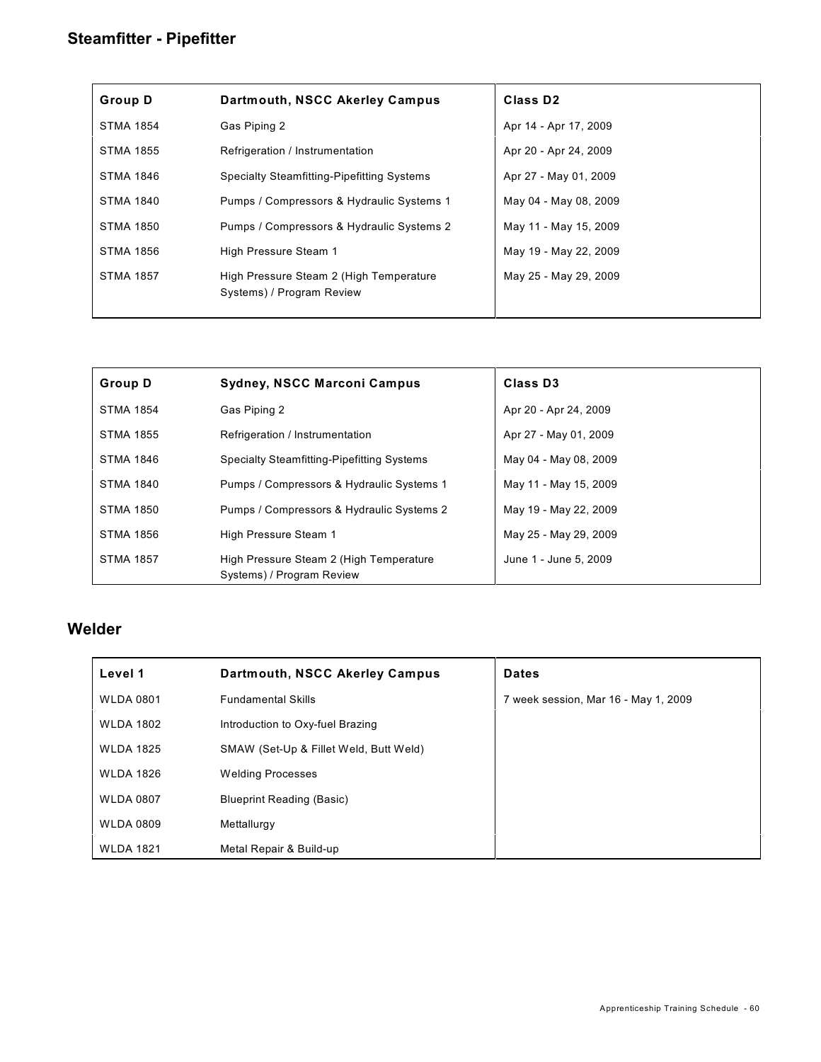## Steamfitter - Pipefitter

| Group D | Dartmouth, NSCC Akerley Campus | Class D2 |
|---|---|---|
| STMA 1854 | Gas Piping 2 | Apr 14 - Apr 17, 2009 |
| STMA 1855 | Refrigeration / Instrumentation | Apr 20 - Apr 24, 2009 |
| STMA 1846 | Specialty Steamfitting-Pipefitting Systems | Apr 27 - May 01, 2009 |
| STMA 1840 | Pumps / Compressors & Hydraulic Systems 1 | May 04 - May 08, 2009 |
| STMA 1850 | Pumps / Compressors & Hydraulic Systems 2 | May 11 - May 15, 2009 |
| STMA 1856 | High Pressure Steam 1 | May 19 - May 22, 2009 |
| STMA 1857 | High Pressure Steam 2 (High Temperature Systems) / Program Review | May 25 - May 29, 2009 |

| Group D | Sydney, NSCC Marconi Campus | Class D3 |
|---|---|---|
| STMA 1854 | Gas Piping 2 | Apr 20 - Apr 24, 2009 |
| STMA 1855 | Refrigeration / Instrumentation | Apr 27 - May 01, 2009 |
| STMA 1846 | Specialty Steamfitting-Pipefitting Systems | May 04 - May 08, 2009 |
| STMA 1840 | Pumps / Compressors & Hydraulic Systems 1 | May 11 - May 15, 2009 |
| STMA 1850 | Pumps / Compressors & Hydraulic Systems 2 | May 19 - May 22, 2009 |
| STMA 1856 | High Pressure Steam 1 | May 25 - May 29, 2009 |
| STMA 1857 | High Pressure Steam 2 (High Temperature Systems) / Program Review | June 1 - June 5, 2009 |

## Welder

| Level 1 | Dartmouth, NSCC Akerley Campus | Dates |
|---|---|---|
| WLDA 0801 | Fundamental Skills | 7 week session, Mar 16 - May 1, 2009 |
| WLDA 1802 | Introduction to Oxy-fuel Brazing | |
| WLDA 1825 | SMAW (Set-Up & Fillet Weld, Butt Weld) | |
| WLDA 1826 | Welding Processes | |
| WLDA 0807 | Blueprint Reading (Basic) | |
| WLDA 0809 | Mettallurgy | |
| WLDA 1821 | Metal Repair & Build-up | |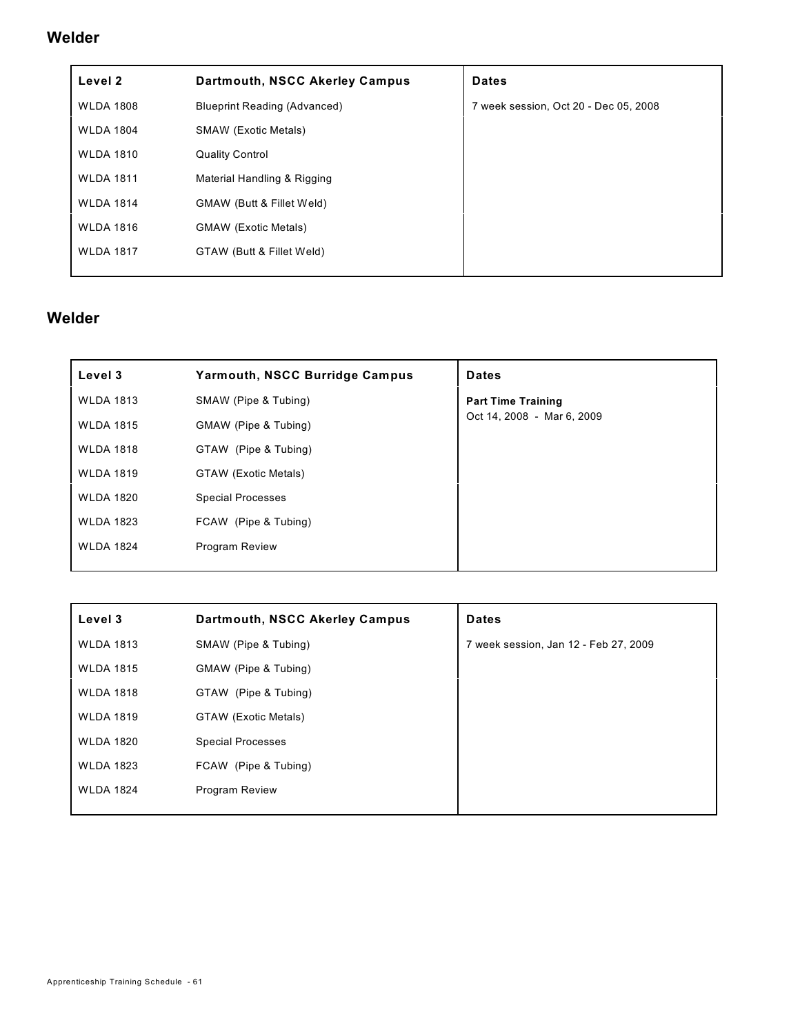## Welder

| Level 2 | Dartmouth, NSCC Akerley Campus | Dates |
|---|---|---|
| WLDA 1808 | Blueprint Reading (Advanced) | 7 week session, Oct 20 - Dec 05, 2008 |
| WLDA 1804 | SMAW (Exotic Metals) | |
| WLDA 1810 | Quality Control | |
| WLDA 1811 | Material Handling & Rigging | |
| WLDA 1814 | GMAW (Butt & Fillet Weld) | |
| WLDA 1816 | GMAW (Exotic Metals) | |
| WLDA 1817 | GTAW (Butt & Fillet Weld) | |

## Welder

| Level 3 | Yarmouth, NSCC Burridge Campus | Dates |
|---|---|---|
| WLDA 1813 | SMAW (Pipe & Tubing) | **Part Time Training** Oct 14, 2008 - Mar 6, 2009 |
| WLDA 1815 | GMAW (Pipe & Tubing) | |
| WLDA 1818 | GTAW (Pipe & Tubing) | |
| WLDA 1819 | GTAW (Exotic Metals) | |
| WLDA 1820 | Special Processes | |
| WLDA 1823 | FCAW (Pipe & Tubing) | |
| WLDA 1824 | Program Review | |

| Level 3 | Dartmouth, NSCC Akerley Campus | Dates |
|---|---|---|
| WLDA 1813 | SMAW (Pipe & Tubing) | 7 week session, Jan 12 - Feb 27, 2009 |
| WLDA 1815 | GMAW (Pipe & Tubing) | |
| WLDA 1818 | GTAW (Pipe & Tubing) | |
| WLDA 1819 | GTAW (Exotic Metals) | |
| WLDA 1820 | Special Processes | |
| WLDA 1823 | FCAW (Pipe & Tubing) | |
| WLDA 1824 | Program Review | |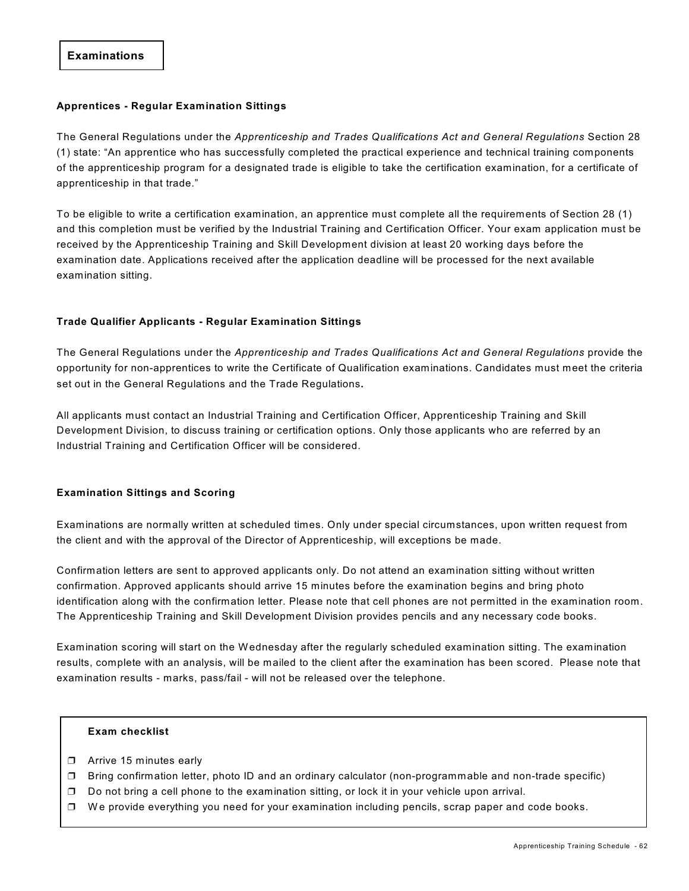## Examinations

### Apprentices - Regular Examination Sittings

The General Regulations under the *Apprenticeship and Trades Qualifications Act and General Regulations* Section 28 (1) state: "An apprentice who has successfully completed the practical experience and technical training components of the apprenticeship program for a designated trade is eligible to take the certification examination, for a certificate of apprenticeship in that trade."

To be eligible to write a certification examination, an apprentice must complete all the requirements of Section 28 (1) and this completion must be verified by the Industrial Training and Certification Officer. Your exam application must be received by the Apprenticeship Training and Skill Development division at least 20 working days before the examination date. Applications received after the application deadline will be processed for the next available examination sitting.

### Trade Qualifier Applicants - Regular Examination Sittings

The General Regulations under the *Apprenticeship and Trades Qualifications Act and General Regulations* provide the opportunity for non-apprentices to write the Certificate of Qualification examinations. Candidates must meet the criteria set out in the General Regulations and the Trade Regulations**.**

All applicants must contact an Industrial Training and Certification Officer, Apprenticeship Training and Skill Development Division, to discuss training or certification options. Only those applicants who are referred by an Industrial Training and Certification Officer will be considered.

### Examination Sittings and Scoring

Examinations are normally written at scheduled times. Only under special circumstances, upon written request from the client and with the approval of the Director of Apprenticeship, will exceptions be made.

Confirmation letters are sent to approved applicants only. Do not attend an examination sitting without written confirmation. Approved applicants should arrive 15 minutes before the examination begins and bring photo identification along with the confirmation letter. Please note that cell phones are not permitted in the examination room. The Apprenticeship Training and Skill Development Division provides pencils and any necessary code books.

Examination scoring will start on the Wednesday after the regularly scheduled examination sitting. The examination results, complete with an analysis, will be mailed to the client after the examination has been scored. Please note that examination results - marks, pass/fail - will not be released over the telephone.

**Exam checklist**

- ❒ Arrive 15 minutes early
- ❒ Bring confirmation letter, photo ID and an ordinary calculator (non-programmable and non-trade specific)
- ❒ Do not bring a cell phone to the examination sitting, or lock it in your vehicle upon arrival.
- ❒ We provide everything you need for your examination including pencils, scrap paper and code books.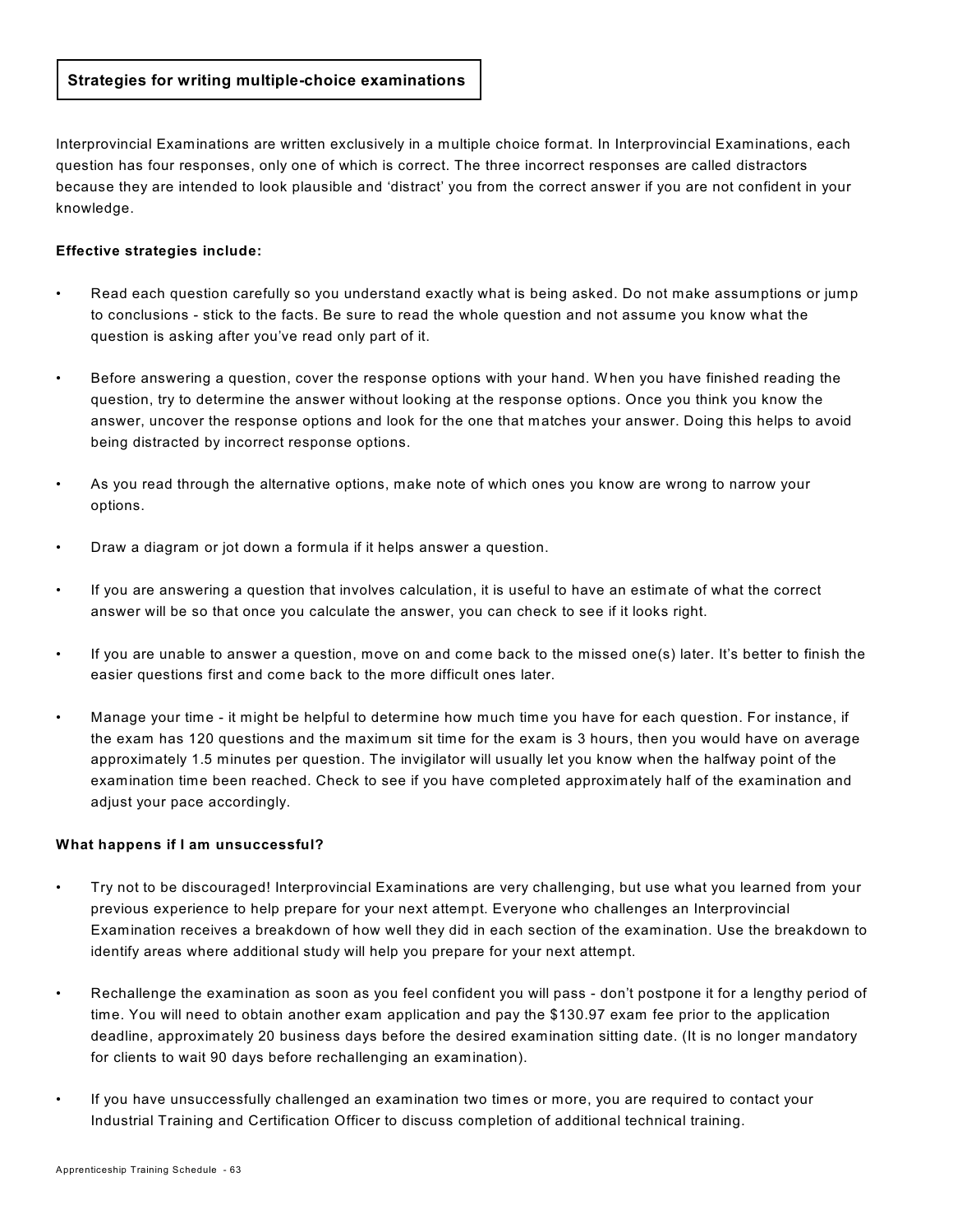## Strategies for writing multiple-choice examinations

Interprovincial Examinations are written exclusively in a multiple choice format. In Interprovincial Examinations, each question has four responses, only one of which is correct. The three incorrect responses are called distractors because they are intended to look plausible and 'distract' you from the correct answer if you are not confident in your knowledge.

**Effective strategies include:**

- Read each question carefully so you understand exactly what is being asked. Do not make assumptions or jump to conclusions - stick to the facts. Be sure to read the whole question and not assume you know what the question is asking after you've read only part of it.
- Before answering a question, cover the response options with your hand. When you have finished reading the question, try to determine the answer without looking at the response options. Once you think you know the answer, uncover the response options and look for the one that matches your answer. Doing this helps to avoid being distracted by incorrect response options.
- As you read through the alternative options, make note of which ones you know are wrong to narrow your options.
- Draw a diagram or jot down a formula if it helps answer a question.
- If you are answering a question that involves calculation, it is useful to have an estimate of what the correct answer will be so that once you calculate the answer, you can check to see if it looks right.
- If you are unable to answer a question, move on and come back to the missed one(s) later. It's better to finish the easier questions first and come back to the more difficult ones later.
- Manage your time - it might be helpful to determine how much time you have for each question. For instance, if the exam has 120 questions and the maximum sit time for the exam is 3 hours, then you would have on average approximately 1.5 minutes per question. The invigilator will usually let you know when the halfway point of the examination time been reached. Check to see if you have completed approximately half of the examination and adjust your pace accordingly.

**What happens if I am unsuccessful?**

- Try not to be discouraged! Interprovincial Examinations are very challenging, but use what you learned from your previous experience to help prepare for your next attempt. Everyone who challenges an Interprovincial Examination receives a breakdown of how well they did in each section of the examination. Use the breakdown to identify areas where additional study will help you prepare for your next attempt.
- Rechallenge the examination as soon as you feel confident you will pass - don't postpone it for a lengthy period of time. You will need to obtain another exam application and pay the $130.97 exam fee prior to the application deadline, approximately 20 business days before the desired examination sitting date. (It is no longer mandatory for clients to wait 90 days before rechallenging an examination).
- If you have unsuccessfully challenged an examination two times or more, you are required to contact your Industrial Training and Certification Officer to discuss completion of additional technical training.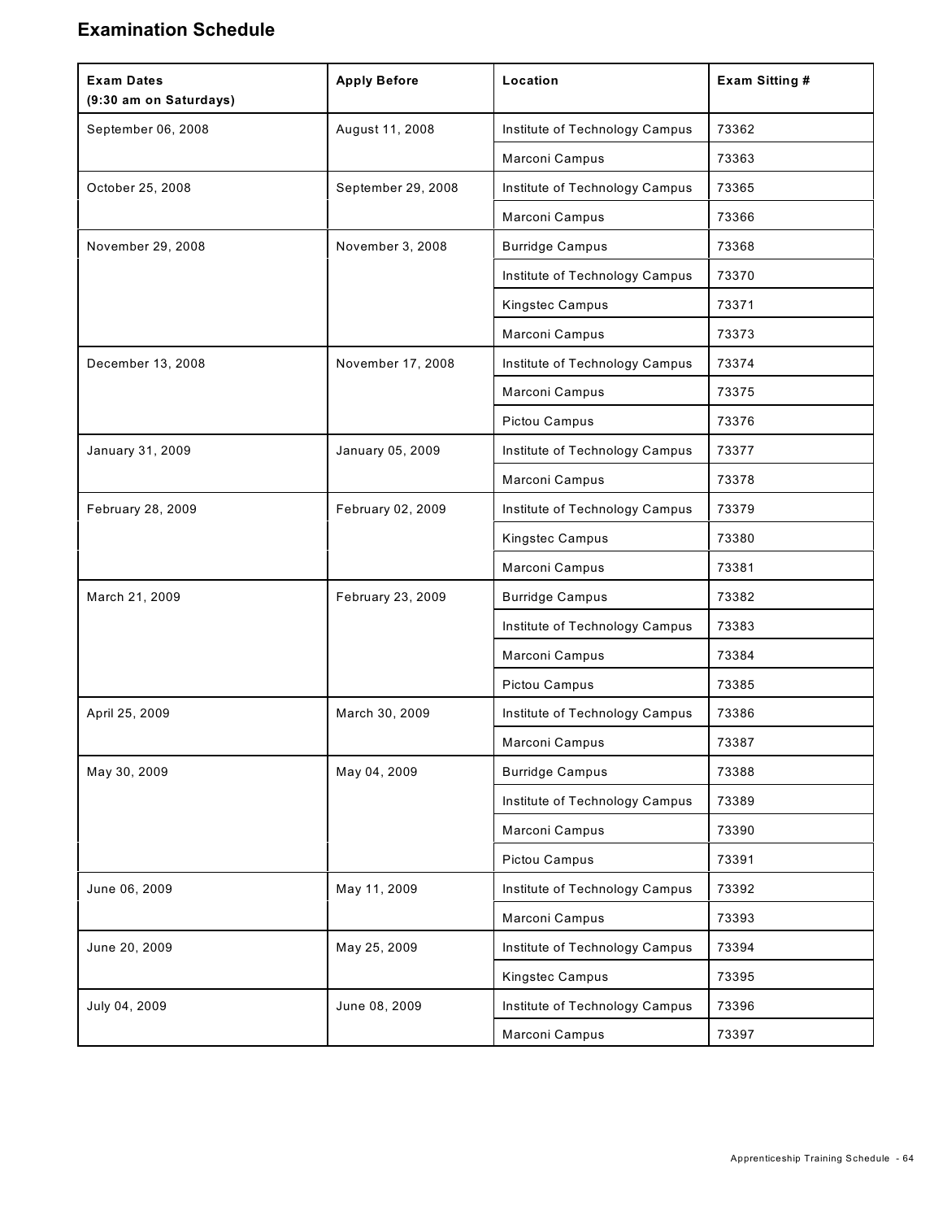## Examination Schedule

| Exam Dates (9:30 am on Saturdays) | Apply Before | Location | Exam Sitting # |
|---|---|---|---|
| September 06, 2008 | August 11, 2008 | Institute of Technology Campus | 73362 |
| | | Marconi Campus | 73363 |
| October 25, 2008 | September 29, 2008 | Institute of Technology Campus | 73365 |
| | | Marconi Campus | 73366 |
| November 29, 2008 | November 3, 2008 | Burridge Campus | 73368 |
| | | Institute of Technology Campus | 73370 |
| | | Kingstec Campus | 73371 |
| | | Marconi Campus | 73373 |
| December 13, 2008 | November 17, 2008 | Institute of Technology Campus | 73374 |
| | | Marconi Campus | 73375 |
| | | Pictou Campus | 73376 |
| January 31, 2009 | January 05, 2009 | Institute of Technology Campus | 73377 |
| | | Marconi Campus | 73378 |
| February 28, 2009 | February 02, 2009 | Institute of Technology Campus | 73379 |
| | | Kingstec Campus | 73380 |
| | | Marconi Campus | 73381 |
| March 21, 2009 | February 23, 2009 | Burridge Campus | 73382 |
| | | Institute of Technology Campus | 73383 |
| | | Marconi Campus | 73384 |
| | | Pictou Campus | 73385 |
| April 25, 2009 | March 30, 2009 | Institute of Technology Campus | 73386 |
| | | Marconi Campus | 73387 |
| May 30, 2009 | May 04, 2009 | Burridge Campus | 73388 |
| | | Institute of Technology Campus | 73389 |
| | | Marconi Campus | 73390 |
| | | Pictou Campus | 73391 |
| June 06, 2009 | May 11, 2009 | Institute of Technology Campus | 73392 |
| | | Marconi Campus | 73393 |
| June 20, 2009 | May 25, 2009 | Institute of Technology Campus | 73394 |
| | | Kingstec Campus | 73395 |
| July 04, 2009 | June 08, 2009 | Institute of Technology Campus | 73396 |
| | | Marconi Campus | 73397 |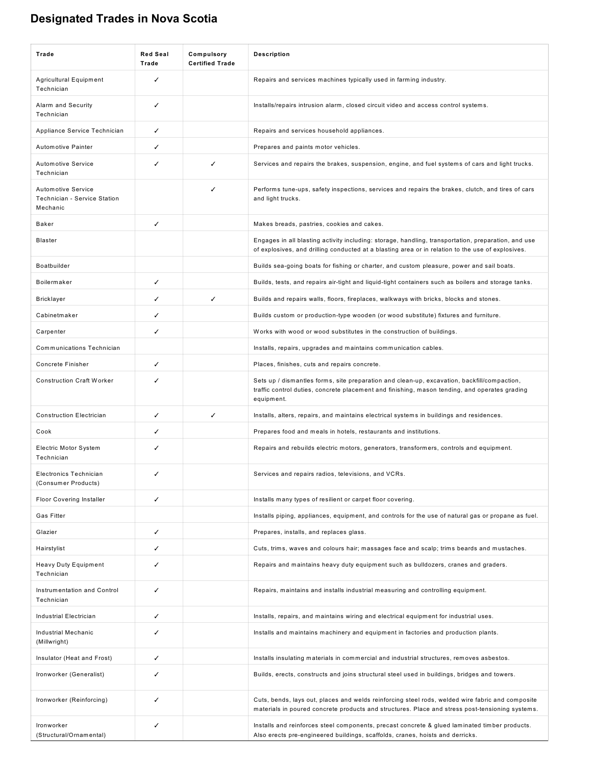## Designated Trades in Nova Scotia

| Trade | Red Seal Trade | Compulsory Certified Trade | Description |
|---|---|---|---|
| Agricultural Equipment Technician | ✓ | | Repairs and services machines typically used in farming industry. |
| Alarm and Security Technician | ✓ | | Installs/repairs intrusion alarm, closed circuit video and access control systems. |
| Appliance Service Technician | ✓ | | Repairs and services household appliances. |
| Automotive Painter | ✓ | | Prepares and paints motor vehicles. |
| Automotive Service Technician | ✓ | ✓ | Services and repairs the brakes, suspension, engine, and fuel systems of cars and light trucks. |
| Automotive Service Technician - Service Station Mechanic | | ✓ | Performs tune-ups, safety inspections, services and repairs the brakes, clutch, and tires of cars and light trucks. |
| Baker | ✓ | | Makes breads, pastries, cookies and cakes. |
| Blaster | | | Engages in all blasting activity including: storage, handling, transportation, preparation, and use of explosives, and drilling conducted at a blasting area or in relation to the use of explosives. |
| Boatbuilder | | | Builds sea-going boats for fishing or charter, and custom pleasure, power and sail boats. |
| Boilermaker | ✓ | | Builds, tests, and repairs air-tight and liquid-tight containers such as boilers and storage tanks. |
| Bricklayer | ✓ | ✓ | Builds and repairs walls, floors, fireplaces, walkways with bricks, blocks and stones. |
| Cabinetmaker | ✓ | | Builds custom or production-type wooden (or wood substitute) fixtures and furniture. |
| Carpenter | ✓ | | Works with wood or wood substitutes in the construction of buildings. |
| Communications Technician | | | Installs, repairs, upgrades and maintains communication cables. |
| Concrete Finisher | ✓ | | Places, finishes, cuts and repairs concrete. |
| Construction Craft Worker | ✓ | | Sets up / dismantles forms, site preparation and clean-up, excavation, backfill/compaction, traffic control duties, concrete placement and finishing, mason tending, and operates grading equipment. |
| Construction Electrician | ✓ | ✓ | Installs, alters, repairs, and maintains electrical systems in buildings and residences. |
| Cook | ✓ | | Prepares food and meals in hotels, restaurants and institutions. |
| Electric Motor System Technician | ✓ | | Repairs and rebuilds electric motors, generators, transformers, controls and equipment. |
| Electronics Technician (Consumer Products) | ✓ | | Services and repairs radios, televisions, and VCRs. |
| Floor Covering Installer | ✓ | | Installs many types of resilient or carpet floor covering. |
| Gas Fitter | | | Installs piping, appliances, equipment, and controls for the use of natural gas or propane as fuel. |
| Glazier | ✓ | | Prepares, installs, and replaces glass. |
| Hairstylist | ✓ | | Cuts, trims, waves and colours hair; massages face and scalp; trims beards and mustaches. |
| Heavy Duty Equipment Technician | ✓ | | Repairs and maintains heavy duty equipment such as bulldozers, cranes and graders. |
| Instrumentation and Control Technician | ✓ | | Repairs, maintains and installs industrial measuring and controlling equipment. |
| Industrial Electrician | ✓ | | Installs, repairs, and maintains wiring and electrical equipment for industrial uses. |
| Industrial Mechanic (Millwright) | ✓ | | Installs and maintains machinery and equipment in factories and production plants. |
| Insulator (Heat and Frost) | ✓ | | Installs insulating materials in commercial and industrial structures, removes asbestos. |
| Ironworker (Generalist) | ✓ | | Builds, erects, constructs and joins structural steel used in buildings, bridges and towers. |
| Ironworker (Reinforcing) | ✓ | | Cuts, bends, lays out, places and welds reinforcing steel rods, welded wire fabric and composite materials in poured concrete products and structures. Place and stress post-tensioning systems. |
| Ironworker (Structural/Ornamental) | ✓ | | Installs and reinforces steel components, precast concrete & glued laminated timber products. Also erects pre-engineered buildings, scaffolds, cranes, hoists and derricks. |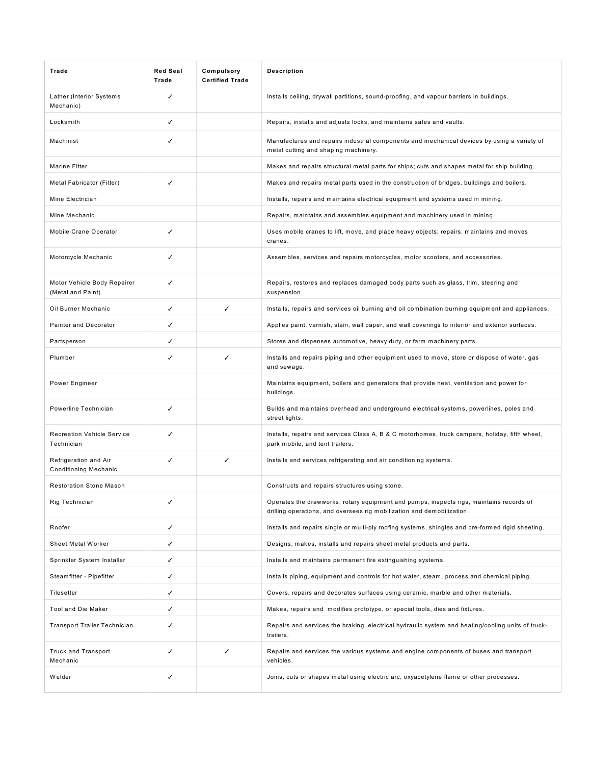| Trade | Red Seal Trade | Compulsory Certified Trade | Description |
|---|---|---|---|
| Lather (Interior Systems Mechanic) | ✓ | | Installs ceiling, drywall partitions, sound-proofing, and vapour barriers in buildings. |
| Locksmith | ✓ | | Repairs, installs and adjusts locks, and maintains safes and vaults. |
| Machinist | ✓ | | Manufactures and repairs industrial components and mechanical devices by using a variety of metal cutting and shaping machinery. |
| Marine Fitter | | | Makes and repairs structural metal parts for ships; cuts and shapes metal for ship building. |
| Metal Fabricator (Fitter) | ✓ | | Makes and repairs metal parts used in the construction of bridges, buildings and boilers. |
| Mine Electrician | | | Installs, repairs and maintains electrical equipment and systems used in mining. |
| Mine Mechanic | | | Repairs, maintains and assembles equipment and machinery used in mining. |
| Mobile Crane Operator | ✓ | | Uses mobile cranes to lift, move, and place heavy objects; repairs, maintains and moves cranes. |
| Motorcycle Mechanic | ✓ | | Assembles, services and repairs motorcycles, motor scooters, and accessories. |
| Motor Vehicle Body Repairer (Metal and Paint) | ✓ | | Repairs, restores and replaces damaged body parts such as glass, trim, steering and suspension. |
| Oil Burner Mechanic | ✓ | ✓ | Installs, repairs and services oil burning and oil combination burning equipment and appliances. |
| Painter and Decorator | ✓ | | Applies paint, varnish, stain, wall paper, and wall coverings to interior and exterior surfaces. |
| Partsperson | ✓ | | Stores and dispenses automotive, heavy duty, or farm machinery parts. |
| Plumber | ✓ | ✓ | Installs and repairs piping and other equipment used to move, store or dispose of water, gas and sewage. |
| Power Engineer | | | Maintains equipment, boilers and generators that provide heat, ventilation and power for buildings. |
| Powerline Technician | ✓ | | Builds and maintains overhead and underground electrical systems, powerlines, poles and street lights. |
| Recreation Vehicle Service Technician | ✓ | | Installs, repairs and services Class A, B & C motorhomes, truck campers, holiday, fifth wheel, park mobile, and tent trailers. |
| Refrigeration and Air Conditioning Mechanic | ✓ | ✓ | Installs and services refrigerating and air conditioning systems. |
| Restoration Stone Mason | | | Constructs and repairs structures using stone. |
| Rig Technician | ✓ | | Operates the drawworks, rotary equipment and pumps, inspects rigs, maintains records of drilling operations, and oversees rig mobilization and demobilization. |
| Roofer | ✓ | | Installs and repairs single or multi-ply roofing systems, shingles and pre-formed rigid sheeting. |
| Sheet Metal Worker | ✓ | | Designs, makes, installs and repairs sheet metal products and parts. |
| Sprinkler System Installer | ✓ | | Installs and maintains permanent fire extinguishing systems. |
| Steamfitter - Pipefitter | ✓ | | Installs piping, equipment and controls for hot water, steam, process and chemical piping. |
| Tilesetter | ✓ | | Covers, repairs and decorates surfaces using ceramic, marble and other materials. |
| Tool and Die Maker | ✓ | | Makes, repairs and modifies prototype, or special tools, dies and fixtures. |
| Transport Trailer Technician | ✓ | | Repairs and services the braking, electrical hydraulic system and heating/cooling units of truck-trailers. |
| Truck and Transport Mechanic | ✓ | ✓ | Repairs and services the various systems and engine components of buses and transport vehicles. |
| Welder | ✓ | | Joins, cuts or shapes metal using electric arc, oxyacetylene flame or other processes. |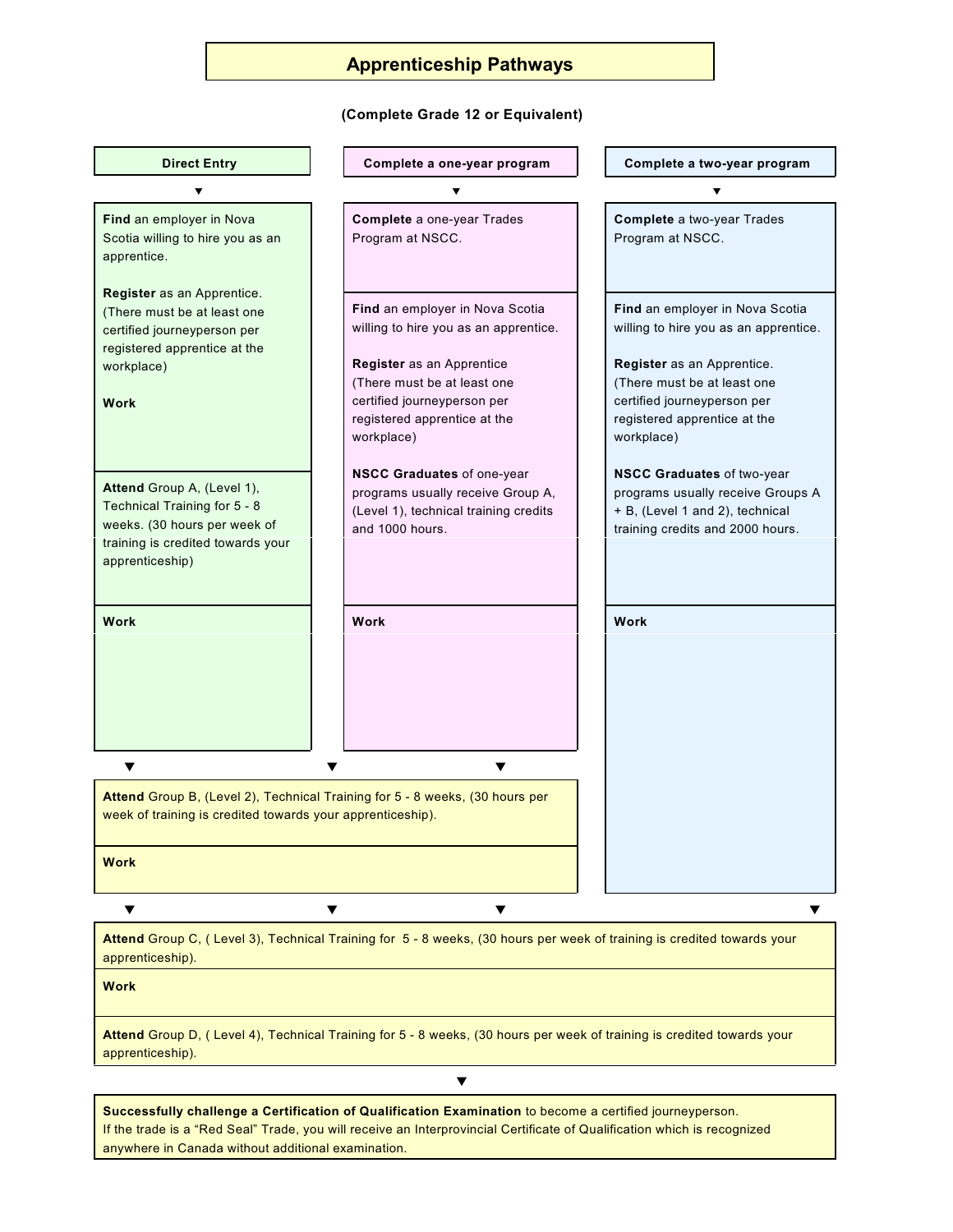# Apprenticeship Pathways

**(Complete Grade 12 or Equivalent)**

## Direct Entry

**Find** an employer in Nova Scotia willing to hire you as an apprentice.

**Register** as an Apprentice. (There must be at least one certified journeyperson per registered apprentice at the workplace)

**Work**

**Attend** Group A, (Level 1), Technical Training for 5 - 8 weeks. (30 hours per week of training is credited towards your apprenticeship)

**Work**

## Complete a one-year program

**Complete** a one-year Trades Program at NSCC.

**Find** an employer in Nova Scotia willing to hire you as an apprentice.

**Register** as an Apprentice (There must be at least one certified journeyperson per registered apprentice at the workplace)

**NSCC Graduates** of one-year programs usually receive Group A, (Level 1), technical training credits and 1000 hours.

**Work**

## Complete a two-year program

**Complete** a two-year Trades Program at NSCC.

**Find** an employer in Nova Scotia willing to hire you as an apprentice.

**Register** as an Apprentice. (There must be at least one certified journeyperson per registered apprentice at the workplace)

**NSCC Graduates** of two-year programs usually receive Groups A + B, (Level 1 and 2), technical training credits and 2000 hours.

**Work**

---

**Attend** Group B, (Level 2), Technical Training for 5 - 8 weeks, (30 hours per week of training is credited towards your apprenticeship).

**Work**

---

**Attend** Group C, ( Level 3), Technical Training for 5 - 8 weeks, (30 hours per week of training is credited towards your apprenticeship).

**Work**

**Attend** Group D, ( Level 4), Technical Training for 5 - 8 weeks, (30 hours per week of training is credited towards your apprenticeship).

---

**Successfully challenge a Certification of Qualification Examination** to become a certified journeyperson.
If the trade is a "Red Seal" Trade, you will receive an Interprovincial Certificate of Qualification which is recognized anywhere in Canada without additional examination.